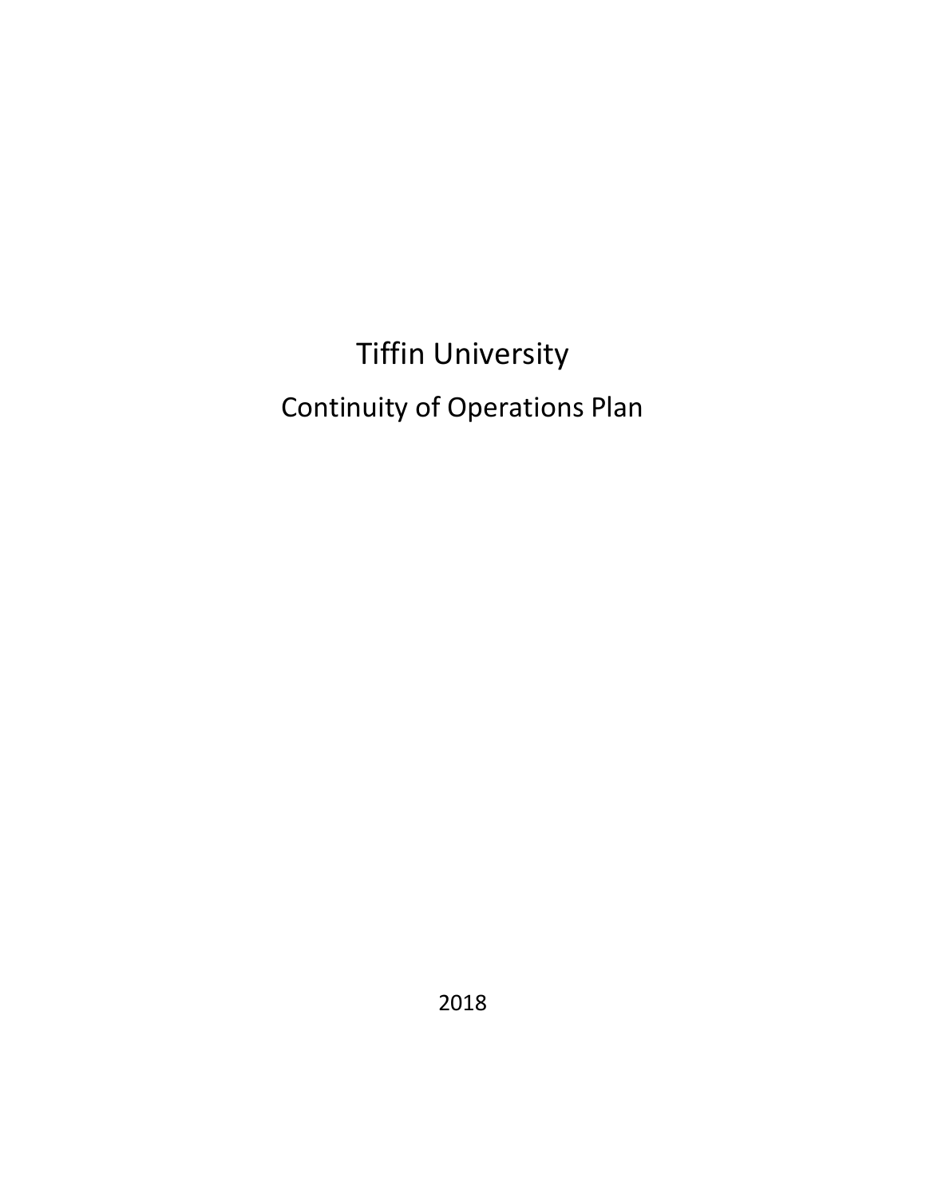# Tiffin University

## Continuity of Operations Plan

2018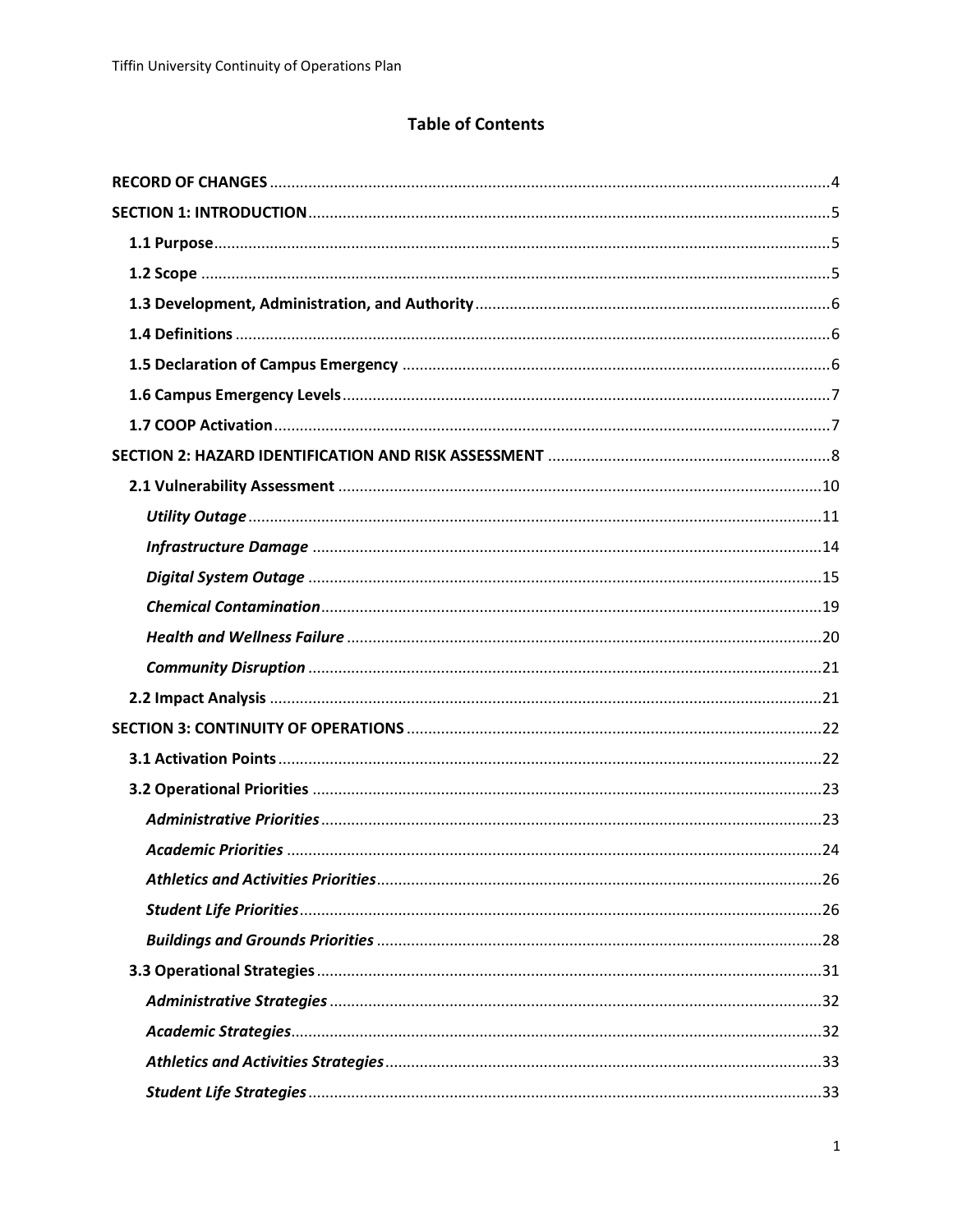## Table of Contents

**RECORD OF CHANGES** .......... 4

**SECTION 1: INTRODUCTION** .......... 5

- **1.1 Purpose** .......... 5
- **1.2 Scope** .......... 5
- **1.3 Development, Administration, and Authority** .......... 6
- **1.4 Definitions** .......... 6
- **1.5 Declaration of Campus Emergency** .......... 6
- **1.6 Campus Emergency Levels** .......... 7
- **1.7 COOP Activation** .......... 7

**SECTION 2: HAZARD IDENTIFICATION AND RISK ASSESSMENT** .......... 8

- **2.1 Vulnerability Assessment** .......... 10
  - ***Utility Outage*** .......... 11
  - ***Infrastructure Damage*** .......... 14
  - ***Digital System Outage*** .......... 15
  - ***Chemical Contamination*** .......... 19
  - ***Health and Wellness Failure*** .......... 20
  - ***Community Disruption*** .......... 21
- **2.2 Impact Analysis** .......... 21

**SECTION 3: CONTINUITY OF OPERATIONS** .......... 22

- **3.1 Activation Points** .......... 22
- **3.2 Operational Priorities** .......... 23
  - ***Administrative Priorities*** .......... 23
  - ***Academic Priorities*** .......... 24
  - ***Athletics and Activities Priorities*** .......... 26
  - ***Student Life Priorities*** .......... 26
  - ***Buildings and Grounds Priorities*** .......... 28
- **3.3 Operational Strategies** .......... 31
  - ***Administrative Strategies*** .......... 32
  - ***Academic Strategies*** .......... 32
  - ***Athletics and Activities Strategies*** .......... 33
  - ***Student Life Strategies*** .......... 33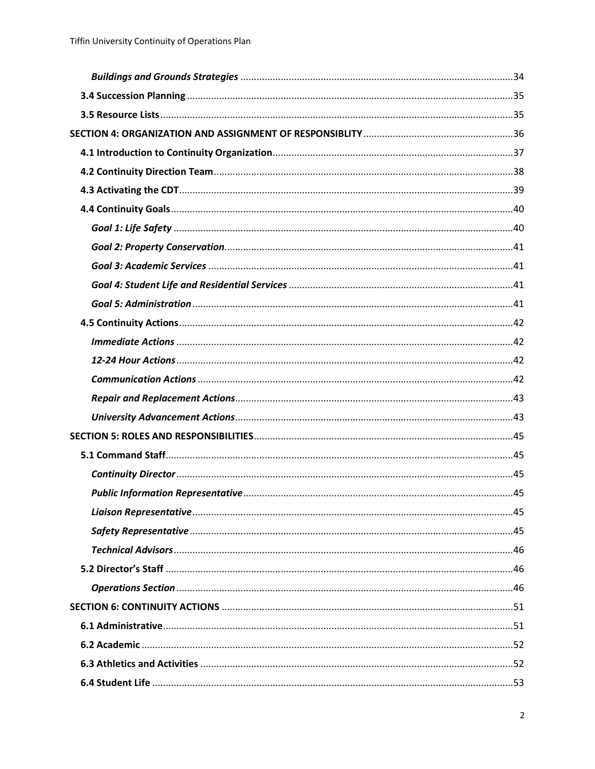***Buildings and Grounds Strategies*** .....34

**3.4 Succession Planning** .....35

**3.5 Resource Lists** .....35

**SECTION 4: ORGANIZATION AND ASSIGNMENT OF RESPONSIBLITY** .....36

**4.1 Introduction to Continuity Organization** .....37

**4.2 Continuity Direction Team** .....38

**4.3 Activating the CDT** .....39

**4.4 Continuity Goals** .....40

***Goal 1: Life Safety*** .....40

***Goal 2: Property Conservation*** .....41

***Goal 3: Academic Services*** .....41

***Goal 4: Student Life and Residential Services*** .....41

***Goal 5: Administration*** .....41

**4.5 Continuity Actions** .....42

***Immediate Actions*** .....42

***12-24 Hour Actions*** .....42

***Communication Actions*** .....42

***Repair and Replacement Actions*** .....43

***University Advancement Actions*** .....43

**SECTION 5: ROLES AND RESPONSIBILITIES** .....45

**5.1 Command Staff** .....45

***Continuity Director*** .....45

***Public Information Representative*** .....45

***Liaison Representative*** .....45

***Safety Representative*** .....45

***Technical Advisors*** .....46

**5.2 Director's Staff** .....46

***Operations Section*** .....46

**SECTION 6: CONTINUITY ACTIONS** .....51

**6.1 Administrative** .....51

**6.2 Academic** .....52

**6.3 Athletics and Activities** .....52

**6.4 Student Life** .....53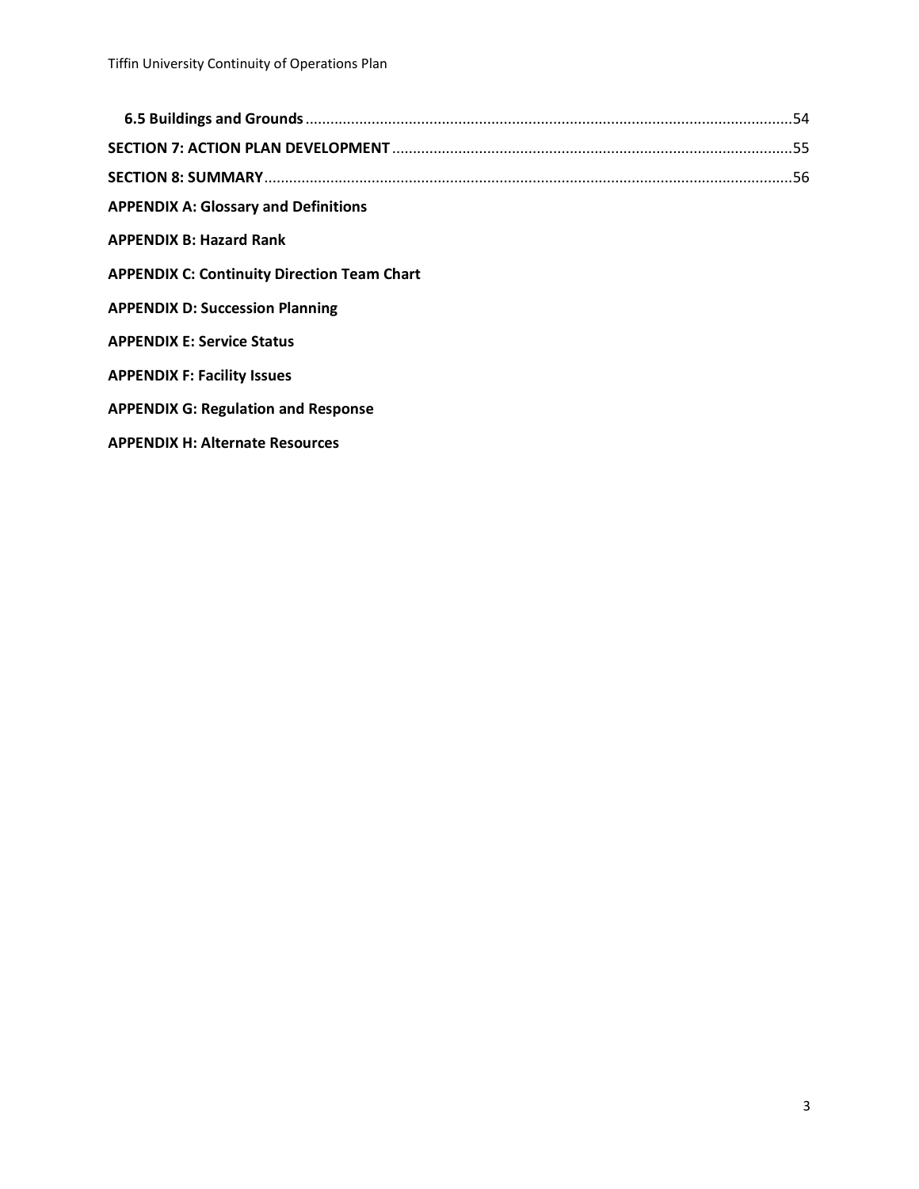**6.5 Buildings and Grounds** ..... 54

**SECTION 7: ACTION PLAN DEVELOPMENT** ..... 55

**SECTION 8: SUMMARY** ..... 56

**APPENDIX A: Glossary and Definitions**

**APPENDIX B: Hazard Rank**

**APPENDIX C: Continuity Direction Team Chart**

**APPENDIX D: Succession Planning**

**APPENDIX E: Service Status**

**APPENDIX F: Facility Issues**

**APPENDIX G: Regulation and Response**

**APPENDIX H: Alternate Resources**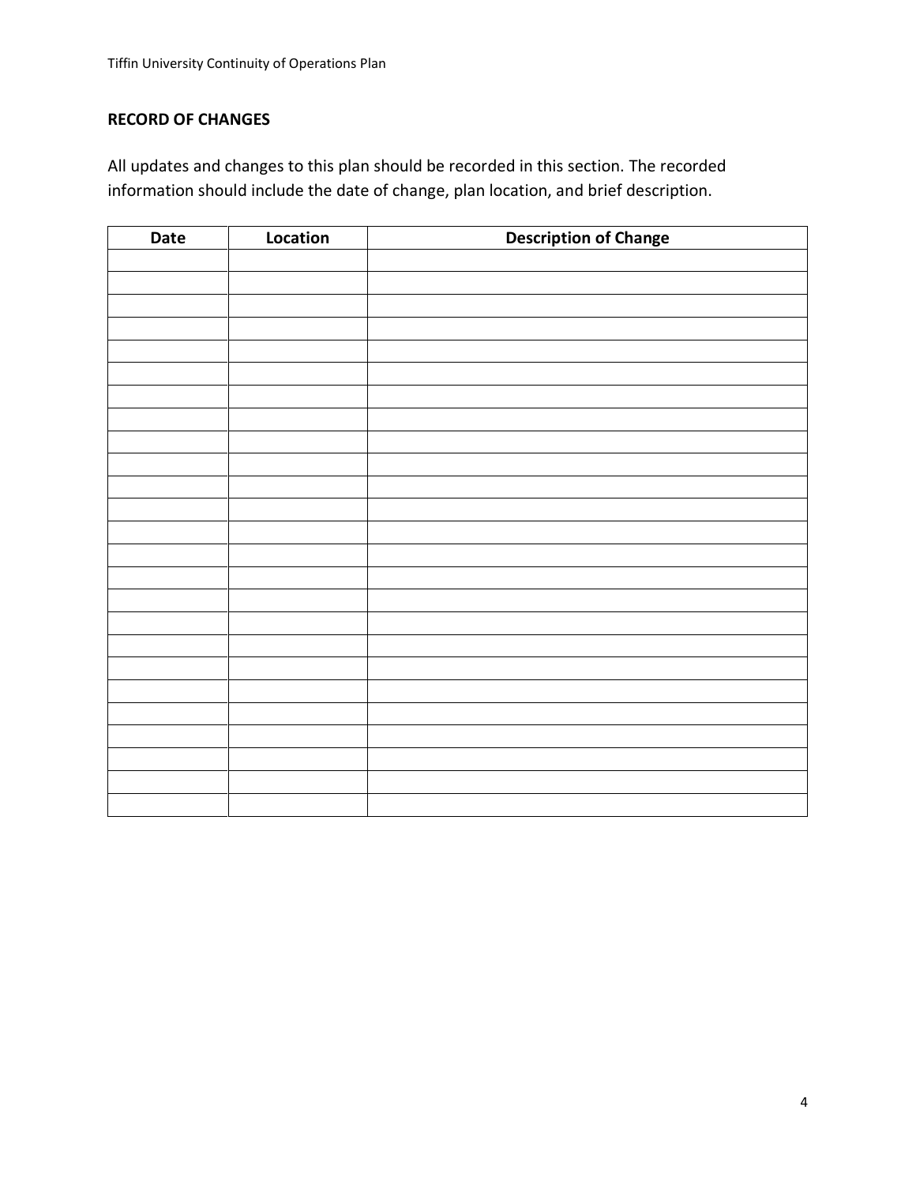**RECORD OF CHANGES**

All updates and changes to this plan should be recorded in this section. The recorded information should include the date of change, plan location, and brief description.

| Date | Location | Description of Change |
| --- | --- | --- |
| | | |
| | | |
| | | |
| | | |
| | | |
| | | |
| | | |
| | | |
| | | |
| | | |
| | | |
| | | |
| | | |
| | | |
| | | |
| | | |
| | | |
| | | |
| | | |
| | | |
| | | |
| | | |
| | | |
| | | |
| | | |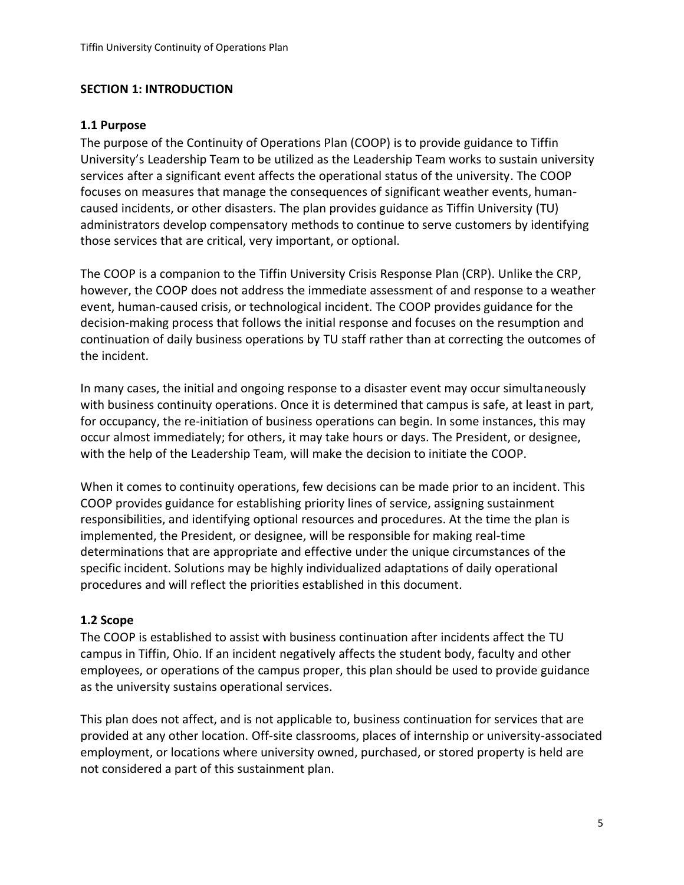## SECTION 1: INTRODUCTION

### 1.1 Purpose

The purpose of the Continuity of Operations Plan (COOP) is to provide guidance to Tiffin University's Leadership Team to be utilized as the Leadership Team works to sustain university services after a significant event affects the operational status of the university. The COOP focuses on measures that manage the consequences of significant weather events, human-caused incidents, or other disasters. The plan provides guidance as Tiffin University (TU) administrators develop compensatory methods to continue to serve customers by identifying those services that are critical, very important, or optional.

The COOP is a companion to the Tiffin University Crisis Response Plan (CRP). Unlike the CRP, however, the COOP does not address the immediate assessment of and response to a weather event, human-caused crisis, or technological incident. The COOP provides guidance for the decision-making process that follows the initial response and focuses on the resumption and continuation of daily business operations by TU staff rather than at correcting the outcomes of the incident.

In many cases, the initial and ongoing response to a disaster event may occur simultaneously with business continuity operations. Once it is determined that campus is safe, at least in part, for occupancy, the re-initiation of business operations can begin. In some instances, this may occur almost immediately; for others, it may take hours or days. The President, or designee, with the help of the Leadership Team, will make the decision to initiate the COOP.

When it comes to continuity operations, few decisions can be made prior to an incident. This COOP provides guidance for establishing priority lines of service, assigning sustainment responsibilities, and identifying optional resources and procedures. At the time the plan is implemented, the President, or designee, will be responsible for making real-time determinations that are appropriate and effective under the unique circumstances of the specific incident. Solutions may be highly individualized adaptations of daily operational procedures and will reflect the priorities established in this document.

### 1.2 Scope

The COOP is established to assist with business continuation after incidents affect the TU campus in Tiffin, Ohio. If an incident negatively affects the student body, faculty and other employees, or operations of the campus proper, this plan should be used to provide guidance as the university sustains operational services.

This plan does not affect, and is not applicable to, business continuation for services that are provided at any other location. Off-site classrooms, places of internship or university-associated employment, or locations where university owned, purchased, or stored property is held are not considered a part of this sustainment plan.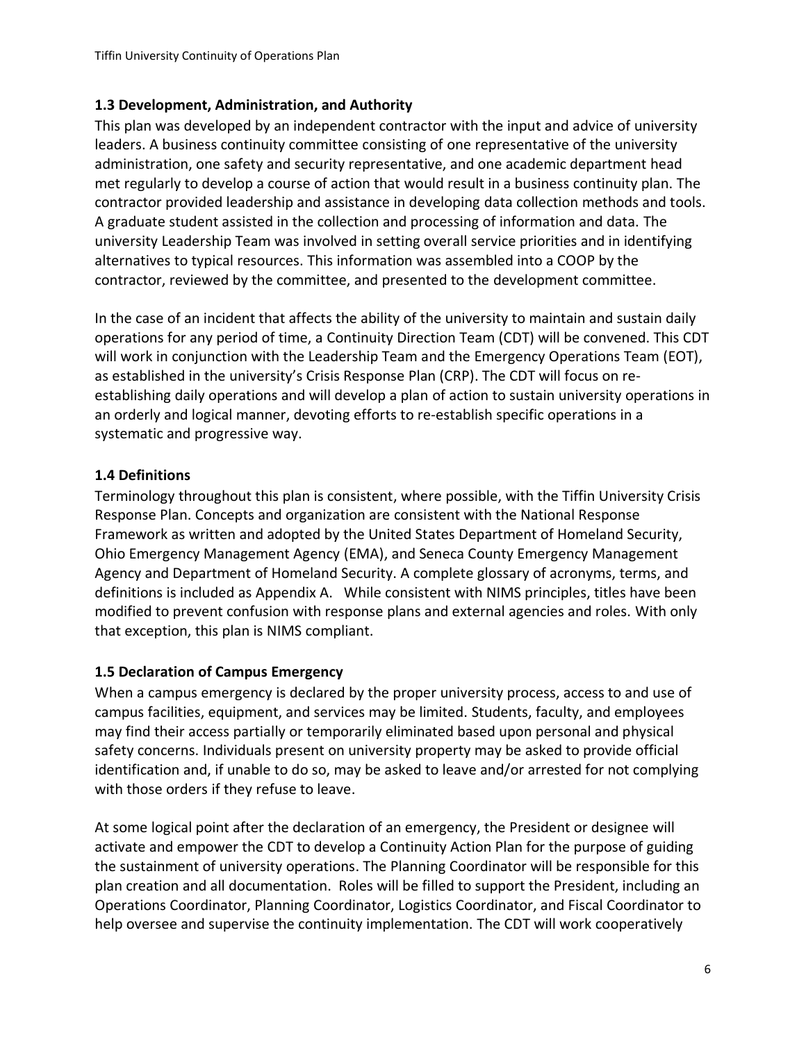### 1.3 Development, Administration, and Authority

This plan was developed by an independent contractor with the input and advice of university leaders. A business continuity committee consisting of one representative of the university administration, one safety and security representative, and one academic department head met regularly to develop a course of action that would result in a business continuity plan. The contractor provided leadership and assistance in developing data collection methods and tools. A graduate student assisted in the collection and processing of information and data. The university Leadership Team was involved in setting overall service priorities and in identifying alternatives to typical resources. This information was assembled into a COOP by the contractor, reviewed by the committee, and presented to the development committee.

In the case of an incident that affects the ability of the university to maintain and sustain daily operations for any period of time, a Continuity Direction Team (CDT) will be convened. This CDT will work in conjunction with the Leadership Team and the Emergency Operations Team (EOT), as established in the university's Crisis Response Plan (CRP). The CDT will focus on re-establishing daily operations and will develop a plan of action to sustain university operations in an orderly and logical manner, devoting efforts to re-establish specific operations in a systematic and progressive way.

### 1.4 Definitions

Terminology throughout this plan is consistent, where possible, with the Tiffin University Crisis Response Plan. Concepts and organization are consistent with the National Response Framework as written and adopted by the United States Department of Homeland Security, Ohio Emergency Management Agency (EMA), and Seneca County Emergency Management Agency and Department of Homeland Security. A complete glossary of acronyms, terms, and definitions is included as Appendix A. While consistent with NIMS principles, titles have been modified to prevent confusion with response plans and external agencies and roles. With only that exception, this plan is NIMS compliant.

### 1.5 Declaration of Campus Emergency

When a campus emergency is declared by the proper university process, access to and use of campus facilities, equipment, and services may be limited. Students, faculty, and employees may find their access partially or temporarily eliminated based upon personal and physical safety concerns. Individuals present on university property may be asked to provide official identification and, if unable to do so, may be asked to leave and/or arrested for not complying with those orders if they refuse to leave.

At some logical point after the declaration of an emergency, the President or designee will activate and empower the CDT to develop a Continuity Action Plan for the purpose of guiding the sustainment of university operations. The Planning Coordinator will be responsible for this plan creation and all documentation. Roles will be filled to support the President, including an Operations Coordinator, Planning Coordinator, Logistics Coordinator, and Fiscal Coordinator to help oversee and supervise the continuity implementation. The CDT will work cooperatively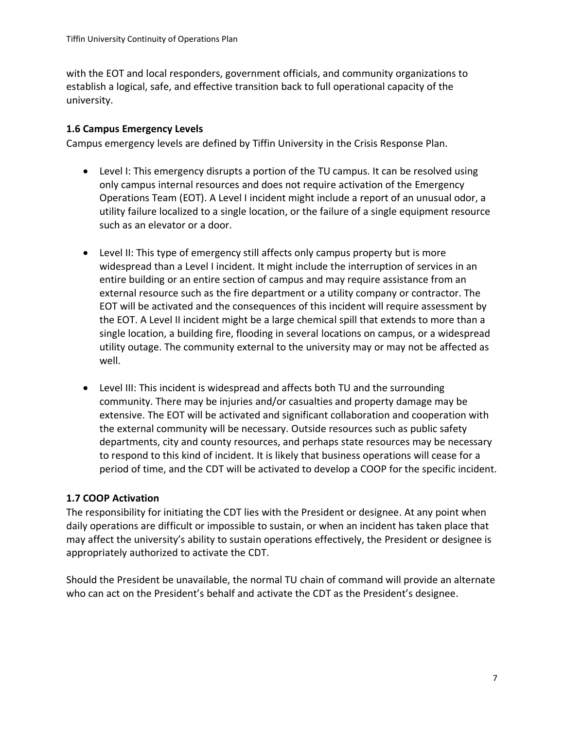with the EOT and local responders, government officials, and community organizations to establish a logical, safe, and effective transition back to full operational capacity of the university.

### 1.6 Campus Emergency Levels

Campus emergency levels are defined by Tiffin University in the Crisis Response Plan.

- Level I: This emergency disrupts a portion of the TU campus. It can be resolved using only campus internal resources and does not require activation of the Emergency Operations Team (EOT). A Level I incident might include a report of an unusual odor, a utility failure localized to a single location, or the failure of a single equipment resource such as an elevator or a door.

- Level II: This type of emergency still affects only campus property but is more widespread than a Level I incident. It might include the interruption of services in an entire building or an entire section of campus and may require assistance from an external resource such as the fire department or a utility company or contractor. The EOT will be activated and the consequences of this incident will require assessment by the EOT. A Level II incident might be a large chemical spill that extends to more than a single location, a building fire, flooding in several locations on campus, or a widespread utility outage. The community external to the university may or may not be affected as well.

- Level III: This incident is widespread and affects both TU and the surrounding community. There may be injuries and/or casualties and property damage may be extensive. The EOT will be activated and significant collaboration and cooperation with the external community will be necessary. Outside resources such as public safety departments, city and county resources, and perhaps state resources may be necessary to respond to this kind of incident. It is likely that business operations will cease for a period of time, and the CDT will be activated to develop a COOP for the specific incident.

### 1.7 COOP Activation

The responsibility for initiating the CDT lies with the President or designee. At any point when daily operations are difficult or impossible to sustain, or when an incident has taken place that may affect the university's ability to sustain operations effectively, the President or designee is appropriately authorized to activate the CDT.

Should the President be unavailable, the normal TU chain of command will provide an alternate who can act on the President's behalf and activate the CDT as the President's designee.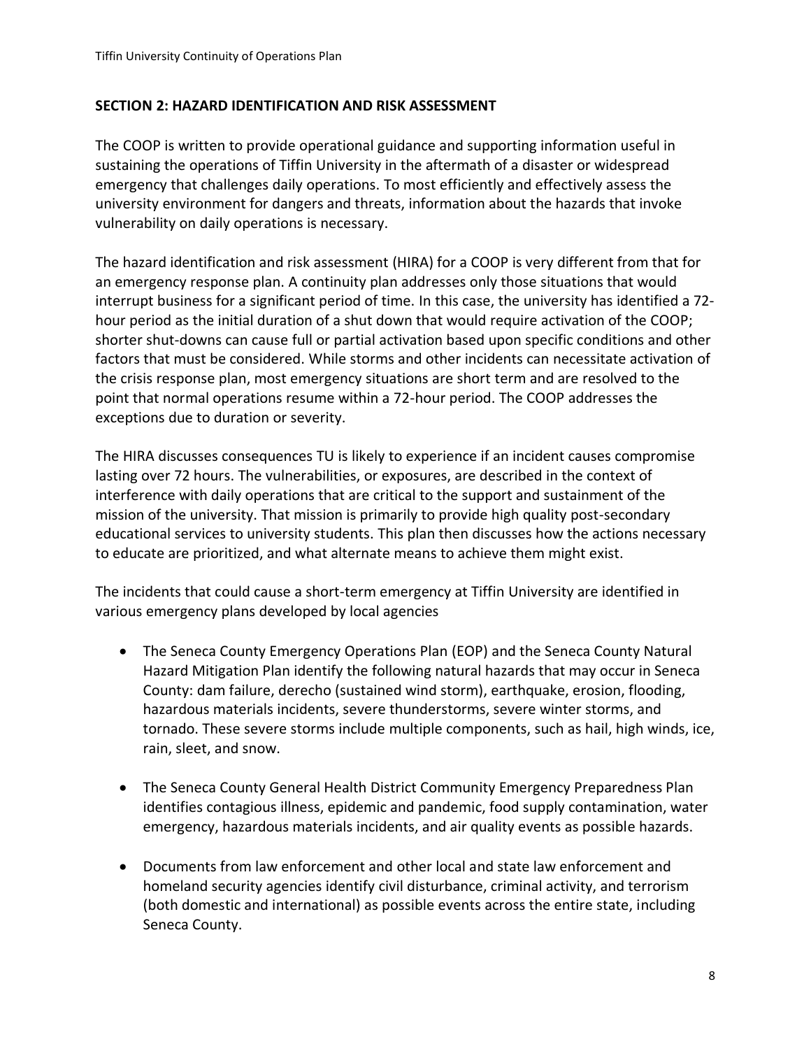## SECTION 2: HAZARD IDENTIFICATION AND RISK ASSESSMENT

The COOP is written to provide operational guidance and supporting information useful in sustaining the operations of Tiffin University in the aftermath of a disaster or widespread emergency that challenges daily operations. To most efficiently and effectively assess the university environment for dangers and threats, information about the hazards that invoke vulnerability on daily operations is necessary.

The hazard identification and risk assessment (HIRA) for a COOP is very different from that for an emergency response plan. A continuity plan addresses only those situations that would interrupt business for a significant period of time. In this case, the university has identified a 72-hour period as the initial duration of a shut down that would require activation of the COOP; shorter shut-downs can cause full or partial activation based upon specific conditions and other factors that must be considered. While storms and other incidents can necessitate activation of the crisis response plan, most emergency situations are short term and are resolved to the point that normal operations resume within a 72-hour period. The COOP addresses the exceptions due to duration or severity.

The HIRA discusses consequences TU is likely to experience if an incident causes compromise lasting over 72 hours. The vulnerabilities, or exposures, are described in the context of interference with daily operations that are critical to the support and sustainment of the mission of the university. That mission is primarily to provide high quality post-secondary educational services to university students. This plan then discusses how the actions necessary to educate are prioritized, and what alternate means to achieve them might exist.

The incidents that could cause a short-term emergency at Tiffin University are identified in various emergency plans developed by local agencies

- The Seneca County Emergency Operations Plan (EOP) and the Seneca County Natural Hazard Mitigation Plan identify the following natural hazards that may occur in Seneca County: dam failure, derecho (sustained wind storm), earthquake, erosion, flooding, hazardous materials incidents, severe thunderstorms, severe winter storms, and tornado. These severe storms include multiple components, such as hail, high winds, ice, rain, sleet, and snow.

- The Seneca County General Health District Community Emergency Preparedness Plan identifies contagious illness, epidemic and pandemic, food supply contamination, water emergency, hazardous materials incidents, and air quality events as possible hazards.

- Documents from law enforcement and other local and state law enforcement and homeland security agencies identify civil disturbance, criminal activity, and terrorism (both domestic and international) as possible events across the entire state, including Seneca County.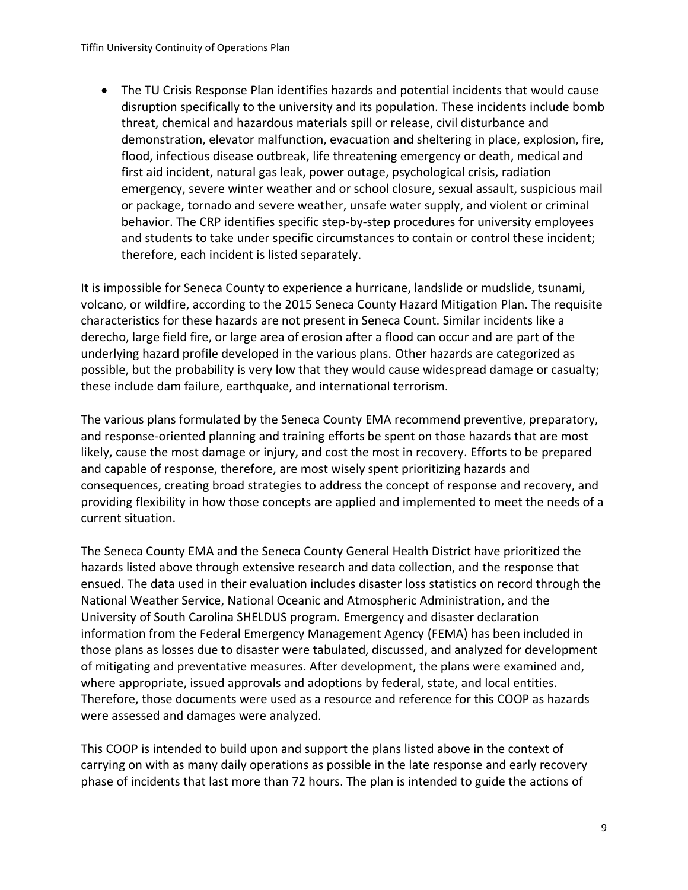- The TU Crisis Response Plan identifies hazards and potential incidents that would cause disruption specifically to the university and its population. These incidents include bomb threat, chemical and hazardous materials spill or release, civil disturbance and demonstration, elevator malfunction, evacuation and sheltering in place, explosion, fire, flood, infectious disease outbreak, life threatening emergency or death, medical and first aid incident, natural gas leak, power outage, psychological crisis, radiation emergency, severe winter weather and or school closure, sexual assault, suspicious mail or package, tornado and severe weather, unsafe water supply, and violent or criminal behavior. The CRP identifies specific step-by-step procedures for university employees and students to take under specific circumstances to contain or control these incident; therefore, each incident is listed separately.

It is impossible for Seneca County to experience a hurricane, landslide or mudslide, tsunami, volcano, or wildfire, according to the 2015 Seneca County Hazard Mitigation Plan. The requisite characteristics for these hazards are not present in Seneca Count. Similar incidents like a derecho, large field fire, or large area of erosion after a flood can occur and are part of the underlying hazard profile developed in the various plans. Other hazards are categorized as possible, but the probability is very low that they would cause widespread damage or casualty; these include dam failure, earthquake, and international terrorism.

The various plans formulated by the Seneca County EMA recommend preventive, preparatory, and response-oriented planning and training efforts be spent on those hazards that are most likely, cause the most damage or injury, and cost the most in recovery. Efforts to be prepared and capable of response, therefore, are most wisely spent prioritizing hazards and consequences, creating broad strategies to address the concept of response and recovery, and providing flexibility in how those concepts are applied and implemented to meet the needs of a current situation.

The Seneca County EMA and the Seneca County General Health District have prioritized the hazards listed above through extensive research and data collection, and the response that ensued. The data used in their evaluation includes disaster loss statistics on record through the National Weather Service, National Oceanic and Atmospheric Administration, and the University of South Carolina SHELDUS program. Emergency and disaster declaration information from the Federal Emergency Management Agency (FEMA) has been included in those plans as losses due to disaster were tabulated, discussed, and analyzed for development of mitigating and preventative measures. After development, the plans were examined and, where appropriate, issued approvals and adoptions by federal, state, and local entities. Therefore, those documents were used as a resource and reference for this COOP as hazards were assessed and damages were analyzed.

This COOP is intended to build upon and support the plans listed above in the context of carrying on with as many daily operations as possible in the late response and early recovery phase of incidents that last more than 72 hours. The plan is intended to guide the actions of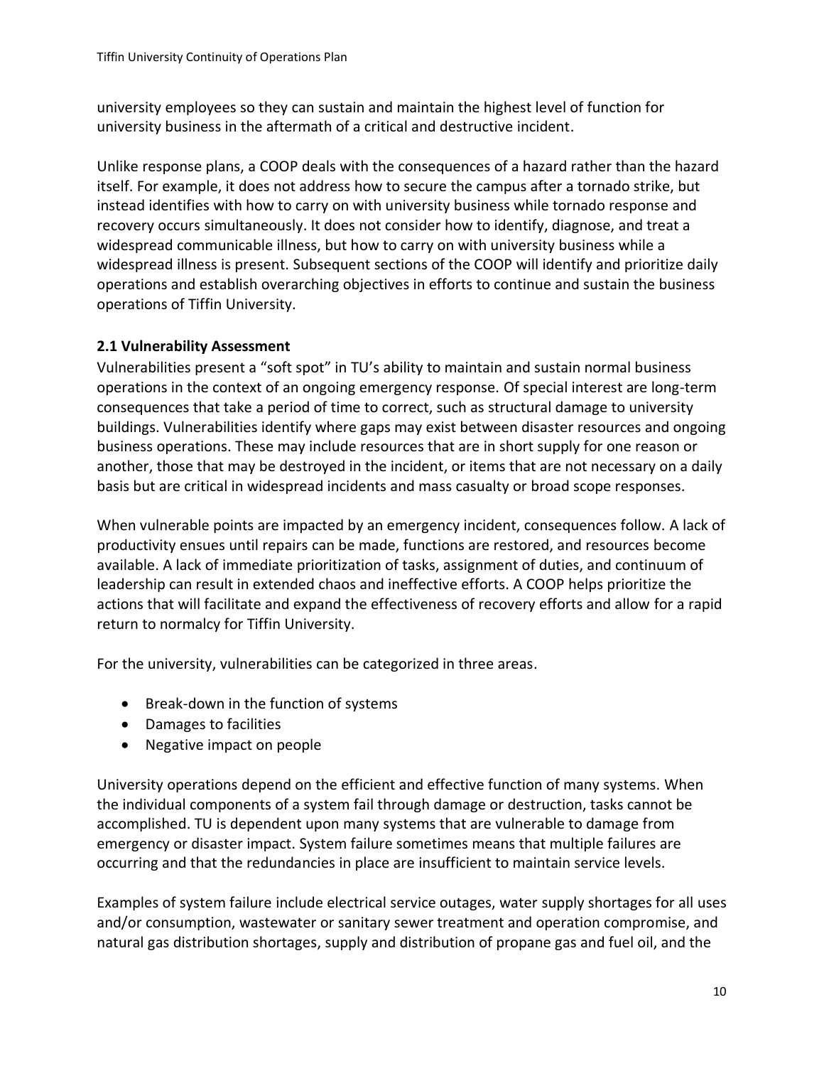university employees so they can sustain and maintain the highest level of function for university business in the aftermath of a critical and destructive incident.

Unlike response plans, a COOP deals with the consequences of a hazard rather than the hazard itself. For example, it does not address how to secure the campus after a tornado strike, but instead identifies with how to carry on with university business while tornado response and recovery occurs simultaneously. It does not consider how to identify, diagnose, and treat a widespread communicable illness, but how to carry on with university business while a widespread illness is present. Subsequent sections of the COOP will identify and prioritize daily operations and establish overarching objectives in efforts to continue and sustain the business operations of Tiffin University.

### 2.1 Vulnerability Assessment

Vulnerabilities present a "soft spot" in TU's ability to maintain and sustain normal business operations in the context of an ongoing emergency response. Of special interest are long-term consequences that take a period of time to correct, such as structural damage to university buildings. Vulnerabilities identify where gaps may exist between disaster resources and ongoing business operations. These may include resources that are in short supply for one reason or another, those that may be destroyed in the incident, or items that are not necessary on a daily basis but are critical in widespread incidents and mass casualty or broad scope responses.

When vulnerable points are impacted by an emergency incident, consequences follow. A lack of productivity ensues until repairs can be made, functions are restored, and resources become available. A lack of immediate prioritization of tasks, assignment of duties, and continuum of leadership can result in extended chaos and ineffective efforts. A COOP helps prioritize the actions that will facilitate and expand the effectiveness of recovery efforts and allow for a rapid return to normalcy for Tiffin University.

For the university, vulnerabilities can be categorized in three areas.

- Break-down in the function of systems
- Damages to facilities
- Negative impact on people

University operations depend on the efficient and effective function of many systems. When the individual components of a system fail through damage or destruction, tasks cannot be accomplished. TU is dependent upon many systems that are vulnerable to damage from emergency or disaster impact. System failure sometimes means that multiple failures are occurring and that the redundancies in place are insufficient to maintain service levels.

Examples of system failure include electrical service outages, water supply shortages for all uses and/or consumption, wastewater or sanitary sewer treatment and operation compromise, and natural gas distribution shortages, supply and distribution of propane gas and fuel oil, and the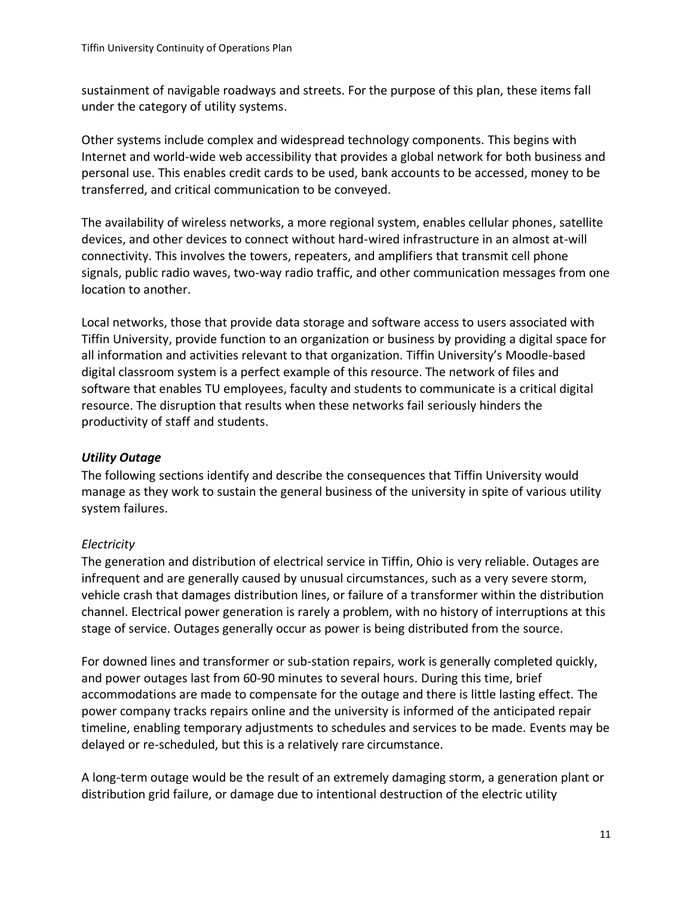sustainment of navigable roadways and streets. For the purpose of this plan, these items fall under the category of utility systems.

Other systems include complex and widespread technology components. This begins with Internet and world-wide web accessibility that provides a global network for both business and personal use. This enables credit cards to be used, bank accounts to be accessed, money to be transferred, and critical communication to be conveyed.

The availability of wireless networks, a more regional system, enables cellular phones, satellite devices, and other devices to connect without hard-wired infrastructure in an almost at-will connectivity. This involves the towers, repeaters, and amplifiers that transmit cell phone signals, public radio waves, two-way radio traffic, and other communication messages from one location to another.

Local networks, those that provide data storage and software access to users associated with Tiffin University, provide function to an organization or business by providing a digital space for all information and activities relevant to that organization. Tiffin University's Moodle-based digital classroom system is a perfect example of this resource. The network of files and software that enables TU employees, faculty and students to communicate is a critical digital resource. The disruption that results when these networks fail seriously hinders the productivity of staff and students.

### *Utility Outage*

The following sections identify and describe the consequences that Tiffin University would manage as they work to sustain the general business of the university in spite of various utility system failures.

#### *Electricity*

The generation and distribution of electrical service in Tiffin, Ohio is very reliable. Outages are infrequent and are generally caused by unusual circumstances, such as a very severe storm, vehicle crash that damages distribution lines, or failure of a transformer within the distribution channel. Electrical power generation is rarely a problem, with no history of interruptions at this stage of service. Outages generally occur as power is being distributed from the source.

For downed lines and transformer or sub-station repairs, work is generally completed quickly, and power outages last from 60-90 minutes to several hours. During this time, brief accommodations are made to compensate for the outage and there is little lasting effect. The power company tracks repairs online and the university is informed of the anticipated repair timeline, enabling temporary adjustments to schedules and services to be made. Events may be delayed or re-scheduled, but this is a relatively rare circumstance.

A long-term outage would be the result of an extremely damaging storm, a generation plant or distribution grid failure, or damage due to intentional destruction of the electric utility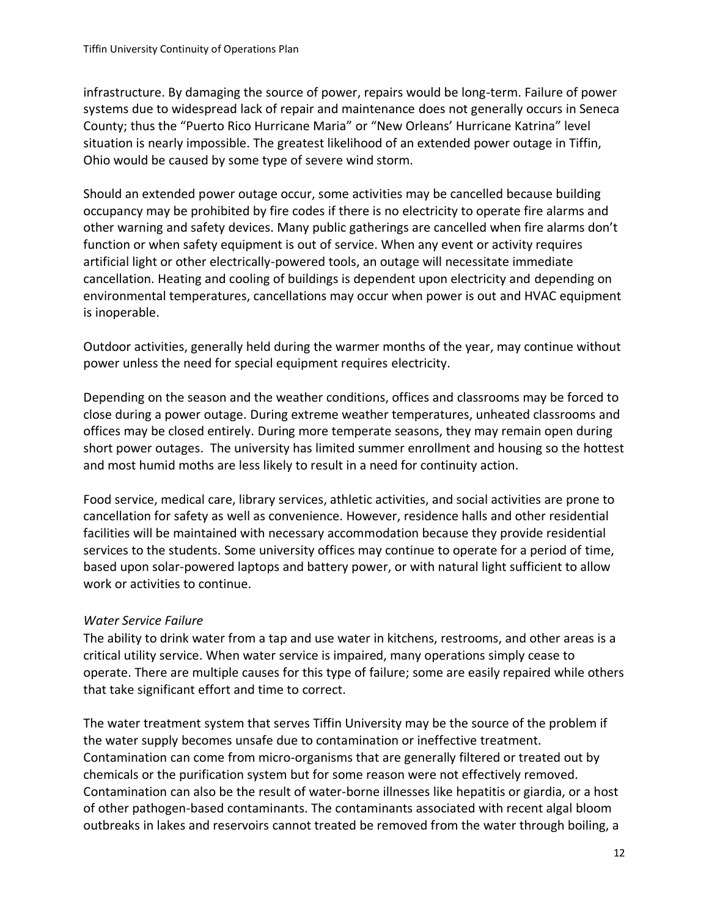infrastructure. By damaging the source of power, repairs would be long-term. Failure of power systems due to widespread lack of repair and maintenance does not generally occurs in Seneca County; thus the "Puerto Rico Hurricane Maria" or "New Orleans' Hurricane Katrina" level situation is nearly impossible. The greatest likelihood of an extended power outage in Tiffin, Ohio would be caused by some type of severe wind storm.

Should an extended power outage occur, some activities may be cancelled because building occupancy may be prohibited by fire codes if there is no electricity to operate fire alarms and other warning and safety devices. Many public gatherings are cancelled when fire alarms don't function or when safety equipment is out of service. When any event or activity requires artificial light or other electrically-powered tools, an outage will necessitate immediate cancellation. Heating and cooling of buildings is dependent upon electricity and depending on environmental temperatures, cancellations may occur when power is out and HVAC equipment is inoperable.

Outdoor activities, generally held during the warmer months of the year, may continue without power unless the need for special equipment requires electricity.

Depending on the season and the weather conditions, offices and classrooms may be forced to close during a power outage. During extreme weather temperatures, unheated classrooms and offices may be closed entirely. During more temperate seasons, they may remain open during short power outages. The university has limited summer enrollment and housing so the hottest and most humid moths are less likely to result in a need for continuity action.

Food service, medical care, library services, athletic activities, and social activities are prone to cancellation for safety as well as convenience. However, residence halls and other residential facilities will be maintained with necessary accommodation because they provide residential services to the students. Some university offices may continue to operate for a period of time, based upon solar-powered laptops and battery power, or with natural light sufficient to allow work or activities to continue.

*Water Service Failure*

The ability to drink water from a tap and use water in kitchens, restrooms, and other areas is a critical utility service. When water service is impaired, many operations simply cease to operate. There are multiple causes for this type of failure; some are easily repaired while others that take significant effort and time to correct.

The water treatment system that serves Tiffin University may be the source of the problem if the water supply becomes unsafe due to contamination or ineffective treatment. Contamination can come from micro-organisms that are generally filtered or treated out by chemicals or the purification system but for some reason were not effectively removed. Contamination can also be the result of water-borne illnesses like hepatitis or giardia, or a host of other pathogen-based contaminants. The contaminants associated with recent algal bloom outbreaks in lakes and reservoirs cannot treated be removed from the water through boiling, a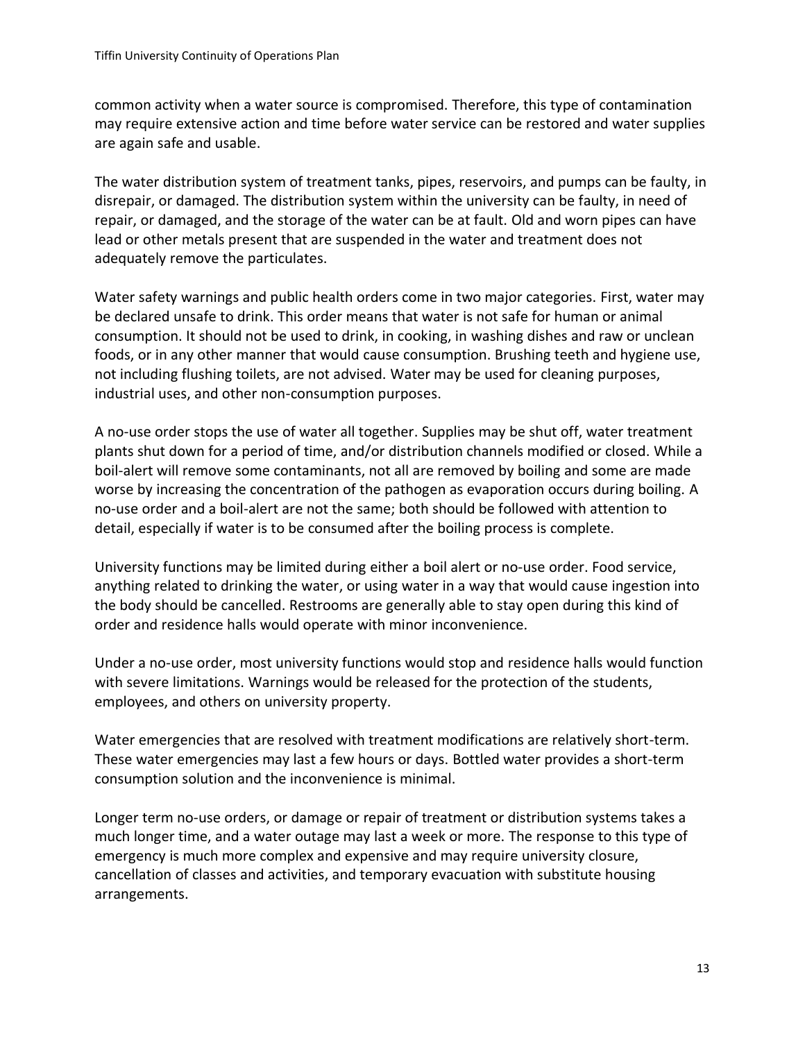common activity when a water source is compromised. Therefore, this type of contamination may require extensive action and time before water service can be restored and water supplies are again safe and usable.

The water distribution system of treatment tanks, pipes, reservoirs, and pumps can be faulty, in disrepair, or damaged. The distribution system within the university can be faulty, in need of repair, or damaged, and the storage of the water can be at fault. Old and worn pipes can have lead or other metals present that are suspended in the water and treatment does not adequately remove the particulates.

Water safety warnings and public health orders come in two major categories. First, water may be declared unsafe to drink. This order means that water is not safe for human or animal consumption. It should not be used to drink, in cooking, in washing dishes and raw or unclean foods, or in any other manner that would cause consumption. Brushing teeth and hygiene use, not including flushing toilets, are not advised. Water may be used for cleaning purposes, industrial uses, and other non-consumption purposes.

A no-use order stops the use of water all together. Supplies may be shut off, water treatment plants shut down for a period of time, and/or distribution channels modified or closed. While a boil-alert will remove some contaminants, not all are removed by boiling and some are made worse by increasing the concentration of the pathogen as evaporation occurs during boiling. A no-use order and a boil-alert are not the same; both should be followed with attention to detail, especially if water is to be consumed after the boiling process is complete.

University functions may be limited during either a boil alert or no-use order. Food service, anything related to drinking the water, or using water in a way that would cause ingestion into the body should be cancelled. Restrooms are generally able to stay open during this kind of order and residence halls would operate with minor inconvenience.

Under a no-use order, most university functions would stop and residence halls would function with severe limitations. Warnings would be released for the protection of the students, employees, and others on university property.

Water emergencies that are resolved with treatment modifications are relatively short-term. These water emergencies may last a few hours or days. Bottled water provides a short-term consumption solution and the inconvenience is minimal.

Longer term no-use orders, or damage or repair of treatment or distribution systems takes a much longer time, and a water outage may last a week or more. The response to this type of emergency is much more complex and expensive and may require university closure, cancellation of classes and activities, and temporary evacuation with substitute housing arrangements.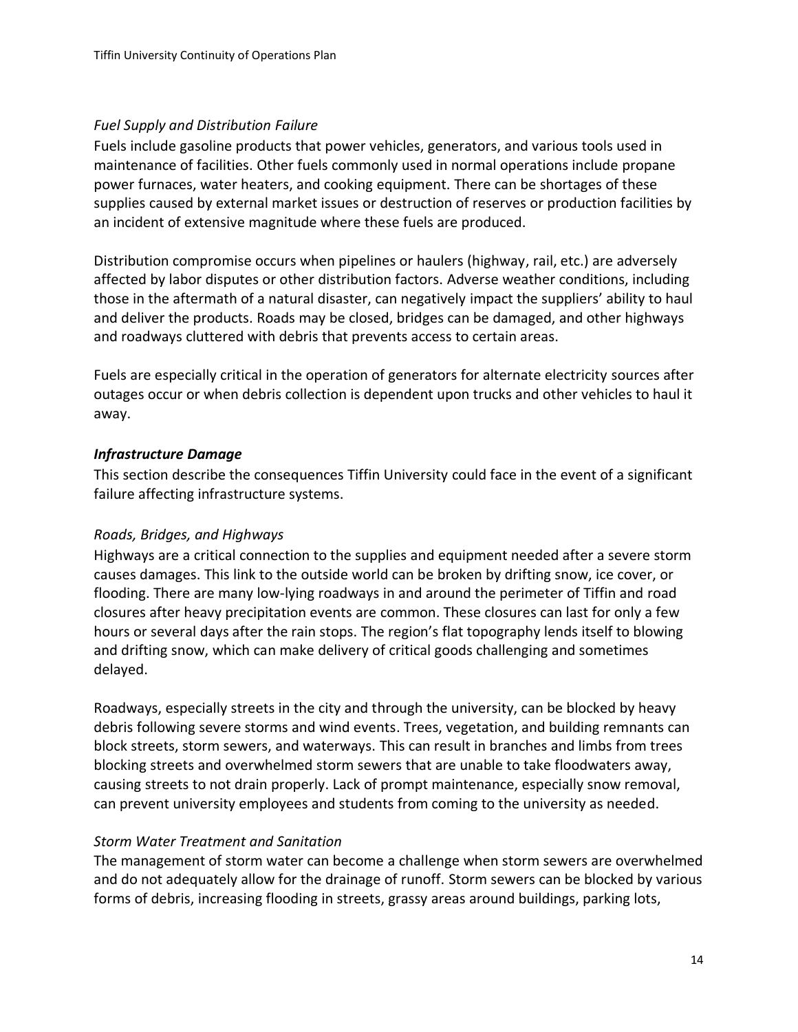*Fuel Supply and Distribution Failure*

Fuels include gasoline products that power vehicles, generators, and various tools used in maintenance of facilities. Other fuels commonly used in normal operations include propane power furnaces, water heaters, and cooking equipment. There can be shortages of these supplies caused by external market issues or destruction of reserves or production facilities by an incident of extensive magnitude where these fuels are produced.

Distribution compromise occurs when pipelines or haulers (highway, rail, etc.) are adversely affected by labor disputes or other distribution factors. Adverse weather conditions, including those in the aftermath of a natural disaster, can negatively impact the suppliers' ability to haul and deliver the products. Roads may be closed, bridges can be damaged, and other highways and roadways cluttered with debris that prevents access to certain areas.

Fuels are especially critical in the operation of generators for alternate electricity sources after outages occur or when debris collection is dependent upon trucks and other vehicles to haul it away.

***Infrastructure Damage***

This section describe the consequences Tiffin University could face in the event of a significant failure affecting infrastructure systems.

*Roads, Bridges, and Highways*

Highways are a critical connection to the supplies and equipment needed after a severe storm causes damages. This link to the outside world can be broken by drifting snow, ice cover, or flooding. There are many low-lying roadways in and around the perimeter of Tiffin and road closures after heavy precipitation events are common. These closures can last for only a few hours or several days after the rain stops. The region's flat topography lends itself to blowing and drifting snow, which can make delivery of critical goods challenging and sometimes delayed.

Roadways, especially streets in the city and through the university, can be blocked by heavy debris following severe storms and wind events. Trees, vegetation, and building remnants can block streets, storm sewers, and waterways. This can result in branches and limbs from trees blocking streets and overwhelmed storm sewers that are unable to take floodwaters away, causing streets to not drain properly. Lack of prompt maintenance, especially snow removal, can prevent university employees and students from coming to the university as needed.

*Storm Water Treatment and Sanitation*

The management of storm water can become a challenge when storm sewers are overwhelmed and do not adequately allow for the drainage of runoff. Storm sewers can be blocked by various forms of debris, increasing flooding in streets, grassy areas around buildings, parking lots,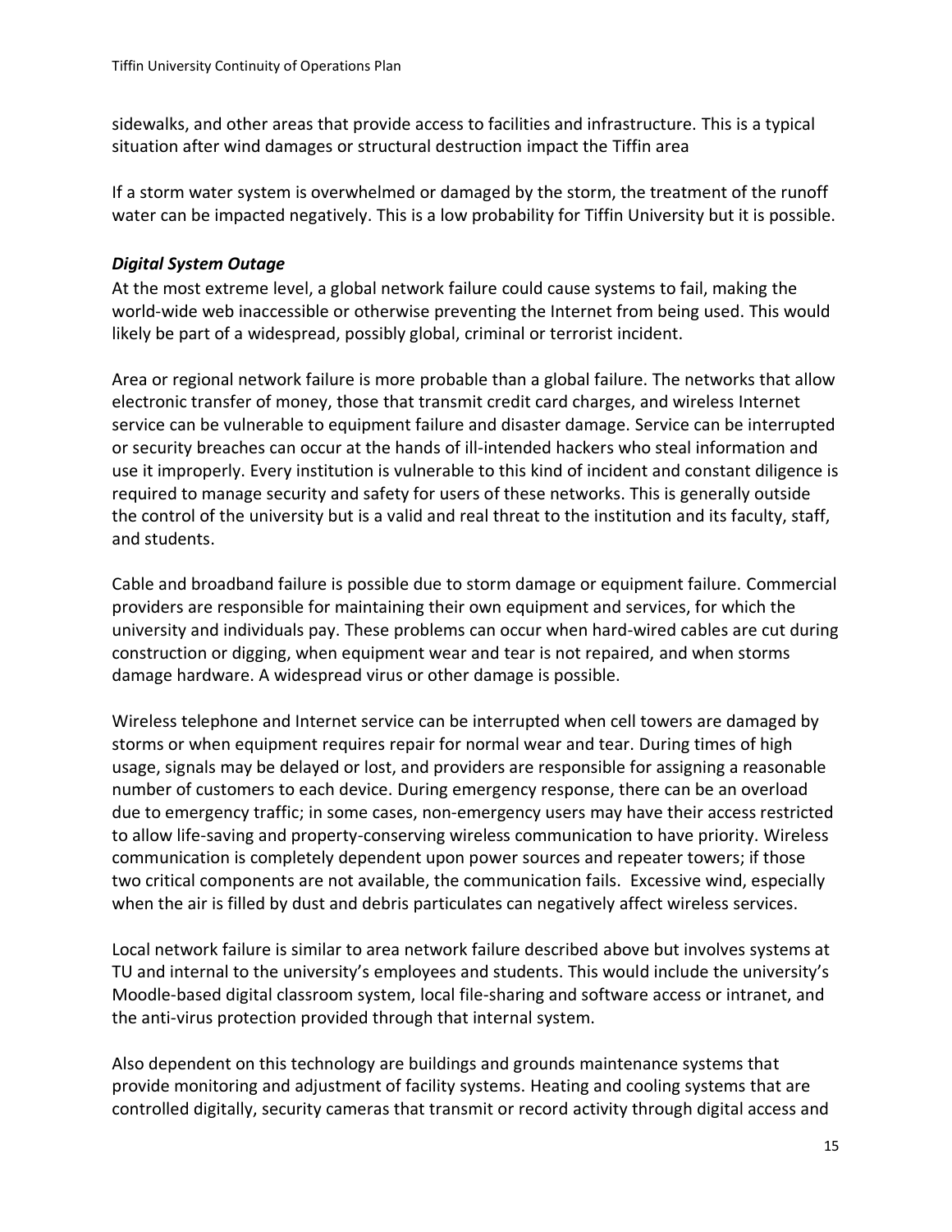sidewalks, and other areas that provide access to facilities and infrastructure. This is a typical situation after wind damages or structural destruction impact the Tiffin area

If a storm water system is overwhelmed or damaged by the storm, the treatment of the runoff water can be impacted negatively. This is a low probability for Tiffin University but it is possible.

***Digital System Outage***

At the most extreme level, a global network failure could cause systems to fail, making the world-wide web inaccessible or otherwise preventing the Internet from being used. This would likely be part of a widespread, possibly global, criminal or terrorist incident.

Area or regional network failure is more probable than a global failure. The networks that allow electronic transfer of money, those that transmit credit card charges, and wireless Internet service can be vulnerable to equipment failure and disaster damage. Service can be interrupted or security breaches can occur at the hands of ill-intended hackers who steal information and use it improperly. Every institution is vulnerable to this kind of incident and constant diligence is required to manage security and safety for users of these networks. This is generally outside the control of the university but is a valid and real threat to the institution and its faculty, staff, and students.

Cable and broadband failure is possible due to storm damage or equipment failure. Commercial providers are responsible for maintaining their own equipment and services, for which the university and individuals pay. These problems can occur when hard-wired cables are cut during construction or digging, when equipment wear and tear is not repaired, and when storms damage hardware. A widespread virus or other damage is possible.

Wireless telephone and Internet service can be interrupted when cell towers are damaged by storms or when equipment requires repair for normal wear and tear. During times of high usage, signals may be delayed or lost, and providers are responsible for assigning a reasonable number of customers to each device. During emergency response, there can be an overload due to emergency traffic; in some cases, non-emergency users may have their access restricted to allow life-saving and property-conserving wireless communication to have priority. Wireless communication is completely dependent upon power sources and repeater towers; if those two critical components are not available, the communication fails. Excessive wind, especially when the air is filled by dust and debris particulates can negatively affect wireless services.

Local network failure is similar to area network failure described above but involves systems at TU and internal to the university's employees and students. This would include the university's Moodle-based digital classroom system, local file-sharing and software access or intranet, and the anti-virus protection provided through that internal system.

Also dependent on this technology are buildings and grounds maintenance systems that provide monitoring and adjustment of facility systems. Heating and cooling systems that are controlled digitally, security cameras that transmit or record activity through digital access and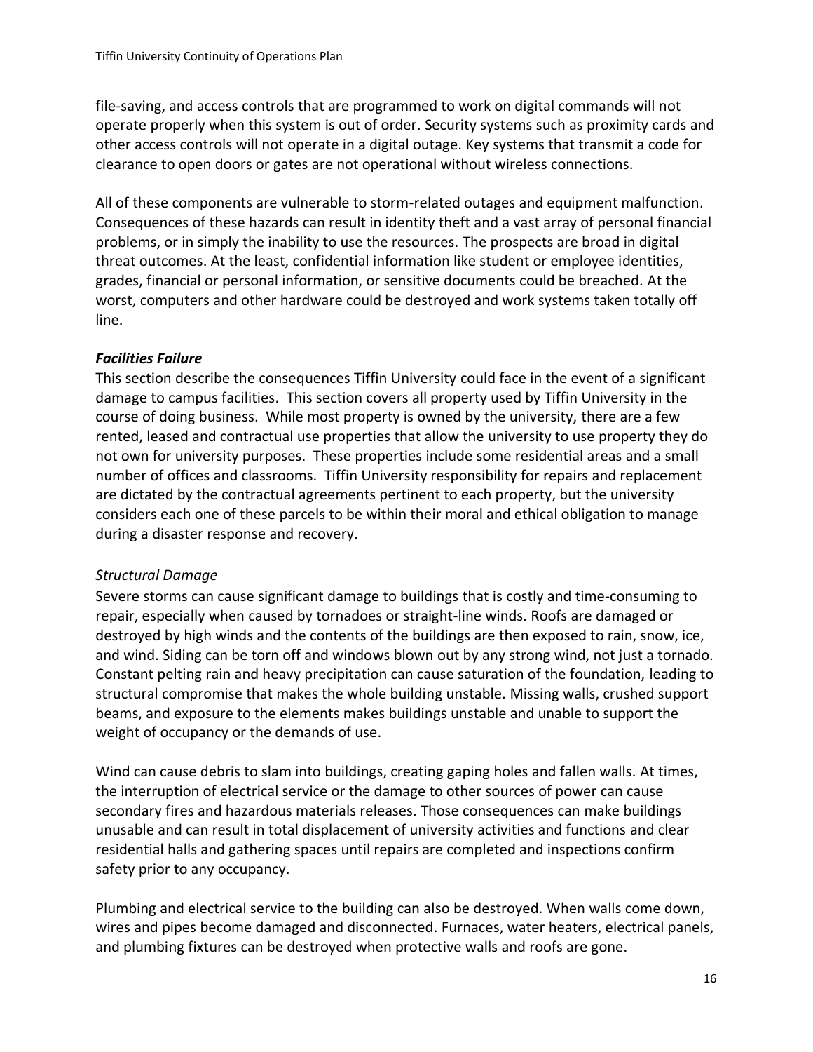file-saving, and access controls that are programmed to work on digital commands will not operate properly when this system is out of order. Security systems such as proximity cards and other access controls will not operate in a digital outage. Key systems that transmit a code for clearance to open doors or gates are not operational without wireless connections.

All of these components are vulnerable to storm-related outages and equipment malfunction. Consequences of these hazards can result in identity theft and a vast array of personal financial problems, or in simply the inability to use the resources. The prospects are broad in digital threat outcomes. At the least, confidential information like student or employee identities, grades, financial or personal information, or sensitive documents could be breached. At the worst, computers and other hardware could be destroyed and work systems taken totally off line.

***Facilities Failure***

This section describe the consequences Tiffin University could face in the event of a significant damage to campus facilities. This section covers all property used by Tiffin University in the course of doing business. While most property is owned by the university, there are a few rented, leased and contractual use properties that allow the university to use property they do not own for university purposes. These properties include some residential areas and a small number of offices and classrooms. Tiffin University responsibility for repairs and replacement are dictated by the contractual agreements pertinent to each property, but the university considers each one of these parcels to be within their moral and ethical obligation to manage during a disaster response and recovery.

*Structural Damage*

Severe storms can cause significant damage to buildings that is costly and time-consuming to repair, especially when caused by tornadoes or straight-line winds. Roofs are damaged or destroyed by high winds and the contents of the buildings are then exposed to rain, snow, ice, and wind. Siding can be torn off and windows blown out by any strong wind, not just a tornado. Constant pelting rain and heavy precipitation can cause saturation of the foundation, leading to structural compromise that makes the whole building unstable. Missing walls, crushed support beams, and exposure to the elements makes buildings unstable and unable to support the weight of occupancy or the demands of use.

Wind can cause debris to slam into buildings, creating gaping holes and fallen walls. At times, the interruption of electrical service or the damage to other sources of power can cause secondary fires and hazardous materials releases. Those consequences can make buildings unusable and can result in total displacement of university activities and functions and clear residential halls and gathering spaces until repairs are completed and inspections confirm safety prior to any occupancy.

Plumbing and electrical service to the building can also be destroyed. When walls come down, wires and pipes become damaged and disconnected. Furnaces, water heaters, electrical panels, and plumbing fixtures can be destroyed when protective walls and roofs are gone.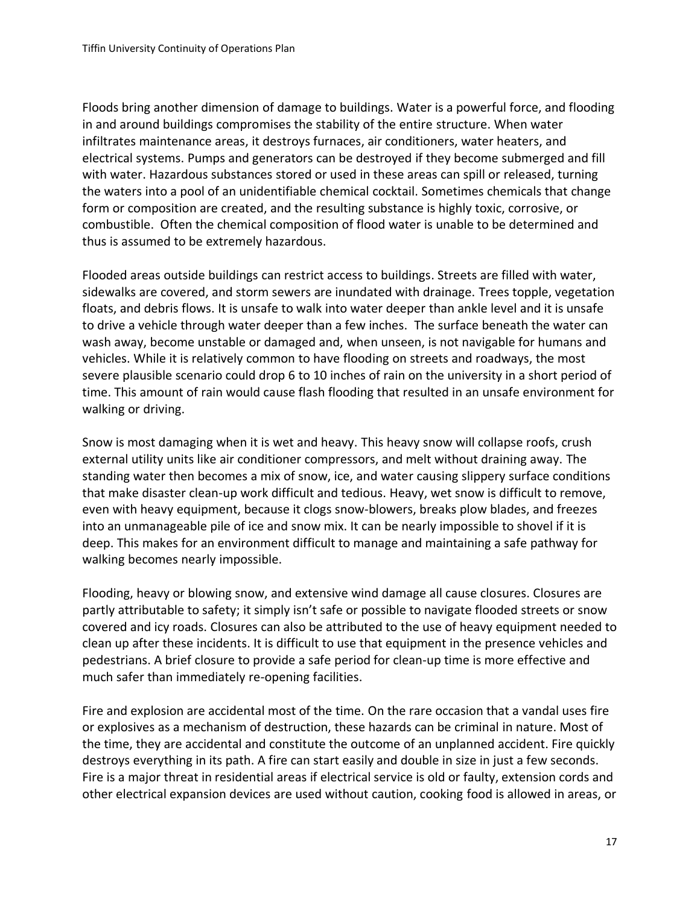Floods bring another dimension of damage to buildings. Water is a powerful force, and flooding in and around buildings compromises the stability of the entire structure. When water infiltrates maintenance areas, it destroys furnaces, air conditioners, water heaters, and electrical systems. Pumps and generators can be destroyed if they become submerged and fill with water. Hazardous substances stored or used in these areas can spill or released, turning the waters into a pool of an unidentifiable chemical cocktail. Sometimes chemicals that change form or composition are created, and the resulting substance is highly toxic, corrosive, or combustible. Often the chemical composition of flood water is unable to be determined and thus is assumed to be extremely hazardous.

Flooded areas outside buildings can restrict access to buildings. Streets are filled with water, sidewalks are covered, and storm sewers are inundated with drainage. Trees topple, vegetation floats, and debris flows. It is unsafe to walk into water deeper than ankle level and it is unsafe to drive a vehicle through water deeper than a few inches. The surface beneath the water can wash away, become unstable or damaged and, when unseen, is not navigable for humans and vehicles. While it is relatively common to have flooding on streets and roadways, the most severe plausible scenario could drop 6 to 10 inches of rain on the university in a short period of time. This amount of rain would cause flash flooding that resulted in an unsafe environment for walking or driving.

Snow is most damaging when it is wet and heavy. This heavy snow will collapse roofs, crush external utility units like air conditioner compressors, and melt without draining away. The standing water then becomes a mix of snow, ice, and water causing slippery surface conditions that make disaster clean-up work difficult and tedious. Heavy, wet snow is difficult to remove, even with heavy equipment, because it clogs snow-blowers, breaks plow blades, and freezes into an unmanageable pile of ice and snow mix. It can be nearly impossible to shovel if it is deep. This makes for an environment difficult to manage and maintaining a safe pathway for walking becomes nearly impossible.

Flooding, heavy or blowing snow, and extensive wind damage all cause closures. Closures are partly attributable to safety; it simply isn't safe or possible to navigate flooded streets or snow covered and icy roads. Closures can also be attributed to the use of heavy equipment needed to clean up after these incidents. It is difficult to use that equipment in the presence vehicles and pedestrians. A brief closure to provide a safe period for clean-up time is more effective and much safer than immediately re-opening facilities.

Fire and explosion are accidental most of the time. On the rare occasion that a vandal uses fire or explosives as a mechanism of destruction, these hazards can be criminal in nature. Most of the time, they are accidental and constitute the outcome of an unplanned accident. Fire quickly destroys everything in its path. A fire can start easily and double in size in just a few seconds. Fire is a major threat in residential areas if electrical service is old or faulty, extension cords and other electrical expansion devices are used without caution, cooking food is allowed in areas, or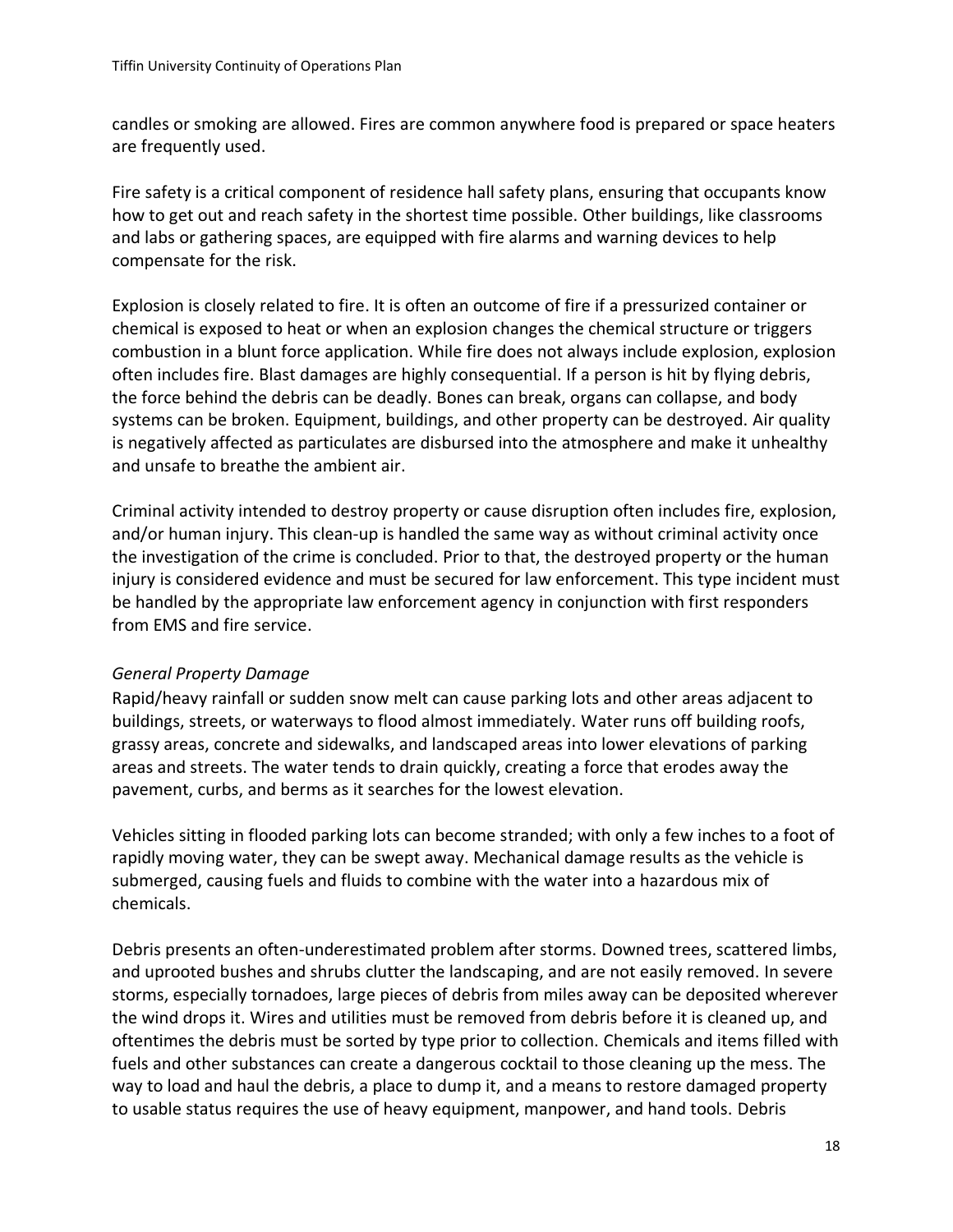candles or smoking are allowed. Fires are common anywhere food is prepared or space heaters are frequently used.

Fire safety is a critical component of residence hall safety plans, ensuring that occupants know how to get out and reach safety in the shortest time possible. Other buildings, like classrooms and labs or gathering spaces, are equipped with fire alarms and warning devices to help compensate for the risk.

Explosion is closely related to fire. It is often an outcome of fire if a pressurized container or chemical is exposed to heat or when an explosion changes the chemical structure or triggers combustion in a blunt force application. While fire does not always include explosion, explosion often includes fire. Blast damages are highly consequential. If a person is hit by flying debris, the force behind the debris can be deadly. Bones can break, organs can collapse, and body systems can be broken. Equipment, buildings, and other property can be destroyed. Air quality is negatively affected as particulates are disbursed into the atmosphere and make it unhealthy and unsafe to breathe the ambient air.

Criminal activity intended to destroy property or cause disruption often includes fire, explosion, and/or human injury. This clean-up is handled the same way as without criminal activity once the investigation of the crime is concluded. Prior to that, the destroyed property or the human injury is considered evidence and must be secured for law enforcement. This type incident must be handled by the appropriate law enforcement agency in conjunction with first responders from EMS and fire service.

*General Property Damage*

Rapid/heavy rainfall or sudden snow melt can cause parking lots and other areas adjacent to buildings, streets, or waterways to flood almost immediately. Water runs off building roofs, grassy areas, concrete and sidewalks, and landscaped areas into lower elevations of parking areas and streets. The water tends to drain quickly, creating a force that erodes away the pavement, curbs, and berms as it searches for the lowest elevation.

Vehicles sitting in flooded parking lots can become stranded; with only a few inches to a foot of rapidly moving water, they can be swept away. Mechanical damage results as the vehicle is submerged, causing fuels and fluids to combine with the water into a hazardous mix of chemicals.

Debris presents an often-underestimated problem after storms. Downed trees, scattered limbs, and uprooted bushes and shrubs clutter the landscaping, and are not easily removed. In severe storms, especially tornadoes, large pieces of debris from miles away can be deposited wherever the wind drops it. Wires and utilities must be removed from debris before it is cleaned up, and oftentimes the debris must be sorted by type prior to collection. Chemicals and items filled with fuels and other substances can create a dangerous cocktail to those cleaning up the mess. The way to load and haul the debris, a place to dump it, and a means to restore damaged property to usable status requires the use of heavy equipment, manpower, and hand tools. Debris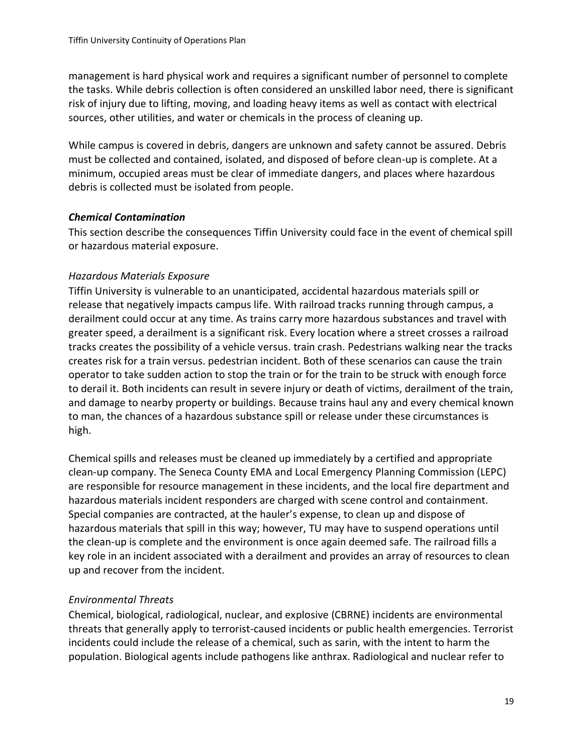management is hard physical work and requires a significant number of personnel to complete the tasks. While debris collection is often considered an unskilled labor need, there is significant risk of injury due to lifting, moving, and loading heavy items as well as contact with electrical sources, other utilities, and water or chemicals in the process of cleaning up.

While campus is covered in debris, dangers are unknown and safety cannot be assured. Debris must be collected and contained, isolated, and disposed of before clean-up is complete. At a minimum, occupied areas must be clear of immediate dangers, and places where hazardous debris is collected must be isolated from people.

### ***Chemical Contamination***

This section describe the consequences Tiffin University could face in the event of chemical spill or hazardous material exposure.

#### *Hazardous Materials Exposure*

Tiffin University is vulnerable to an unanticipated, accidental hazardous materials spill or release that negatively impacts campus life. With railroad tracks running through campus, a derailment could occur at any time. As trains carry more hazardous substances and travel with greater speed, a derailment is a significant risk. Every location where a street crosses a railroad tracks creates the possibility of a vehicle versus. train crash. Pedestrians walking near the tracks creates risk for a train versus. pedestrian incident. Both of these scenarios can cause the train operator to take sudden action to stop the train or for the train to be struck with enough force to derail it. Both incidents can result in severe injury or death of victims, derailment of the train, and damage to nearby property or buildings. Because trains haul any and every chemical known to man, the chances of a hazardous substance spill or release under these circumstances is high.

Chemical spills and releases must be cleaned up immediately by a certified and appropriate clean-up company. The Seneca County EMA and Local Emergency Planning Commission (LEPC) are responsible for resource management in these incidents, and the local fire department and hazardous materials incident responders are charged with scene control and containment. Special companies are contracted, at the hauler's expense, to clean up and dispose of hazardous materials that spill in this way; however, TU may have to suspend operations until the clean-up is complete and the environment is once again deemed safe. The railroad fills a key role in an incident associated with a derailment and provides an array of resources to clean up and recover from the incident.

#### *Environmental Threats*

Chemical, biological, radiological, nuclear, and explosive (CBRNE) incidents are environmental threats that generally apply to terrorist-caused incidents or public health emergencies. Terrorist incidents could include the release of a chemical, such as sarin, with the intent to harm the population. Biological agents include pathogens like anthrax. Radiological and nuclear refer to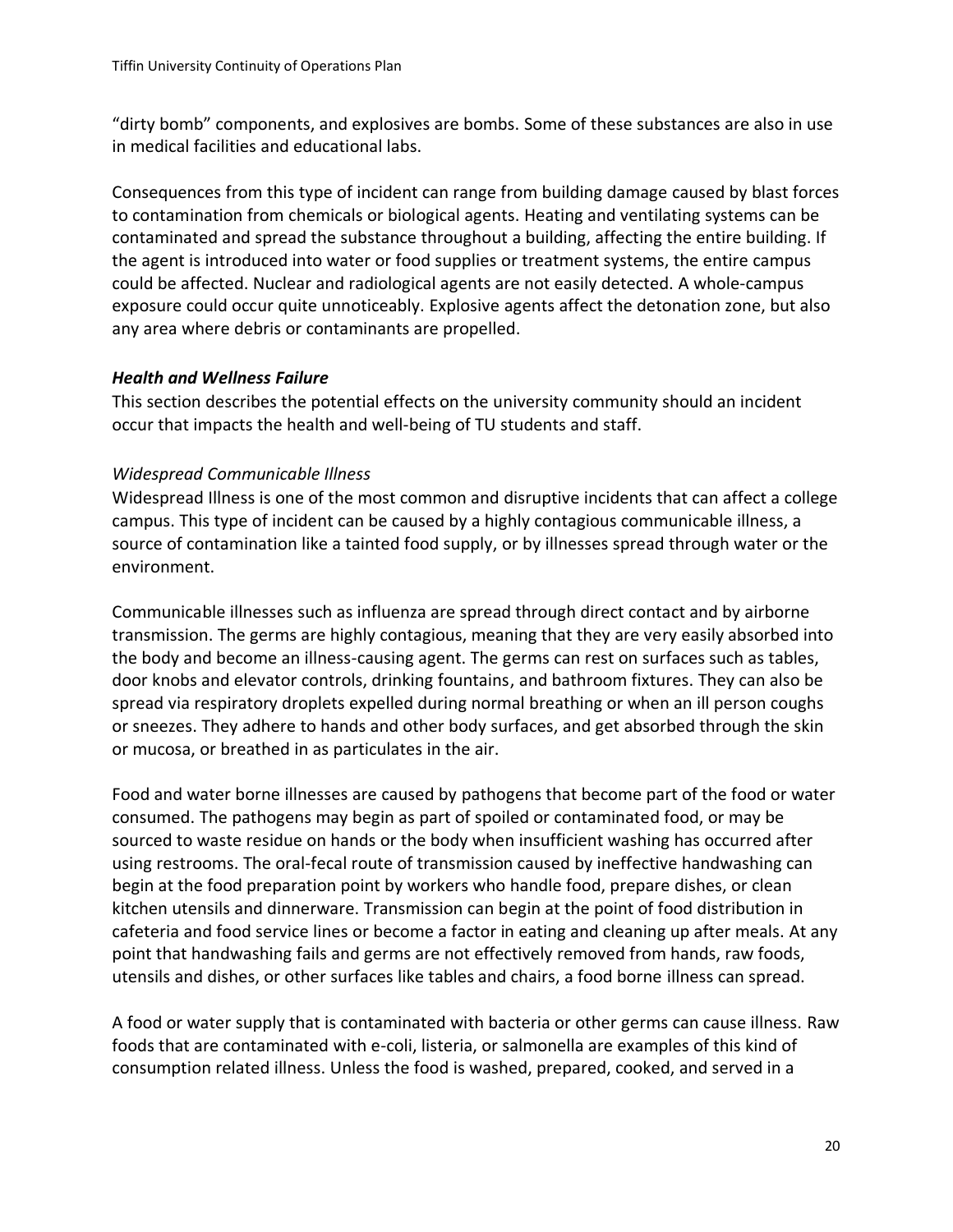"dirty bomb" components, and explosives are bombs. Some of these substances are also in use in medical facilities and educational labs.

Consequences from this type of incident can range from building damage caused by blast forces to contamination from chemicals or biological agents. Heating and ventilating systems can be contaminated and spread the substance throughout a building, affecting the entire building. If the agent is introduced into water or food supplies or treatment systems, the entire campus could be affected. Nuclear and radiological agents are not easily detected. A whole-campus exposure could occur quite unnoticeably. Explosive agents affect the detonation zone, but also any area where debris or contaminants are propelled.

### ***Health and Wellness Failure***

This section describes the potential effects on the university community should an incident occur that impacts the health and well-being of TU students and staff.

#### *Widespread Communicable Illness*

Widespread Illness is one of the most common and disruptive incidents that can affect a college campus. This type of incident can be caused by a highly contagious communicable illness, a source of contamination like a tainted food supply, or by illnesses spread through water or the environment.

Communicable illnesses such as influenza are spread through direct contact and by airborne transmission. The germs are highly contagious, meaning that they are very easily absorbed into the body and become an illness-causing agent. The germs can rest on surfaces such as tables, door knobs and elevator controls, drinking fountains, and bathroom fixtures. They can also be spread via respiratory droplets expelled during normal breathing or when an ill person coughs or sneezes. They adhere to hands and other body surfaces, and get absorbed through the skin or mucosa, or breathed in as particulates in the air.

Food and water borne illnesses are caused by pathogens that become part of the food or water consumed. The pathogens may begin as part of spoiled or contaminated food, or may be sourced to waste residue on hands or the body when insufficient washing has occurred after using restrooms. The oral-fecal route of transmission caused by ineffective handwashing can begin at the food preparation point by workers who handle food, prepare dishes, or clean kitchen utensils and dinnerware. Transmission can begin at the point of food distribution in cafeteria and food service lines or become a factor in eating and cleaning up after meals. At any point that handwashing fails and germs are not effectively removed from hands, raw foods, utensils and dishes, or other surfaces like tables and chairs, a food borne illness can spread.

A food or water supply that is contaminated with bacteria or other germs can cause illness. Raw foods that are contaminated with e-coli, listeria, or salmonella are examples of this kind of consumption related illness. Unless the food is washed, prepared, cooked, and served in a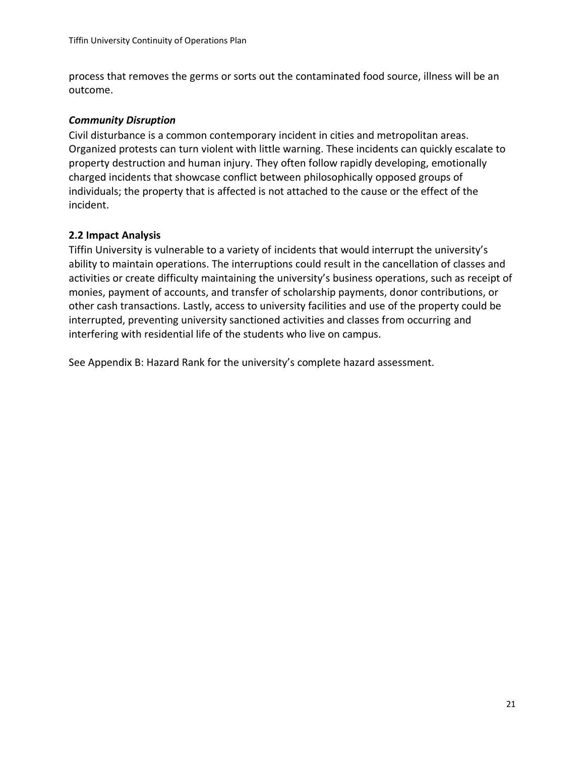process that removes the germs or sorts out the contaminated food source, illness will be an outcome.

### ***Community Disruption***

Civil disturbance is a common contemporary incident in cities and metropolitan areas. Organized protests can turn violent with little warning. These incidents can quickly escalate to property destruction and human injury. They often follow rapidly developing, emotionally charged incidents that showcase conflict between philosophically opposed groups of individuals; the property that is affected is not attached to the cause or the effect of the incident.

## **2.2 Impact Analysis**

Tiffin University is vulnerable to a variety of incidents that would interrupt the university's ability to maintain operations. The interruptions could result in the cancellation of classes and activities or create difficulty maintaining the university's business operations, such as receipt of monies, payment of accounts, and transfer of scholarship payments, donor contributions, or other cash transactions. Lastly, access to university facilities and use of the property could be interrupted, preventing university sanctioned activities and classes from occurring and interfering with residential life of the students who live on campus.

See Appendix B: Hazard Rank for the university's complete hazard assessment.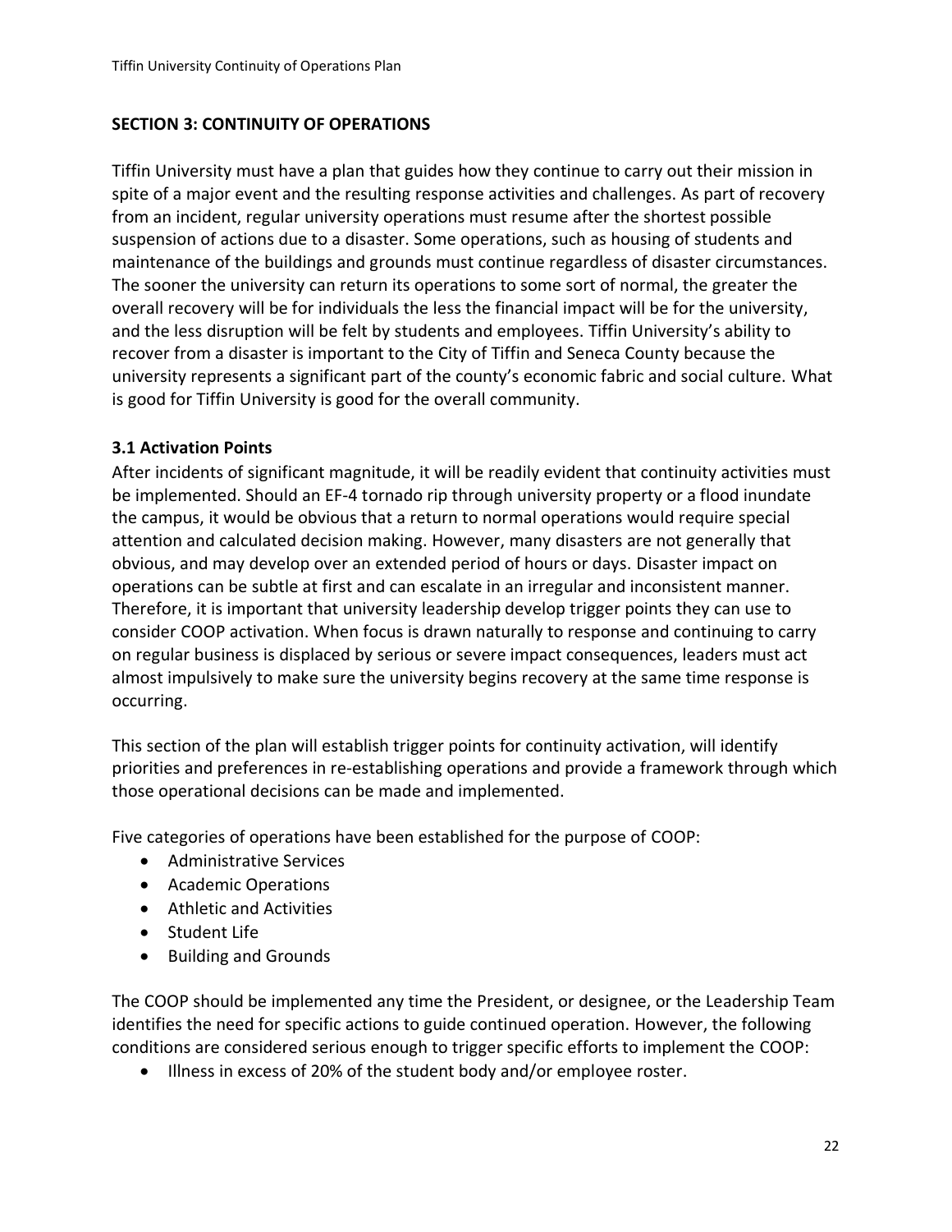## SECTION 3: CONTINUITY OF OPERATIONS

Tiffin University must have a plan that guides how they continue to carry out their mission in spite of a major event and the resulting response activities and challenges. As part of recovery from an incident, regular university operations must resume after the shortest possible suspension of actions due to a disaster. Some operations, such as housing of students and maintenance of the buildings and grounds must continue regardless of disaster circumstances. The sooner the university can return its operations to some sort of normal, the greater the overall recovery will be for individuals the less the financial impact will be for the university, and the less disruption will be felt by students and employees. Tiffin University's ability to recover from a disaster is important to the City of Tiffin and Seneca County because the university represents a significant part of the county's economic fabric and social culture. What is good for Tiffin University is good for the overall community.

### 3.1 Activation Points

After incidents of significant magnitude, it will be readily evident that continuity activities must be implemented. Should an EF-4 tornado rip through university property or a flood inundate the campus, it would be obvious that a return to normal operations would require special attention and calculated decision making. However, many disasters are not generally that obvious, and may develop over an extended period of hours or days. Disaster impact on operations can be subtle at first and can escalate in an irregular and inconsistent manner. Therefore, it is important that university leadership develop trigger points they can use to consider COOP activation. When focus is drawn naturally to response and continuing to carry on regular business is displaced by serious or severe impact consequences, leaders must act almost impulsively to make sure the university begins recovery at the same time response is occurring.

This section of the plan will establish trigger points for continuity activation, will identify priorities and preferences in re-establishing operations and provide a framework through which those operational decisions can be made and implemented.

Five categories of operations have been established for the purpose of COOP:

- Administrative Services
- Academic Operations
- Athletic and Activities
- Student Life
- Building and Grounds

The COOP should be implemented any time the President, or designee, or the Leadership Team identifies the need for specific actions to guide continued operation. However, the following conditions are considered serious enough to trigger specific efforts to implement the COOP:

- Illness in excess of 20% of the student body and/or employee roster.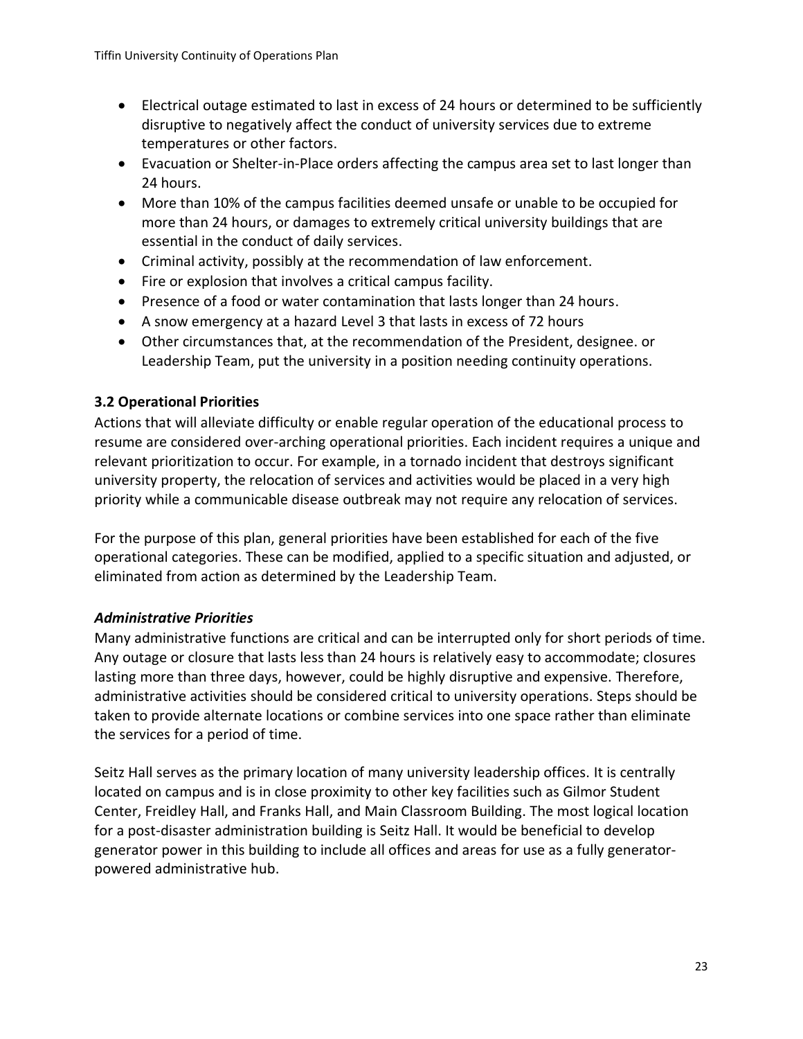- Electrical outage estimated to last in excess of 24 hours or determined to be sufficiently disruptive to negatively affect the conduct of university services due to extreme temperatures or other factors.
- Evacuation or Shelter-in-Place orders affecting the campus area set to last longer than 24 hours.
- More than 10% of the campus facilities deemed unsafe or unable to be occupied for more than 24 hours, or damages to extremely critical university buildings that are essential in the conduct of daily services.
- Criminal activity, possibly at the recommendation of law enforcement.
- Fire or explosion that involves a critical campus facility.
- Presence of a food or water contamination that lasts longer than 24 hours.
- A snow emergency at a hazard Level 3 that lasts in excess of 72 hours
- Other circumstances that, at the recommendation of the President, designee. or Leadership Team, put the university in a position needing continuity operations.

### 3.2 Operational Priorities

Actions that will alleviate difficulty or enable regular operation of the educational process to resume are considered over-arching operational priorities. Each incident requires a unique and relevant prioritization to occur. For example, in a tornado incident that destroys significant university property, the relocation of services and activities would be placed in a very high priority while a communicable disease outbreak may not require any relocation of services.

For the purpose of this plan, general priorities have been established for each of the five operational categories. These can be modified, applied to a specific situation and adjusted, or eliminated from action as determined by the Leadership Team.

#### *Administrative Priorities*

Many administrative functions are critical and can be interrupted only for short periods of time. Any outage or closure that lasts less than 24 hours is relatively easy to accommodate; closures lasting more than three days, however, could be highly disruptive and expensive. Therefore, administrative activities should be considered critical to university operations. Steps should be taken to provide alternate locations or combine services into one space rather than eliminate the services for a period of time.

Seitz Hall serves as the primary location of many university leadership offices. It is centrally located on campus and is in close proximity to other key facilities such as Gilmor Student Center, Freidley Hall, and Franks Hall, and Main Classroom Building. The most logical location for a post-disaster administration building is Seitz Hall. It would be beneficial to develop generator power in this building to include all offices and areas for use as a fully generator-powered administrative hub.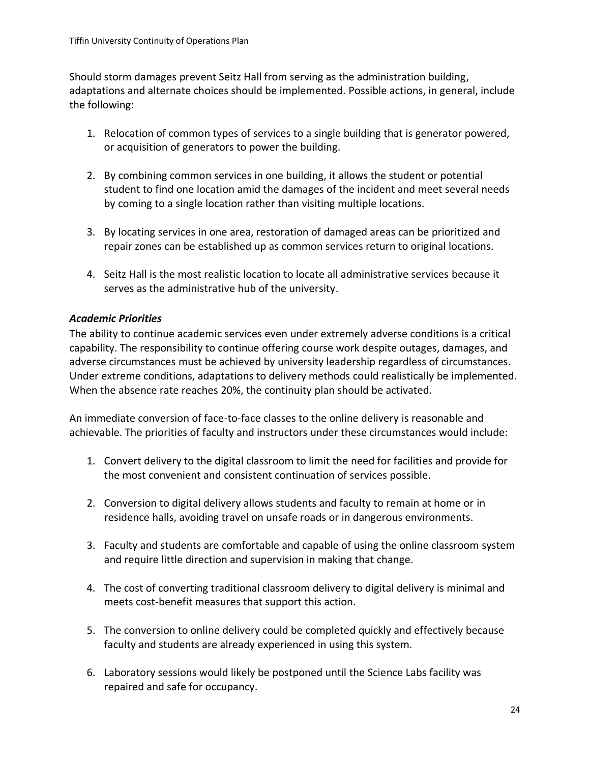Should storm damages prevent Seitz Hall from serving as the administration building, adaptations and alternate choices should be implemented. Possible actions, in general, include the following:

1. Relocation of common types of services to a single building that is generator powered, or acquisition of generators to power the building.

2. By combining common services in one building, it allows the student or potential student to find one location amid the damages of the incident and meet several needs by coming to a single location rather than visiting multiple locations.

3. By locating services in one area, restoration of damaged areas can be prioritized and repair zones can be established up as common services return to original locations.

4. Seitz Hall is the most realistic location to locate all administrative services because it serves as the administrative hub of the university.

### ***Academic Priorities***

The ability to continue academic services even under extremely adverse conditions is a critical capability. The responsibility to continue offering course work despite outages, damages, and adverse circumstances must be achieved by university leadership regardless of circumstances. Under extreme conditions, adaptations to delivery methods could realistically be implemented. When the absence rate reaches 20%, the continuity plan should be activated.

An immediate conversion of face-to-face classes to the online delivery is reasonable and achievable. The priorities of faculty and instructors under these circumstances would include:

1. Convert delivery to the digital classroom to limit the need for facilities and provide for the most convenient and consistent continuation of services possible.

2. Conversion to digital delivery allows students and faculty to remain at home or in residence halls, avoiding travel on unsafe roads or in dangerous environments.

3. Faculty and students are comfortable and capable of using the online classroom system and require little direction and supervision in making that change.

4. The cost of converting traditional classroom delivery to digital delivery is minimal and meets cost-benefit measures that support this action.

5. The conversion to online delivery could be completed quickly and effectively because faculty and students are already experienced in using this system.

6. Laboratory sessions would likely be postponed until the Science Labs facility was repaired and safe for occupancy.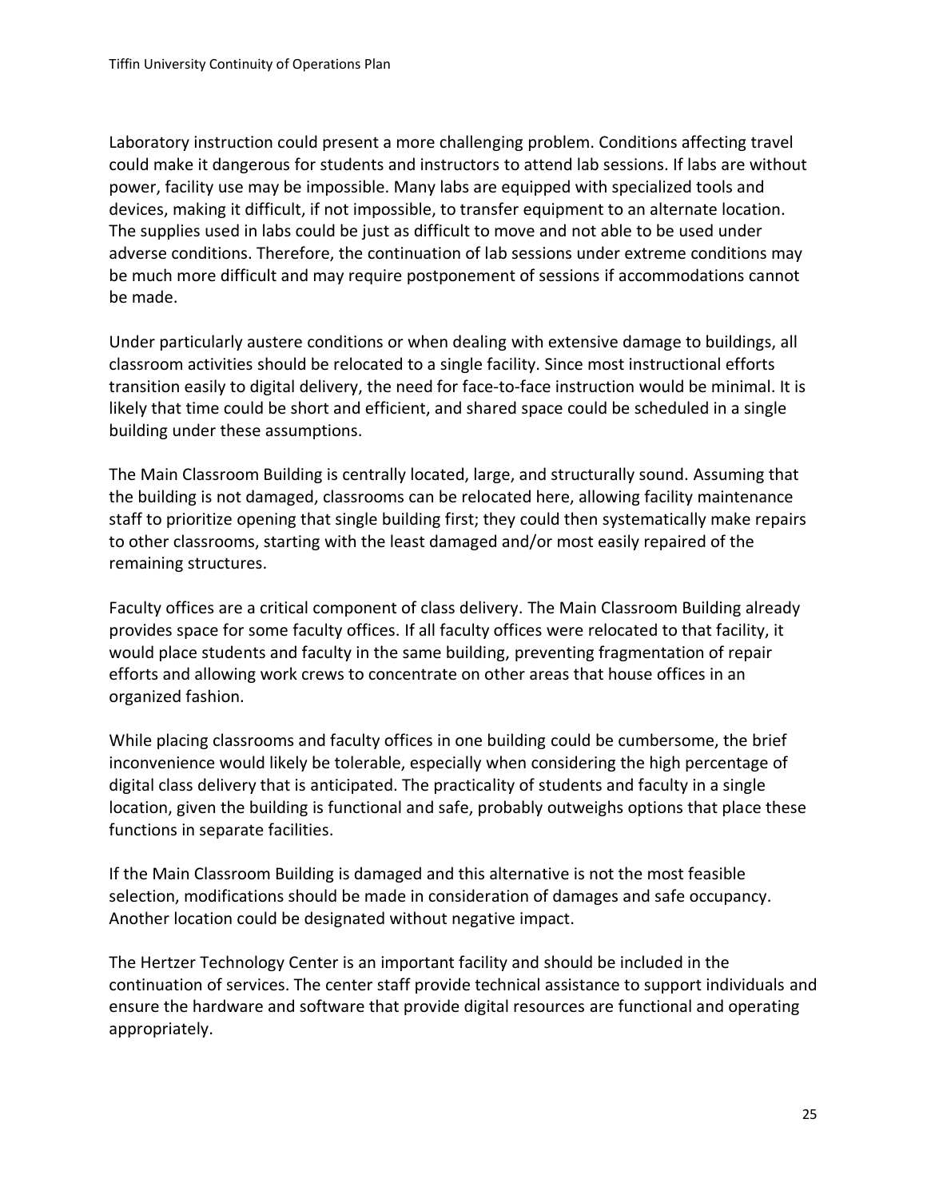Laboratory instruction could present a more challenging problem. Conditions affecting travel could make it dangerous for students and instructors to attend lab sessions. If labs are without power, facility use may be impossible. Many labs are equipped with specialized tools and devices, making it difficult, if not impossible, to transfer equipment to an alternate location. The supplies used in labs could be just as difficult to move and not able to be used under adverse conditions. Therefore, the continuation of lab sessions under extreme conditions may be much more difficult and may require postponement of sessions if accommodations cannot be made.

Under particularly austere conditions or when dealing with extensive damage to buildings, all classroom activities should be relocated to a single facility. Since most instructional efforts transition easily to digital delivery, the need for face-to-face instruction would be minimal. It is likely that time could be short and efficient, and shared space could be scheduled in a single building under these assumptions.

The Main Classroom Building is centrally located, large, and structurally sound. Assuming that the building is not damaged, classrooms can be relocated here, allowing facility maintenance staff to prioritize opening that single building first; they could then systematically make repairs to other classrooms, starting with the least damaged and/or most easily repaired of the remaining structures.

Faculty offices are a critical component of class delivery. The Main Classroom Building already provides space for some faculty offices. If all faculty offices were relocated to that facility, it would place students and faculty in the same building, preventing fragmentation of repair efforts and allowing work crews to concentrate on other areas that house offices in an organized fashion.

While placing classrooms and faculty offices in one building could be cumbersome, the brief inconvenience would likely be tolerable, especially when considering the high percentage of digital class delivery that is anticipated. The practicality of students and faculty in a single location, given the building is functional and safe, probably outweighs options that place these functions in separate facilities.

If the Main Classroom Building is damaged and this alternative is not the most feasible selection, modifications should be made in consideration of damages and safe occupancy. Another location could be designated without negative impact.

The Hertzer Technology Center is an important facility and should be included in the continuation of services. The center staff provide technical assistance to support individuals and ensure the hardware and software that provide digital resources are functional and operating appropriately.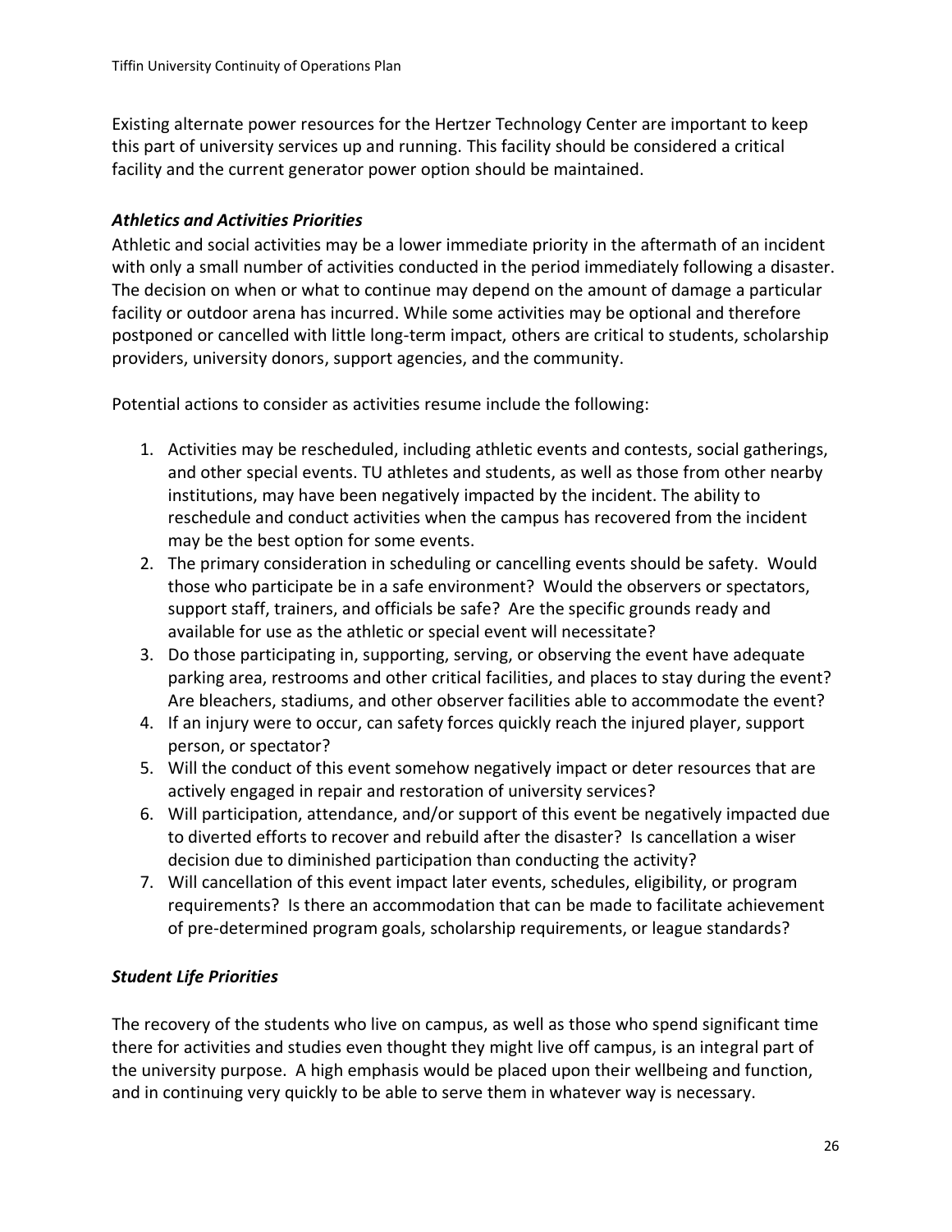Existing alternate power resources for the Hertzer Technology Center are important to keep this part of university services up and running. This facility should be considered a critical facility and the current generator power option should be maintained.

### *Athletics and Activities Priorities*

Athletic and social activities may be a lower immediate priority in the aftermath of an incident with only a small number of activities conducted in the period immediately following a disaster. The decision on when or what to continue may depend on the amount of damage a particular facility or outdoor arena has incurred. While some activities may be optional and therefore postponed or cancelled with little long-term impact, others are critical to students, scholarship providers, university donors, support agencies, and the community.

Potential actions to consider as activities resume include the following:

1. Activities may be rescheduled, including athletic events and contests, social gatherings, and other special events. TU athletes and students, as well as those from other nearby institutions, may have been negatively impacted by the incident. The ability to reschedule and conduct activities when the campus has recovered from the incident may be the best option for some events.
2. The primary consideration in scheduling or cancelling events should be safety. Would those who participate be in a safe environment? Would the observers or spectators, support staff, trainers, and officials be safe? Are the specific grounds ready and available for use as the athletic or special event will necessitate?
3. Do those participating in, supporting, serving, or observing the event have adequate parking area, restrooms and other critical facilities, and places to stay during the event? Are bleachers, stadiums, and other observer facilities able to accommodate the event?
4. If an injury were to occur, can safety forces quickly reach the injured player, support person, or spectator?
5. Will the conduct of this event somehow negatively impact or deter resources that are actively engaged in repair and restoration of university services?
6. Will participation, attendance, and/or support of this event be negatively impacted due to diverted efforts to recover and rebuild after the disaster? Is cancellation a wiser decision due to diminished participation than conducting the activity?
7. Will cancellation of this event impact later events, schedules, eligibility, or program requirements? Is there an accommodation that can be made to facilitate achievement of pre-determined program goals, scholarship requirements, or league standards?

### *Student Life Priorities*

The recovery of the students who live on campus, as well as those who spend significant time there for activities and studies even thought they might live off campus, is an integral part of the university purpose. A high emphasis would be placed upon their wellbeing and function, and in continuing very quickly to be able to serve them in whatever way is necessary.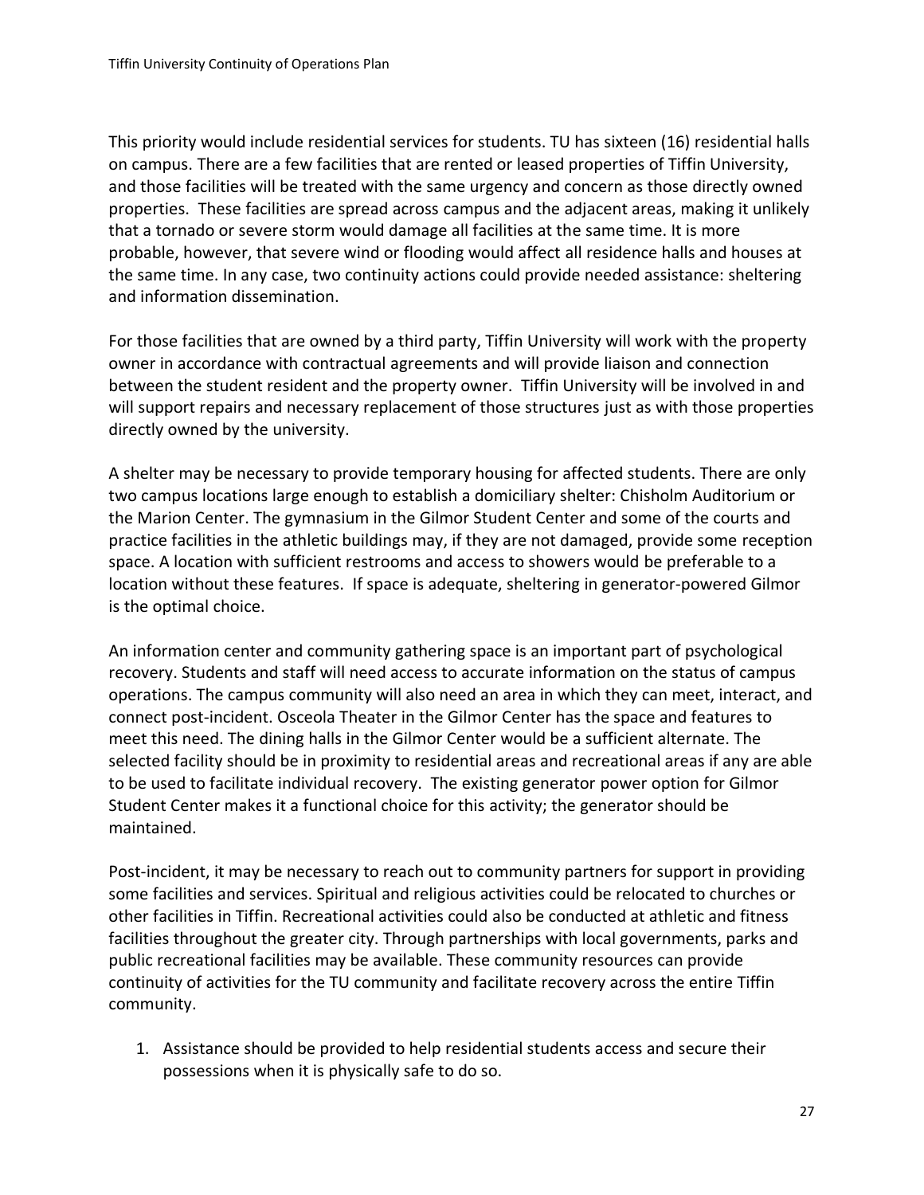This priority would include residential services for students. TU has sixteen (16) residential halls on campus. There are a few facilities that are rented or leased properties of Tiffin University, and those facilities will be treated with the same urgency and concern as those directly owned properties. These facilities are spread across campus and the adjacent areas, making it unlikely that a tornado or severe storm would damage all facilities at the same time. It is more probable, however, that severe wind or flooding would affect all residence halls and houses at the same time. In any case, two continuity actions could provide needed assistance: sheltering and information dissemination.

For those facilities that are owned by a third party, Tiffin University will work with the property owner in accordance with contractual agreements and will provide liaison and connection between the student resident and the property owner. Tiffin University will be involved in and will support repairs and necessary replacement of those structures just as with those properties directly owned by the university.

A shelter may be necessary to provide temporary housing for affected students. There are only two campus locations large enough to establish a domiciliary shelter: Chisholm Auditorium or the Marion Center. The gymnasium in the Gilmor Student Center and some of the courts and practice facilities in the athletic buildings may, if they are not damaged, provide some reception space. A location with sufficient restrooms and access to showers would be preferable to a location without these features. If space is adequate, sheltering in generator-powered Gilmor is the optimal choice.

An information center and community gathering space is an important part of psychological recovery. Students and staff will need access to accurate information on the status of campus operations. The campus community will also need an area in which they can meet, interact, and connect post-incident. Osceola Theater in the Gilmor Center has the space and features to meet this need. The dining halls in the Gilmor Center would be a sufficient alternate. The selected facility should be in proximity to residential areas and recreational areas if any are able to be used to facilitate individual recovery. The existing generator power option for Gilmor Student Center makes it a functional choice for this activity; the generator should be maintained.

Post-incident, it may be necessary to reach out to community partners for support in providing some facilities and services. Spiritual and religious activities could be relocated to churches or other facilities in Tiffin. Recreational activities could also be conducted at athletic and fitness facilities throughout the greater city. Through partnerships with local governments, parks and public recreational facilities may be available. These community resources can provide continuity of activities for the TU community and facilitate recovery across the entire Tiffin community.

1. Assistance should be provided to help residential students access and secure their possessions when it is physically safe to do so.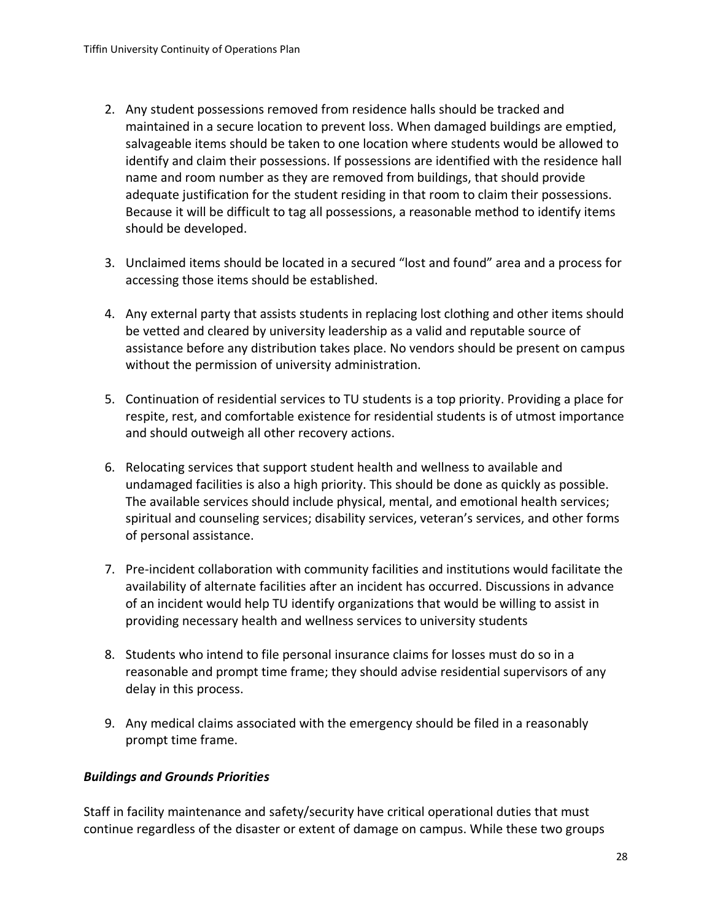2. Any student possessions removed from residence halls should be tracked and maintained in a secure location to prevent loss. When damaged buildings are emptied, salvageable items should be taken to one location where students would be allowed to identify and claim their possessions. If possessions are identified with the residence hall name and room number as they are removed from buildings, that should provide adequate justification for the student residing in that room to claim their possessions. Because it will be difficult to tag all possessions, a reasonable method to identify items should be developed.

3. Unclaimed items should be located in a secured "lost and found" area and a process for accessing those items should be established.

4. Any external party that assists students in replacing lost clothing and other items should be vetted and cleared by university leadership as a valid and reputable source of assistance before any distribution takes place. No vendors should be present on campus without the permission of university administration.

5. Continuation of residential services to TU students is a top priority. Providing a place for respite, rest, and comfortable existence for residential students is of utmost importance and should outweigh all other recovery actions.

6. Relocating services that support student health and wellness to available and undamaged facilities is also a high priority. This should be done as quickly as possible. The available services should include physical, mental, and emotional health services; spiritual and counseling services; disability services, veteran's services, and other forms of personal assistance.

7. Pre-incident collaboration with community facilities and institutions would facilitate the availability of alternate facilities after an incident has occurred. Discussions in advance of an incident would help TU identify organizations that would be willing to assist in providing necessary health and wellness services to university students

8. Students who intend to file personal insurance claims for losses must do so in a reasonable and prompt time frame; they should advise residential supervisors of any delay in this process.

9. Any medical claims associated with the emergency should be filed in a reasonably prompt time frame.

***Buildings and Grounds Priorities***

Staff in facility maintenance and safety/security have critical operational duties that must continue regardless of the disaster or extent of damage on campus. While these two groups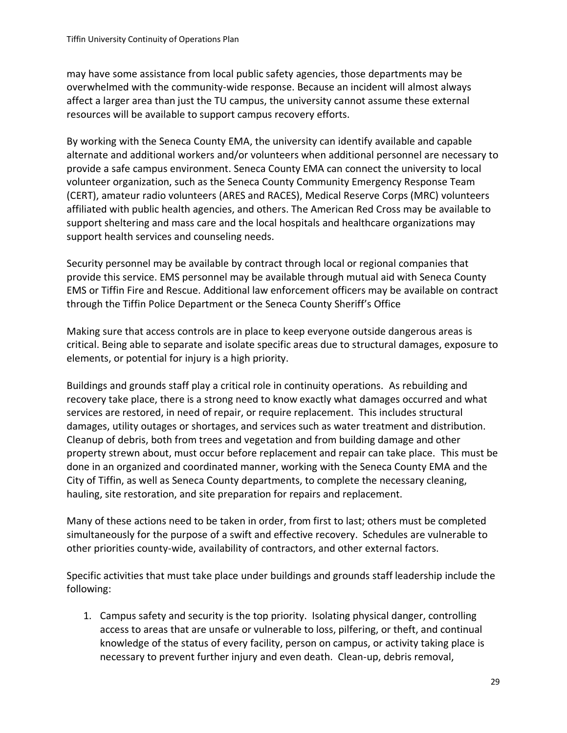may have some assistance from local public safety agencies, those departments may be overwhelmed with the community-wide response. Because an incident will almost always affect a larger area than just the TU campus, the university cannot assume these external resources will be available to support campus recovery efforts.

By working with the Seneca County EMA, the university can identify available and capable alternate and additional workers and/or volunteers when additional personnel are necessary to provide a safe campus environment. Seneca County EMA can connect the university to local volunteer organization, such as the Seneca County Community Emergency Response Team (CERT), amateur radio volunteers (ARES and RACES), Medical Reserve Corps (MRC) volunteers affiliated with public health agencies, and others. The American Red Cross may be available to support sheltering and mass care and the local hospitals and healthcare organizations may support health services and counseling needs.

Security personnel may be available by contract through local or regional companies that provide this service. EMS personnel may be available through mutual aid with Seneca County EMS or Tiffin Fire and Rescue. Additional law enforcement officers may be available on contract through the Tiffin Police Department or the Seneca County Sheriff's Office

Making sure that access controls are in place to keep everyone outside dangerous areas is critical. Being able to separate and isolate specific areas due to structural damages, exposure to elements, or potential for injury is a high priority.

Buildings and grounds staff play a critical role in continuity operations. As rebuilding and recovery take place, there is a strong need to know exactly what damages occurred and what services are restored, in need of repair, or require replacement. This includes structural damages, utility outages or shortages, and services such as water treatment and distribution. Cleanup of debris, both from trees and vegetation and from building damage and other property strewn about, must occur before replacement and repair can take place. This must be done in an organized and coordinated manner, working with the Seneca County EMA and the City of Tiffin, as well as Seneca County departments, to complete the necessary cleaning, hauling, site restoration, and site preparation for repairs and replacement.

Many of these actions need to be taken in order, from first to last; others must be completed simultaneously for the purpose of a swift and effective recovery. Schedules are vulnerable to other priorities county-wide, availability of contractors, and other external factors.

Specific activities that must take place under buildings and grounds staff leadership include the following:

1. Campus safety and security is the top priority. Isolating physical danger, controlling access to areas that are unsafe or vulnerable to loss, pilfering, or theft, and continual knowledge of the status of every facility, person on campus, or activity taking place is necessary to prevent further injury and even death. Clean-up, debris removal,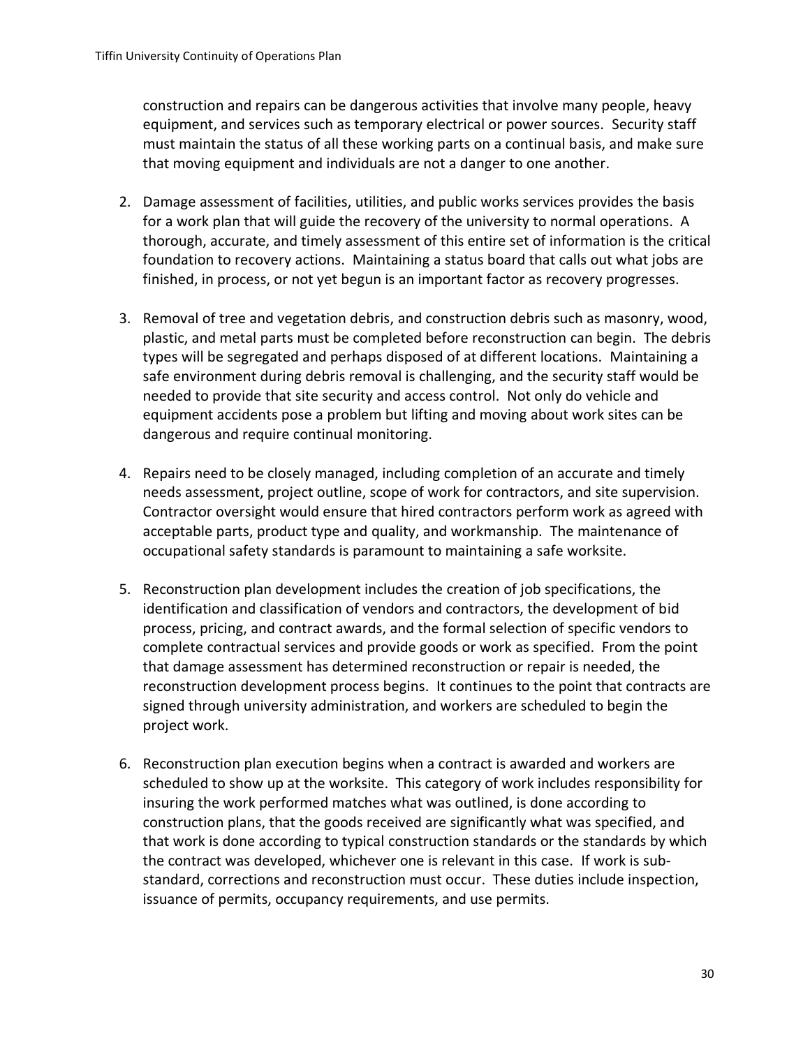construction and repairs can be dangerous activities that involve many people, heavy equipment, and services such as temporary electrical or power sources. Security staff must maintain the status of all these working parts on a continual basis, and make sure that moving equipment and individuals are not a danger to one another.

2. Damage assessment of facilities, utilities, and public works services provides the basis for a work plan that will guide the recovery of the university to normal operations. A thorough, accurate, and timely assessment of this entire set of information is the critical foundation to recovery actions. Maintaining a status board that calls out what jobs are finished, in process, or not yet begun is an important factor as recovery progresses.

3. Removal of tree and vegetation debris, and construction debris such as masonry, wood, plastic, and metal parts must be completed before reconstruction can begin. The debris types will be segregated and perhaps disposed of at different locations. Maintaining a safe environment during debris removal is challenging, and the security staff would be needed to provide that site security and access control. Not only do vehicle and equipment accidents pose a problem but lifting and moving about work sites can be dangerous and require continual monitoring.

4. Repairs need to be closely managed, including completion of an accurate and timely needs assessment, project outline, scope of work for contractors, and site supervision. Contractor oversight would ensure that hired contractors perform work as agreed with acceptable parts, product type and quality, and workmanship. The maintenance of occupational safety standards is paramount to maintaining a safe worksite.

5. Reconstruction plan development includes the creation of job specifications, the identification and classification of vendors and contractors, the development of bid process, pricing, and contract awards, and the formal selection of specific vendors to complete contractual services and provide goods or work as specified. From the point that damage assessment has determined reconstruction or repair is needed, the reconstruction development process begins. It continues to the point that contracts are signed through university administration, and workers are scheduled to begin the project work.

6. Reconstruction plan execution begins when a contract is awarded and workers are scheduled to show up at the worksite. This category of work includes responsibility for insuring the work performed matches what was outlined, is done according to construction plans, that the goods received are significantly what was specified, and that work is done according to typical construction standards or the standards by which the contract was developed, whichever one is relevant in this case. If work is sub-standard, corrections and reconstruction must occur. These duties include inspection, issuance of permits, occupancy requirements, and use permits.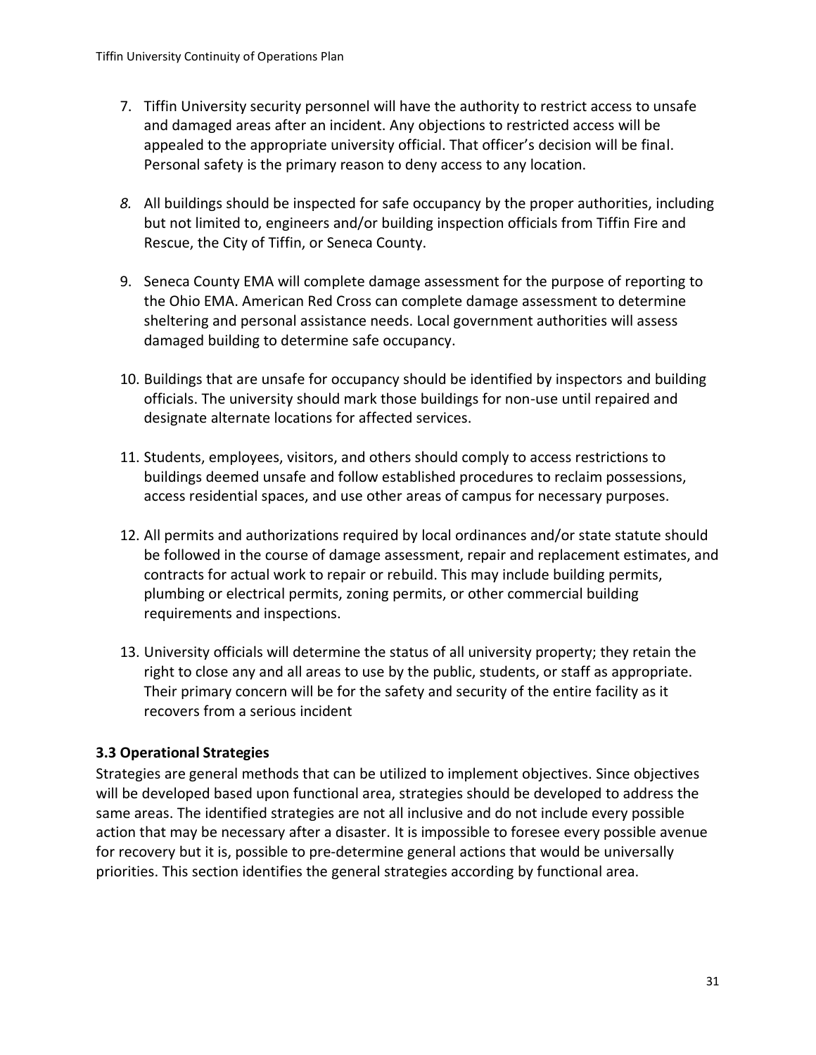7. Tiffin University security personnel will have the authority to restrict access to unsafe and damaged areas after an incident. Any objections to restricted access will be appealed to the appropriate university official. That officer's decision will be final. Personal safety is the primary reason to deny access to any location.

8. All buildings should be inspected for safe occupancy by the proper authorities, including but not limited to, engineers and/or building inspection officials from Tiffin Fire and Rescue, the City of Tiffin, or Seneca County.

9. Seneca County EMA will complete damage assessment for the purpose of reporting to the Ohio EMA. American Red Cross can complete damage assessment to determine sheltering and personal assistance needs. Local government authorities will assess damaged building to determine safe occupancy.

10. Buildings that are unsafe for occupancy should be identified by inspectors and building officials. The university should mark those buildings for non-use until repaired and designate alternate locations for affected services.

11. Students, employees, visitors, and others should comply to access restrictions to buildings deemed unsafe and follow established procedures to reclaim possessions, access residential spaces, and use other areas of campus for necessary purposes.

12. All permits and authorizations required by local ordinances and/or state statute should be followed in the course of damage assessment, repair and replacement estimates, and contracts for actual work to repair or rebuild. This may include building permits, plumbing or electrical permits, zoning permits, or other commercial building requirements and inspections.

13. University officials will determine the status of all university property; they retain the right to close any and all areas to use by the public, students, or staff as appropriate. Their primary concern will be for the safety and security of the entire facility as it recovers from a serious incident

### 3.3 Operational Strategies

Strategies are general methods that can be utilized to implement objectives. Since objectives will be developed based upon functional area, strategies should be developed to address the same areas. The identified strategies are not all inclusive and do not include every possible action that may be necessary after a disaster. It is impossible to foresee every possible avenue for recovery but it is, possible to pre-determine general actions that would be universally priorities. This section identifies the general strategies according by functional area.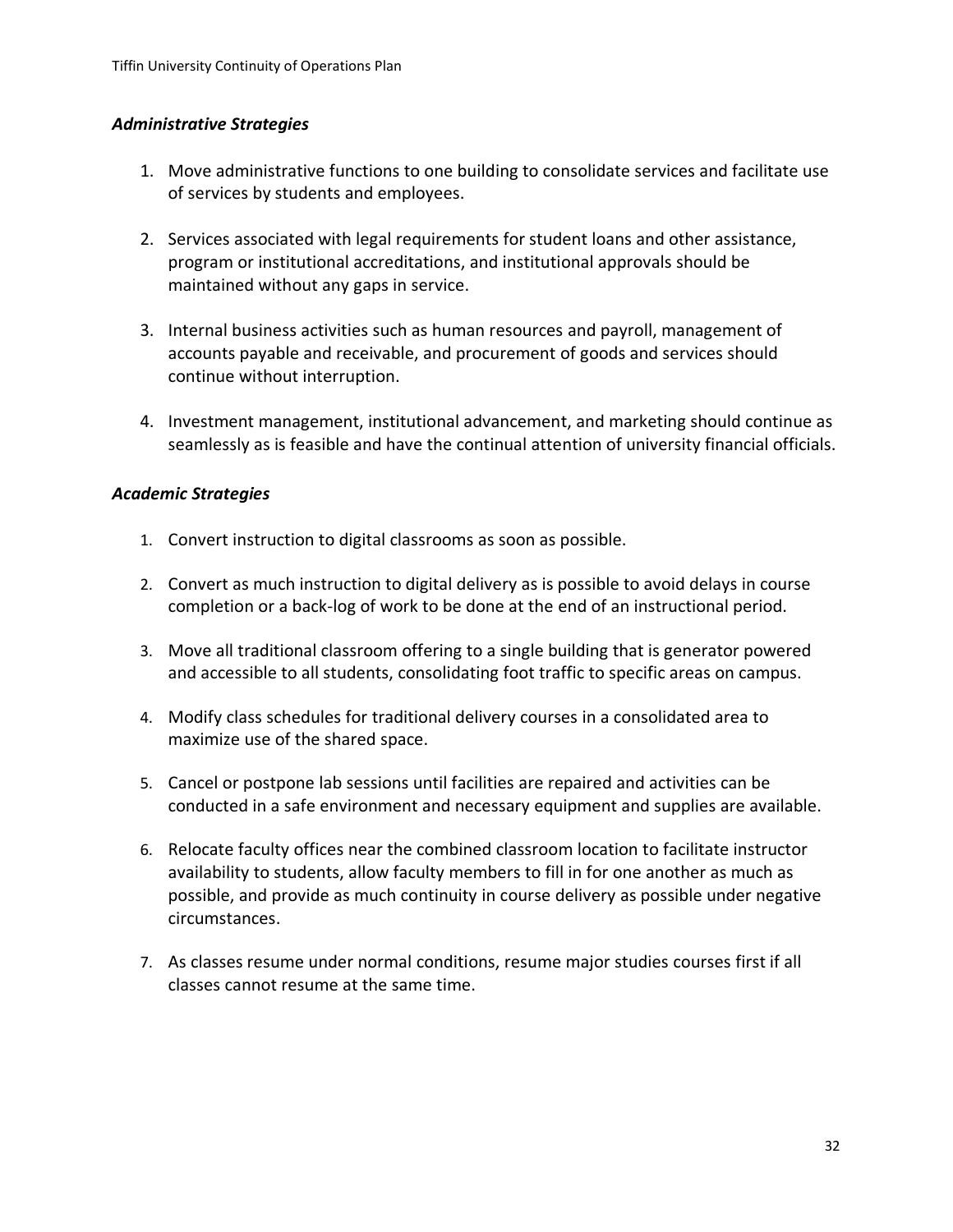### *Administrative Strategies*

1. Move administrative functions to one building to consolidate services and facilitate use of services by students and employees.

2. Services associated with legal requirements for student loans and other assistance, program or institutional accreditations, and institutional approvals should be maintained without any gaps in service.

3. Internal business activities such as human resources and payroll, management of accounts payable and receivable, and procurement of goods and services should continue without interruption.

4. Investment management, institutional advancement, and marketing should continue as seamlessly as is feasible and have the continual attention of university financial officials.

### *Academic Strategies*

1. Convert instruction to digital classrooms as soon as possible.

2. Convert as much instruction to digital delivery as is possible to avoid delays in course completion or a back-log of work to be done at the end of an instructional period.

3. Move all traditional classroom offering to a single building that is generator powered and accessible to all students, consolidating foot traffic to specific areas on campus.

4. Modify class schedules for traditional delivery courses in a consolidated area to maximize use of the shared space.

5. Cancel or postpone lab sessions until facilities are repaired and activities can be conducted in a safe environment and necessary equipment and supplies are available.

6. Relocate faculty offices near the combined classroom location to facilitate instructor availability to students, allow faculty members to fill in for one another as much as possible, and provide as much continuity in course delivery as possible under negative circumstances.

7. As classes resume under normal conditions, resume major studies courses first if all classes cannot resume at the same time.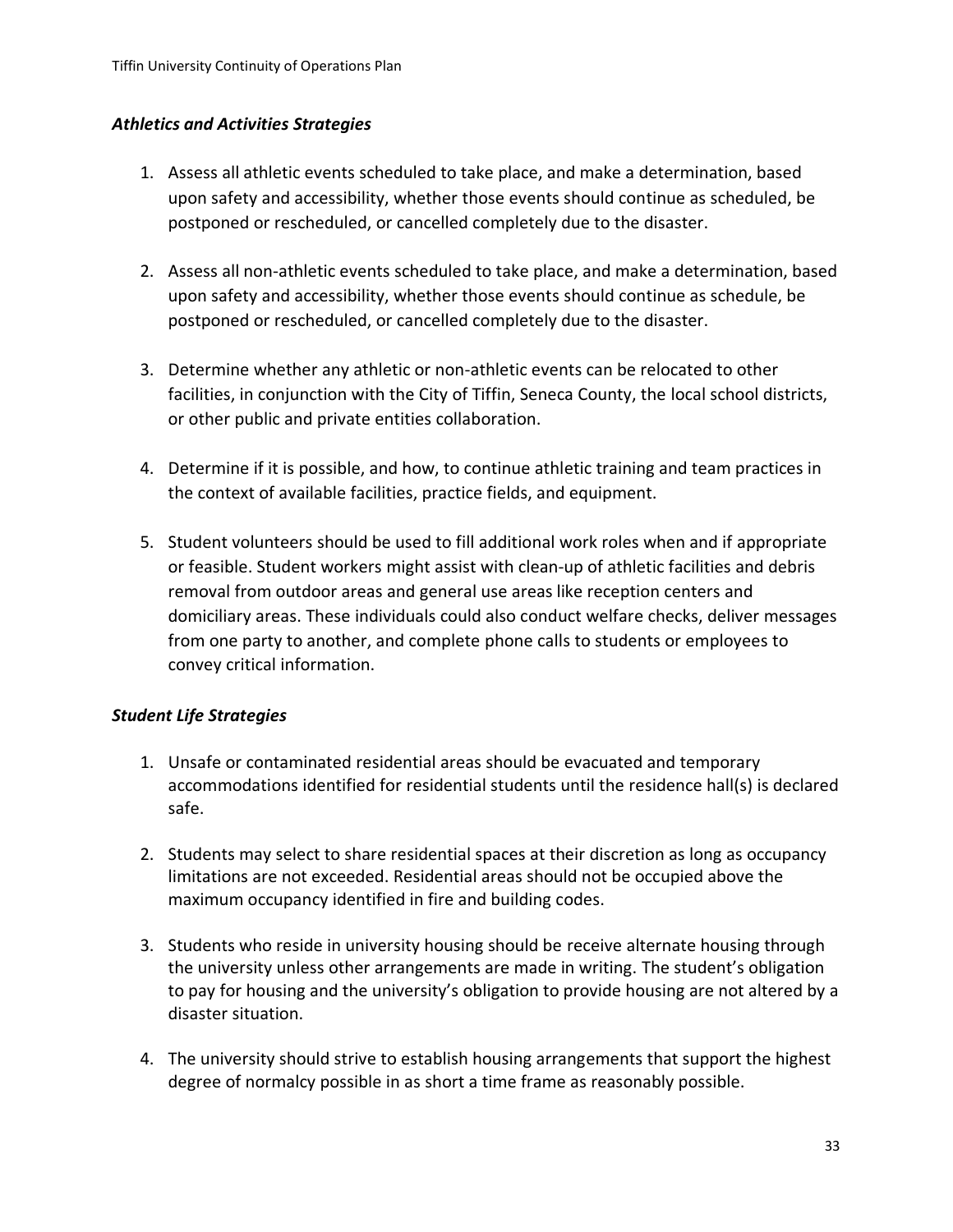***Athletics and Activities Strategies***

1. Assess all athletic events scheduled to take place, and make a determination, based upon safety and accessibility, whether those events should continue as scheduled, be postponed or rescheduled, or cancelled completely due to the disaster.

2. Assess all non-athletic events scheduled to take place, and make a determination, based upon safety and accessibility, whether those events should continue as schedule, be postponed or rescheduled, or cancelled completely due to the disaster.

3. Determine whether any athletic or non-athletic events can be relocated to other facilities, in conjunction with the City of Tiffin, Seneca County, the local school districts, or other public and private entities collaboration.

4. Determine if it is possible, and how, to continue athletic training and team practices in the context of available facilities, practice fields, and equipment.

5. Student volunteers should be used to fill additional work roles when and if appropriate or feasible. Student workers might assist with clean-up of athletic facilities and debris removal from outdoor areas and general use areas like reception centers and domiciliary areas. These individuals could also conduct welfare checks, deliver messages from one party to another, and complete phone calls to students or employees to convey critical information.

***Student Life Strategies***

1. Unsafe or contaminated residential areas should be evacuated and temporary accommodations identified for residential students until the residence hall(s) is declared safe.

2. Students may select to share residential spaces at their discretion as long as occupancy limitations are not exceeded. Residential areas should not be occupied above the maximum occupancy identified in fire and building codes.

3. Students who reside in university housing should be receive alternate housing through the university unless other arrangements are made in writing. The student's obligation to pay for housing and the university's obligation to provide housing are not altered by a disaster situation.

4. The university should strive to establish housing arrangements that support the highest degree of normalcy possible in as short a time frame as reasonably possible.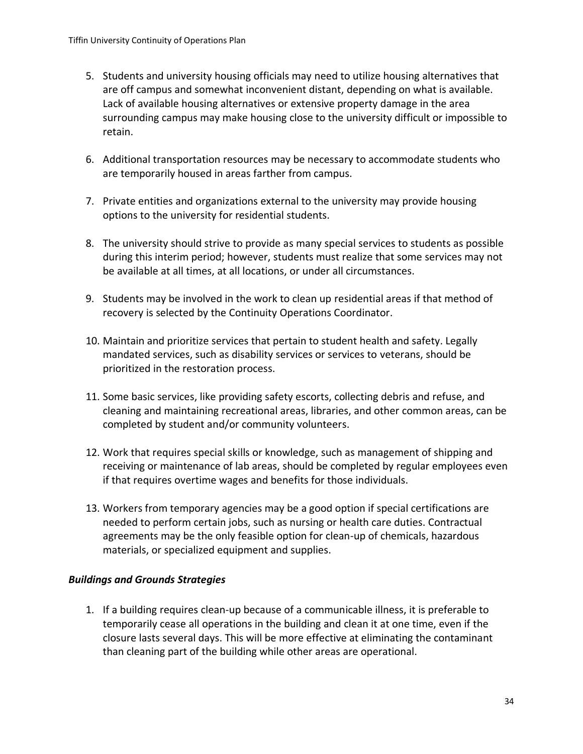5. Students and university housing officials may need to utilize housing alternatives that are off campus and somewhat inconvenient distant, depending on what is available. Lack of available housing alternatives or extensive property damage in the area surrounding campus may make housing close to the university difficult or impossible to retain.

6. Additional transportation resources may be necessary to accommodate students who are temporarily housed in areas farther from campus.

7. Private entities and organizations external to the university may provide housing options to the university for residential students.

8. The university should strive to provide as many special services to students as possible during this interim period; however, students must realize that some services may not be available at all times, at all locations, or under all circumstances.

9. Students may be involved in the work to clean up residential areas if that method of recovery is selected by the Continuity Operations Coordinator.

10. Maintain and prioritize services that pertain to student health and safety. Legally mandated services, such as disability services or services to veterans, should be prioritized in the restoration process.

11. Some basic services, like providing safety escorts, collecting debris and refuse, and cleaning and maintaining recreational areas, libraries, and other common areas, can be completed by student and/or community volunteers.

12. Work that requires special skills or knowledge, such as management of shipping and receiving or maintenance of lab areas, should be completed by regular employees even if that requires overtime wages and benefits for those individuals.

13. Workers from temporary agencies may be a good option if special certifications are needed to perform certain jobs, such as nursing or health care duties. Contractual agreements may be the only feasible option for clean-up of chemicals, hazardous materials, or specialized equipment and supplies.

### *Buildings and Grounds Strategies*

1. If a building requires clean-up because of a communicable illness, it is preferable to temporarily cease all operations in the building and clean it at one time, even if the closure lasts several days. This will be more effective at eliminating the contaminant than cleaning part of the building while other areas are operational.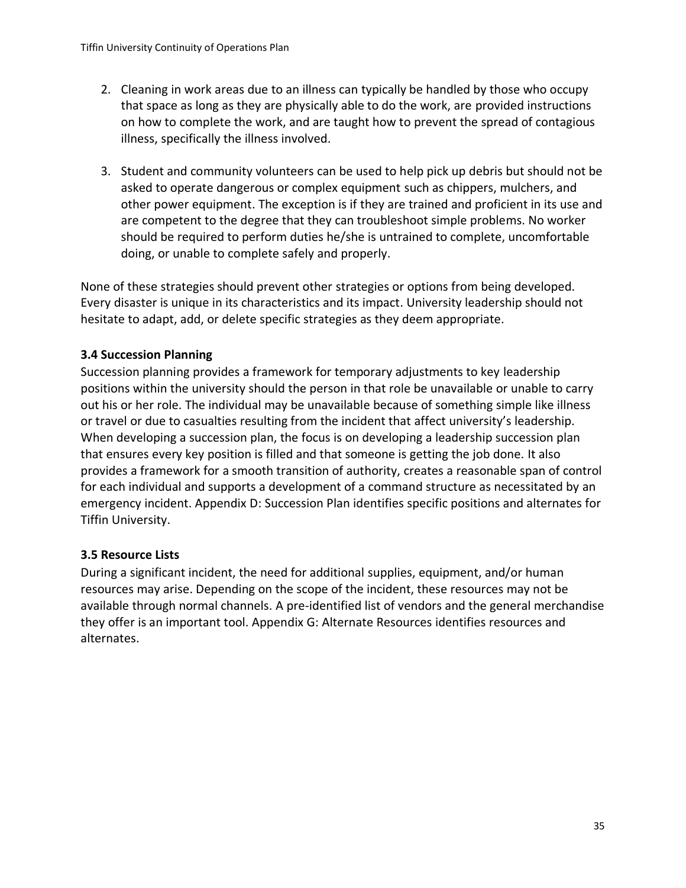2. Cleaning in work areas due to an illness can typically be handled by those who occupy that space as long as they are physically able to do the work, are provided instructions on how to complete the work, and are taught how to prevent the spread of contagious illness, specifically the illness involved.

3. Student and community volunteers can be used to help pick up debris but should not be asked to operate dangerous or complex equipment such as chippers, mulchers, and other power equipment. The exception is if they are trained and proficient in its use and are competent to the degree that they can troubleshoot simple problems. No worker should be required to perform duties he/she is untrained to complete, uncomfortable doing, or unable to complete safely and properly.

None of these strategies should prevent other strategies or options from being developed. Every disaster is unique in its characteristics and its impact. University leadership should not hesitate to adapt, add, or delete specific strategies as they deem appropriate.

### 3.4 Succession Planning

Succession planning provides a framework for temporary adjustments to key leadership positions within the university should the person in that role be unavailable or unable to carry out his or her role. The individual may be unavailable because of something simple like illness or travel or due to casualties resulting from the incident that affect university's leadership. When developing a succession plan, the focus is on developing a leadership succession plan that ensures every key position is filled and that someone is getting the job done. It also provides a framework for a smooth transition of authority, creates a reasonable span of control for each individual and supports a development of a command structure as necessitated by an emergency incident. Appendix D: Succession Plan identifies specific positions and alternates for Tiffin University.

### 3.5 Resource Lists

During a significant incident, the need for additional supplies, equipment, and/or human resources may arise. Depending on the scope of the incident, these resources may not be available through normal channels. A pre-identified list of vendors and the general merchandise they offer is an important tool. Appendix G: Alternate Resources identifies resources and alternates.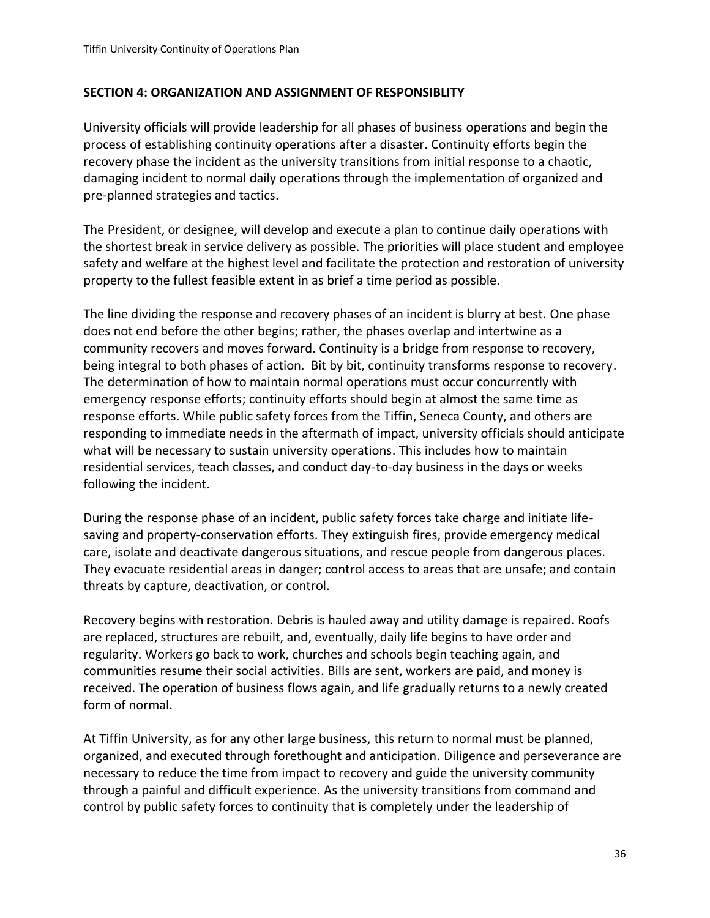## SECTION 4: ORGANIZATION AND ASSIGNMENT OF RESPONSIBLITY

University officials will provide leadership for all phases of business operations and begin the process of establishing continuity operations after a disaster. Continuity efforts begin the recovery phase the incident as the university transitions from initial response to a chaotic, damaging incident to normal daily operations through the implementation of organized and pre-planned strategies and tactics.

The President, or designee, will develop and execute a plan to continue daily operations with the shortest break in service delivery as possible. The priorities will place student and employee safety and welfare at the highest level and facilitate the protection and restoration of university property to the fullest feasible extent in as brief a time period as possible.

The line dividing the response and recovery phases of an incident is blurry at best. One phase does not end before the other begins; rather, the phases overlap and intertwine as a community recovers and moves forward. Continuity is a bridge from response to recovery, being integral to both phases of action. Bit by bit, continuity transforms response to recovery. The determination of how to maintain normal operations must occur concurrently with emergency response efforts; continuity efforts should begin at almost the same time as response efforts. While public safety forces from the Tiffin, Seneca County, and others are responding to immediate needs in the aftermath of impact, university officials should anticipate what will be necessary to sustain university operations. This includes how to maintain residential services, teach classes, and conduct day-to-day business in the days or weeks following the incident.

During the response phase of an incident, public safety forces take charge and initiate life-saving and property-conservation efforts. They extinguish fires, provide emergency medical care, isolate and deactivate dangerous situations, and rescue people from dangerous places. They evacuate residential areas in danger; control access to areas that are unsafe; and contain threats by capture, deactivation, or control.

Recovery begins with restoration. Debris is hauled away and utility damage is repaired. Roofs are replaced, structures are rebuilt, and, eventually, daily life begins to have order and regularity. Workers go back to work, churches and schools begin teaching again, and communities resume their social activities. Bills are sent, workers are paid, and money is received. The operation of business flows again, and life gradually returns to a newly created form of normal.

At Tiffin University, as for any other large business, this return to normal must be planned, organized, and executed through forethought and anticipation. Diligence and perseverance are necessary to reduce the time from impact to recovery and guide the university community through a painful and difficult experience. As the university transitions from command and control by public safety forces to continuity that is completely under the leadership of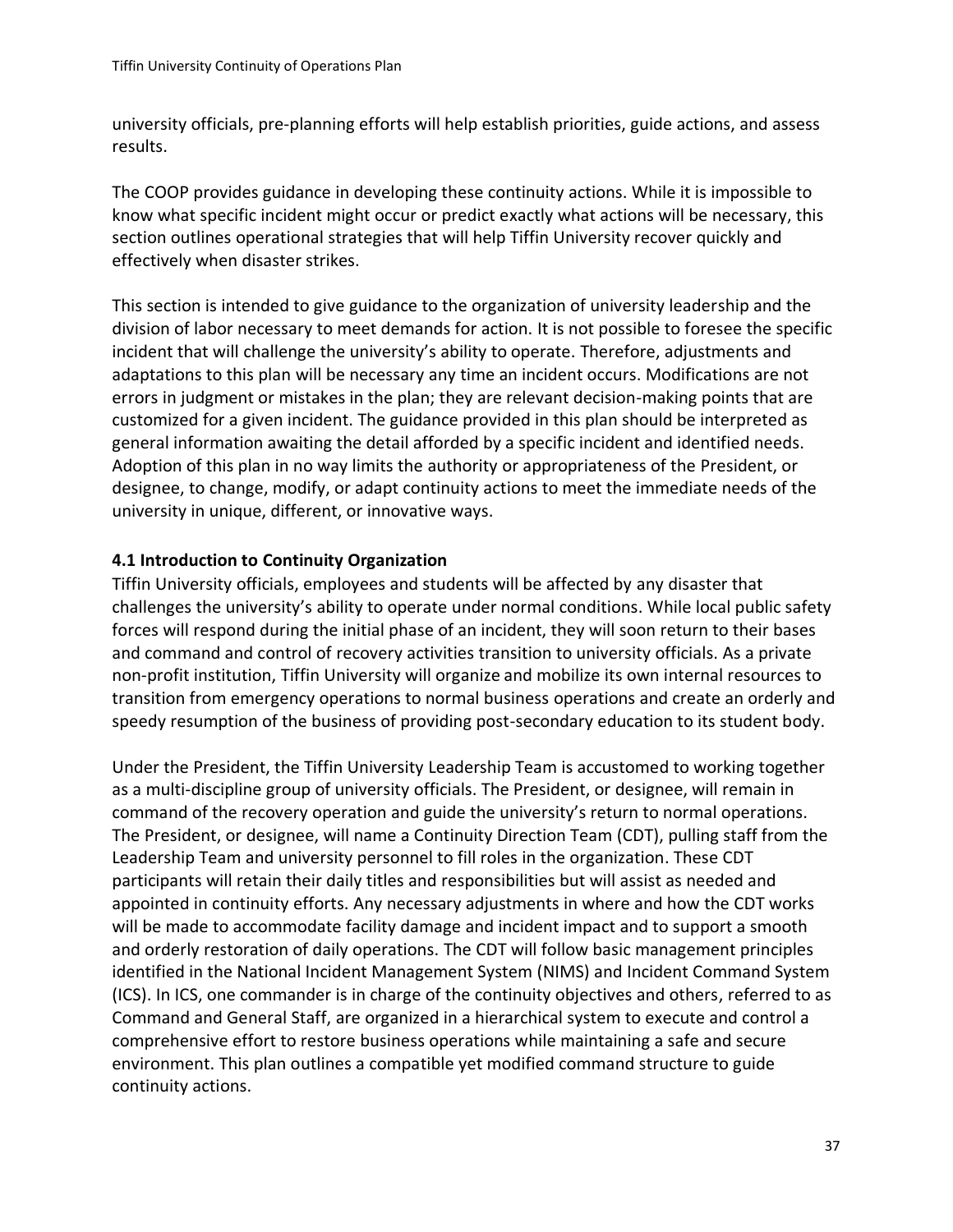university officials, pre-planning efforts will help establish priorities, guide actions, and assess results.

The COOP provides guidance in developing these continuity actions. While it is impossible to know what specific incident might occur or predict exactly what actions will be necessary, this section outlines operational strategies that will help Tiffin University recover quickly and effectively when disaster strikes.

This section is intended to give guidance to the organization of university leadership and the division of labor necessary to meet demands for action. It is not possible to foresee the specific incident that will challenge the university's ability to operate. Therefore, adjustments and adaptations to this plan will be necessary any time an incident occurs. Modifications are not errors in judgment or mistakes in the plan; they are relevant decision-making points that are customized for a given incident. The guidance provided in this plan should be interpreted as general information awaiting the detail afforded by a specific incident and identified needs. Adoption of this plan in no way limits the authority or appropriateness of the President, or designee, to change, modify, or adapt continuity actions to meet the immediate needs of the university in unique, different, or innovative ways.

### 4.1 Introduction to Continuity Organization

Tiffin University officials, employees and students will be affected by any disaster that challenges the university's ability to operate under normal conditions. While local public safety forces will respond during the initial phase of an incident, they will soon return to their bases and command and control of recovery activities transition to university officials. As a private non-profit institution, Tiffin University will organize and mobilize its own internal resources to transition from emergency operations to normal business operations and create an orderly and speedy resumption of the business of providing post-secondary education to its student body.

Under the President, the Tiffin University Leadership Team is accustomed to working together as a multi-discipline group of university officials. The President, or designee, will remain in command of the recovery operation and guide the university's return to normal operations. The President, or designee, will name a Continuity Direction Team (CDT), pulling staff from the Leadership Team and university personnel to fill roles in the organization. These CDT participants will retain their daily titles and responsibilities but will assist as needed and appointed in continuity efforts. Any necessary adjustments in where and how the CDT works will be made to accommodate facility damage and incident impact and to support a smooth and orderly restoration of daily operations. The CDT will follow basic management principles identified in the National Incident Management System (NIMS) and Incident Command System (ICS). In ICS, one commander is in charge of the continuity objectives and others, referred to as Command and General Staff, are organized in a hierarchical system to execute and control a comprehensive effort to restore business operations while maintaining a safe and secure environment. This plan outlines a compatible yet modified command structure to guide continuity actions.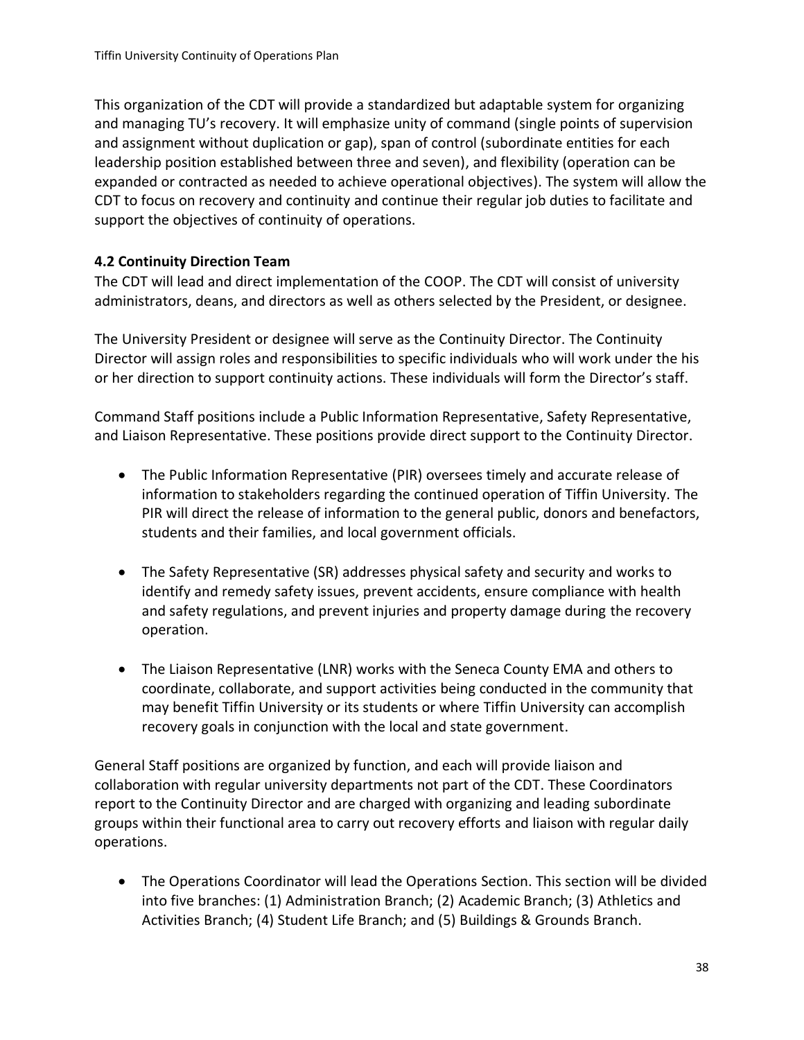This organization of the CDT will provide a standardized but adaptable system for organizing and managing TU's recovery. It will emphasize unity of command (single points of supervision and assignment without duplication or gap), span of control (subordinate entities for each leadership position established between three and seven), and flexibility (operation can be expanded or contracted as needed to achieve operational objectives). The system will allow the CDT to focus on recovery and continuity and continue their regular job duties to facilitate and support the objectives of continuity of operations.

### 4.2 Continuity Direction Team

The CDT will lead and direct implementation of the COOP. The CDT will consist of university administrators, deans, and directors as well as others selected by the President, or designee.

The University President or designee will serve as the Continuity Director. The Continuity Director will assign roles and responsibilities to specific individuals who will work under the his or her direction to support continuity actions. These individuals will form the Director's staff.

Command Staff positions include a Public Information Representative, Safety Representative, and Liaison Representative. These positions provide direct support to the Continuity Director.

- The Public Information Representative (PIR) oversees timely and accurate release of information to stakeholders regarding the continued operation of Tiffin University. The PIR will direct the release of information to the general public, donors and benefactors, students and their families, and local government officials.

- The Safety Representative (SR) addresses physical safety and security and works to identify and remedy safety issues, prevent accidents, ensure compliance with health and safety regulations, and prevent injuries and property damage during the recovery operation.

- The Liaison Representative (LNR) works with the Seneca County EMA and others to coordinate, collaborate, and support activities being conducted in the community that may benefit Tiffin University or its students or where Tiffin University can accomplish recovery goals in conjunction with the local and state government.

General Staff positions are organized by function, and each will provide liaison and collaboration with regular university departments not part of the CDT. These Coordinators report to the Continuity Director and are charged with organizing and leading subordinate groups within their functional area to carry out recovery efforts and liaison with regular daily operations.

- The Operations Coordinator will lead the Operations Section. This section will be divided into five branches: (1) Administration Branch; (2) Academic Branch; (3) Athletics and Activities Branch; (4) Student Life Branch; and (5) Buildings & Grounds Branch.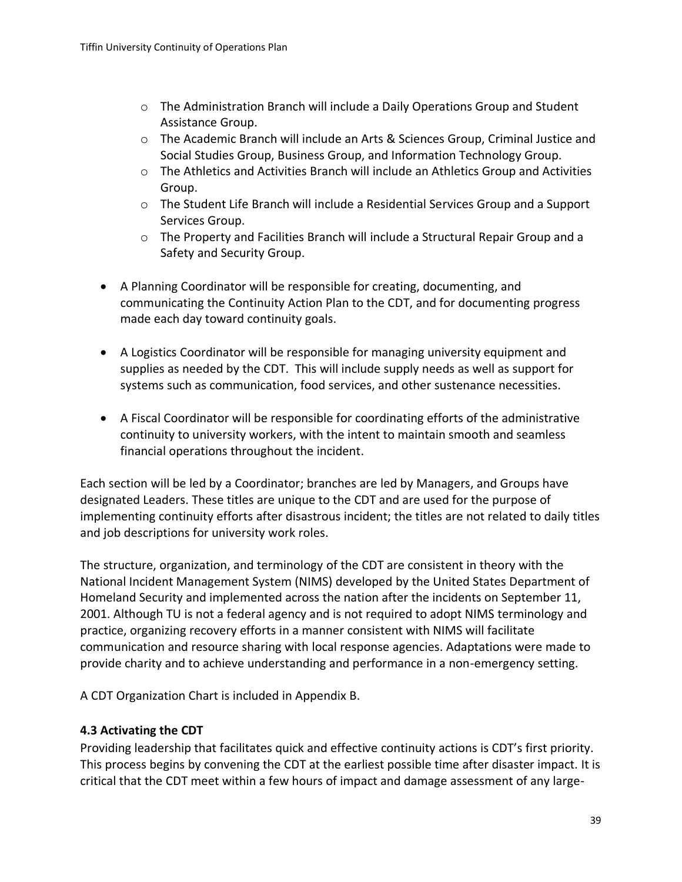- The Administration Branch will include a Daily Operations Group and Student Assistance Group.
  - The Academic Branch will include an Arts & Sciences Group, Criminal Justice and Social Studies Group, Business Group, and Information Technology Group.
  - The Athletics and Activities Branch will include an Athletics Group and Activities Group.
  - The Student Life Branch will include a Residential Services Group and a Support Services Group.
  - The Property and Facilities Branch will include a Structural Repair Group and a Safety and Security Group.

- A Planning Coordinator will be responsible for creating, documenting, and communicating the Continuity Action Plan to the CDT, and for documenting progress made each day toward continuity goals.

- A Logistics Coordinator will be responsible for managing university equipment and supplies as needed by the CDT. This will include supply needs as well as support for systems such as communication, food services, and other sustenance necessities.

- A Fiscal Coordinator will be responsible for coordinating efforts of the administrative continuity to university workers, with the intent to maintain smooth and seamless financial operations throughout the incident.

Each section will be led by a Coordinator; branches are led by Managers, and Groups have designated Leaders. These titles are unique to the CDT and are used for the purpose of implementing continuity efforts after disastrous incident; the titles are not related to daily titles and job descriptions for university work roles.

The structure, organization, and terminology of the CDT are consistent in theory with the National Incident Management System (NIMS) developed by the United States Department of Homeland Security and implemented across the nation after the incidents on September 11, 2001. Although TU is not a federal agency and is not required to adopt NIMS terminology and practice, organizing recovery efforts in a manner consistent with NIMS will facilitate communication and resource sharing with local response agencies. Adaptations were made to provide charity and to achieve understanding and performance in a non-emergency setting.

A CDT Organization Chart is included in Appendix B.

### 4.3 Activating the CDT

Providing leadership that facilitates quick and effective continuity actions is CDT's first priority. This process begins by convening the CDT at the earliest possible time after disaster impact. It is critical that the CDT meet within a few hours of impact and damage assessment of any large-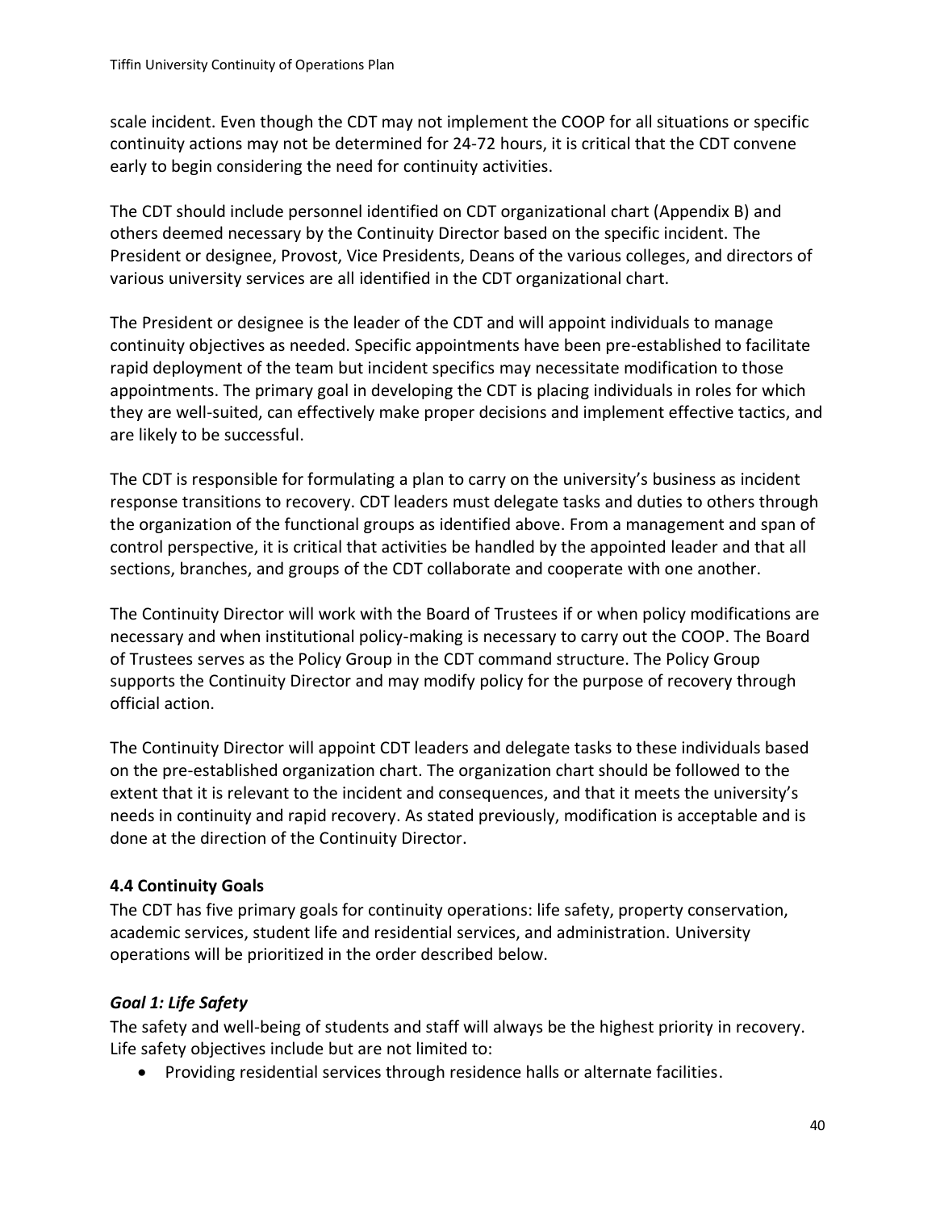scale incident. Even though the CDT may not implement the COOP for all situations or specific continuity actions may not be determined for 24-72 hours, it is critical that the CDT convene early to begin considering the need for continuity activities.

The CDT should include personnel identified on CDT organizational chart (Appendix B) and others deemed necessary by the Continuity Director based on the specific incident. The President or designee, Provost, Vice Presidents, Deans of the various colleges, and directors of various university services are all identified in the CDT organizational chart.

The President or designee is the leader of the CDT and will appoint individuals to manage continuity objectives as needed. Specific appointments have been pre-established to facilitate rapid deployment of the team but incident specifics may necessitate modification to those appointments. The primary goal in developing the CDT is placing individuals in roles for which they are well-suited, can effectively make proper decisions and implement effective tactics, and are likely to be successful.

The CDT is responsible for formulating a plan to carry on the university's business as incident response transitions to recovery. CDT leaders must delegate tasks and duties to others through the organization of the functional groups as identified above. From a management and span of control perspective, it is critical that activities be handled by the appointed leader and that all sections, branches, and groups of the CDT collaborate and cooperate with one another.

The Continuity Director will work with the Board of Trustees if or when policy modifications are necessary and when institutional policy-making is necessary to carry out the COOP. The Board of Trustees serves as the Policy Group in the CDT command structure. The Policy Group supports the Continuity Director and may modify policy for the purpose of recovery through official action.

The Continuity Director will appoint CDT leaders and delegate tasks to these individuals based on the pre-established organization chart. The organization chart should be followed to the extent that it is relevant to the incident and consequences, and that it meets the university's needs in continuity and rapid recovery. As stated previously, modification is acceptable and is done at the direction of the Continuity Director.

### 4.4 Continuity Goals

The CDT has five primary goals for continuity operations: life safety, property conservation, academic services, student life and residential services, and administration. University operations will be prioritized in the order described below.

#### *Goal 1: Life Safety*

The safety and well-being of students and staff will always be the highest priority in recovery. Life safety objectives include but are not limited to:

- Providing residential services through residence halls or alternate facilities.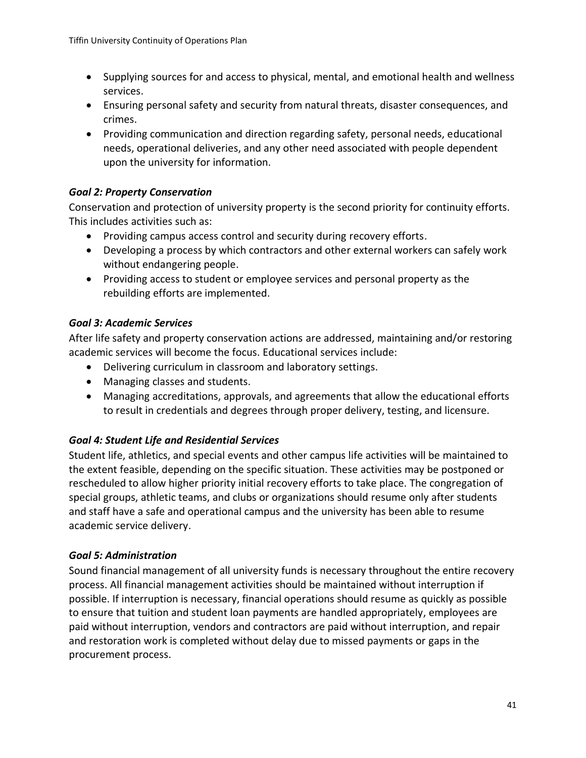- Supplying sources for and access to physical, mental, and emotional health and wellness services.
- Ensuring personal safety and security from natural threats, disaster consequences, and crimes.
- Providing communication and direction regarding safety, personal needs, educational needs, operational deliveries, and any other need associated with people dependent upon the university for information.

### *Goal 2: Property Conservation*

Conservation and protection of university property is the second priority for continuity efforts. This includes activities such as:

- Providing campus access control and security during recovery efforts.
- Developing a process by which contractors and other external workers can safely work without endangering people.
- Providing access to student or employee services and personal property as the rebuilding efforts are implemented.

### *Goal 3: Academic Services*

After life safety and property conservation actions are addressed, maintaining and/or restoring academic services will become the focus. Educational services include:

- Delivering curriculum in classroom and laboratory settings.
- Managing classes and students.
- Managing accreditations, approvals, and agreements that allow the educational efforts to result in credentials and degrees through proper delivery, testing, and licensure.

### *Goal 4: Student Life and Residential Services*

Student life, athletics, and special events and other campus life activities will be maintained to the extent feasible, depending on the specific situation. These activities may be postponed or rescheduled to allow higher priority initial recovery efforts to take place. The congregation of special groups, athletic teams, and clubs or organizations should resume only after students and staff have a safe and operational campus and the university has been able to resume academic service delivery.

### *Goal 5: Administration*

Sound financial management of all university funds is necessary throughout the entire recovery process. All financial management activities should be maintained without interruption if possible. If interruption is necessary, financial operations should resume as quickly as possible to ensure that tuition and student loan payments are handled appropriately, employees are paid without interruption, vendors and contractors are paid without interruption, and repair and restoration work is completed without delay due to missed payments or gaps in the procurement process.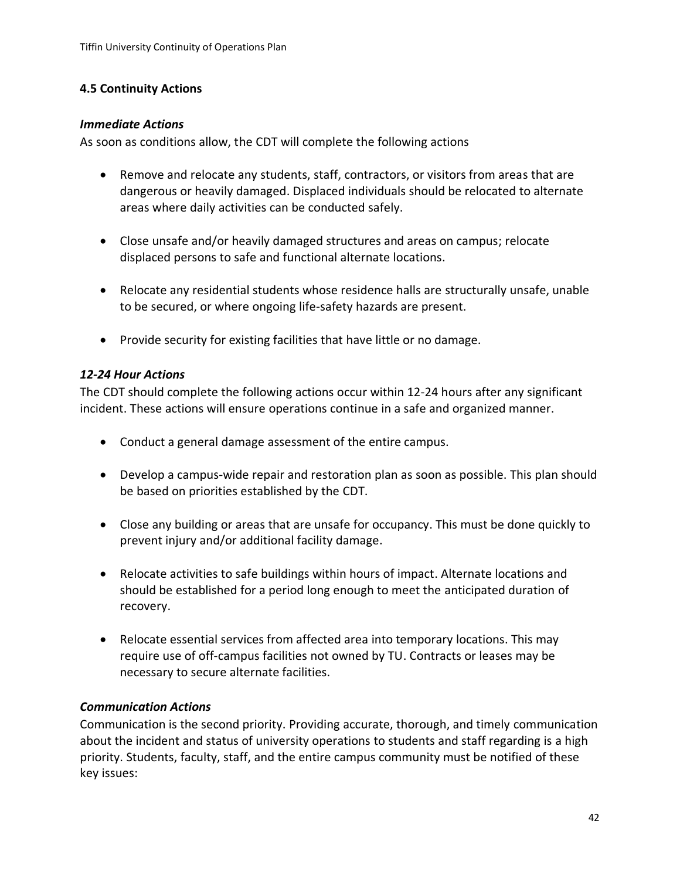### 4.5 Continuity Actions

***Immediate Actions***

As soon as conditions allow, the CDT will complete the following actions

- Remove and relocate any students, staff, contractors, or visitors from areas that are dangerous or heavily damaged. Displaced individuals should be relocated to alternate areas where daily activities can be conducted safely.

- Close unsafe and/or heavily damaged structures and areas on campus; relocate displaced persons to safe and functional alternate locations.

- Relocate any residential students whose residence halls are structurally unsafe, unable to be secured, or where ongoing life-safety hazards are present.

- Provide security for existing facilities that have little or no damage.

***12-24 Hour Actions***

The CDT should complete the following actions occur within 12-24 hours after any significant incident. These actions will ensure operations continue in a safe and organized manner.

- Conduct a general damage assessment of the entire campus.

- Develop a campus-wide repair and restoration plan as soon as possible. This plan should be based on priorities established by the CDT.

- Close any building or areas that are unsafe for occupancy. This must be done quickly to prevent injury and/or additional facility damage.

- Relocate activities to safe buildings within hours of impact. Alternate locations and should be established for a period long enough to meet the anticipated duration of recovery.

- Relocate essential services from affected area into temporary locations. This may require use of off-campus facilities not owned by TU. Contracts or leases may be necessary to secure alternate facilities.

***Communication Actions***

Communication is the second priority. Providing accurate, thorough, and timely communication about the incident and status of university operations to students and staff regarding is a high priority. Students, faculty, staff, and the entire campus community must be notified of these key issues: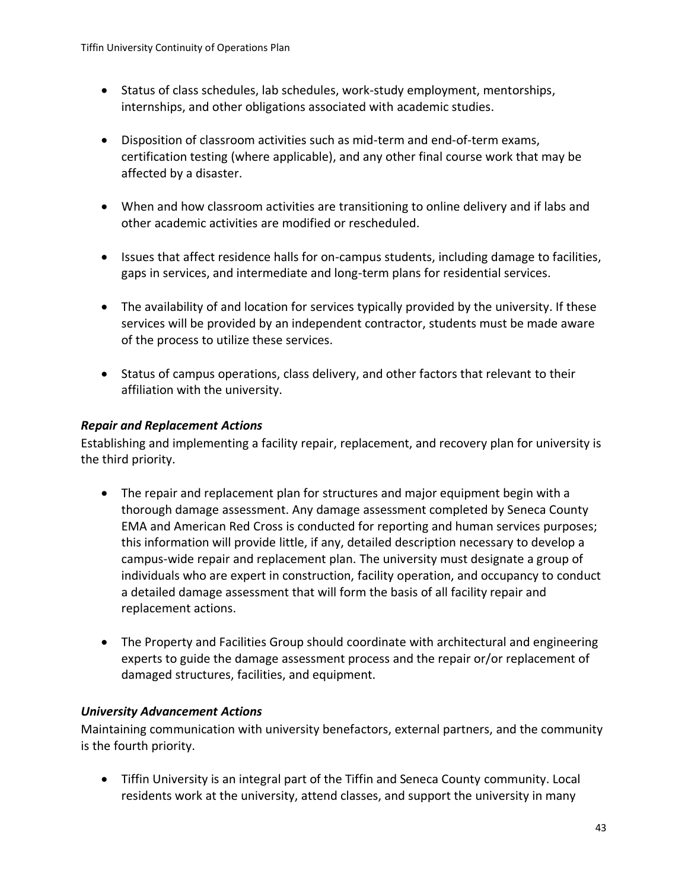- Status of class schedules, lab schedules, work-study employment, mentorships, internships, and other obligations associated with academic studies.

- Disposition of classroom activities such as mid-term and end-of-term exams, certification testing (where applicable), and any other final course work that may be affected by a disaster.

- When and how classroom activities are transitioning to online delivery and if labs and other academic activities are modified or rescheduled.

- Issues that affect residence halls for on-campus students, including damage to facilities, gaps in services, and intermediate and long-term plans for residential services.

- The availability of and location for services typically provided by the university. If these services will be provided by an independent contractor, students must be made aware of the process to utilize these services.

- Status of campus operations, class delivery, and other factors that relevant to their affiliation with the university.

***Repair and Replacement Actions***

Establishing and implementing a facility repair, replacement, and recovery plan for university is the third priority.

- The repair and replacement plan for structures and major equipment begin with a thorough damage assessment. Any damage assessment completed by Seneca County EMA and American Red Cross is conducted for reporting and human services purposes; this information will provide little, if any, detailed description necessary to develop a campus-wide repair and replacement plan. The university must designate a group of individuals who are expert in construction, facility operation, and occupancy to conduct a detailed damage assessment that will form the basis of all facility repair and replacement actions.

- The Property and Facilities Group should coordinate with architectural and engineering experts to guide the damage assessment process and the repair or/or replacement of damaged structures, facilities, and equipment.

***University Advancement Actions***

Maintaining communication with university benefactors, external partners, and the community is the fourth priority.

- Tiffin University is an integral part of the Tiffin and Seneca County community. Local residents work at the university, attend classes, and support the university in many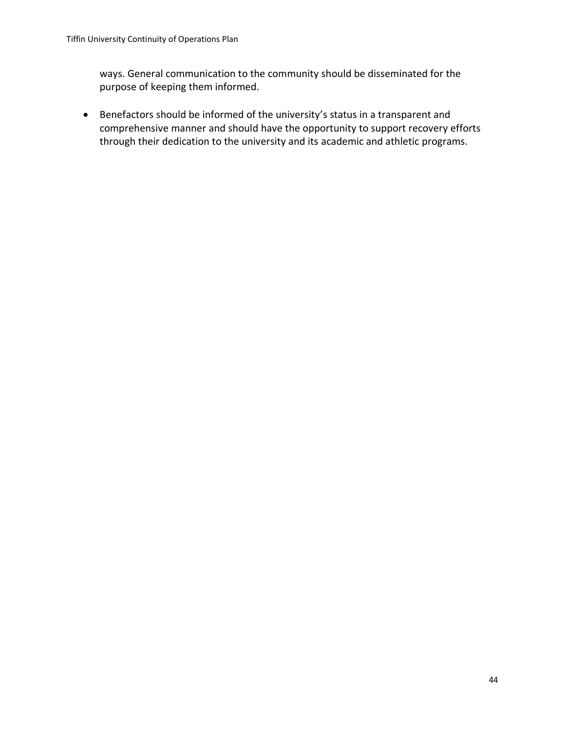ways. General communication to the community should be disseminated for the purpose of keeping them informed.

- Benefactors should be informed of the university's status in a transparent and comprehensive manner and should have the opportunity to support recovery efforts through their dedication to the university and its academic and athletic programs.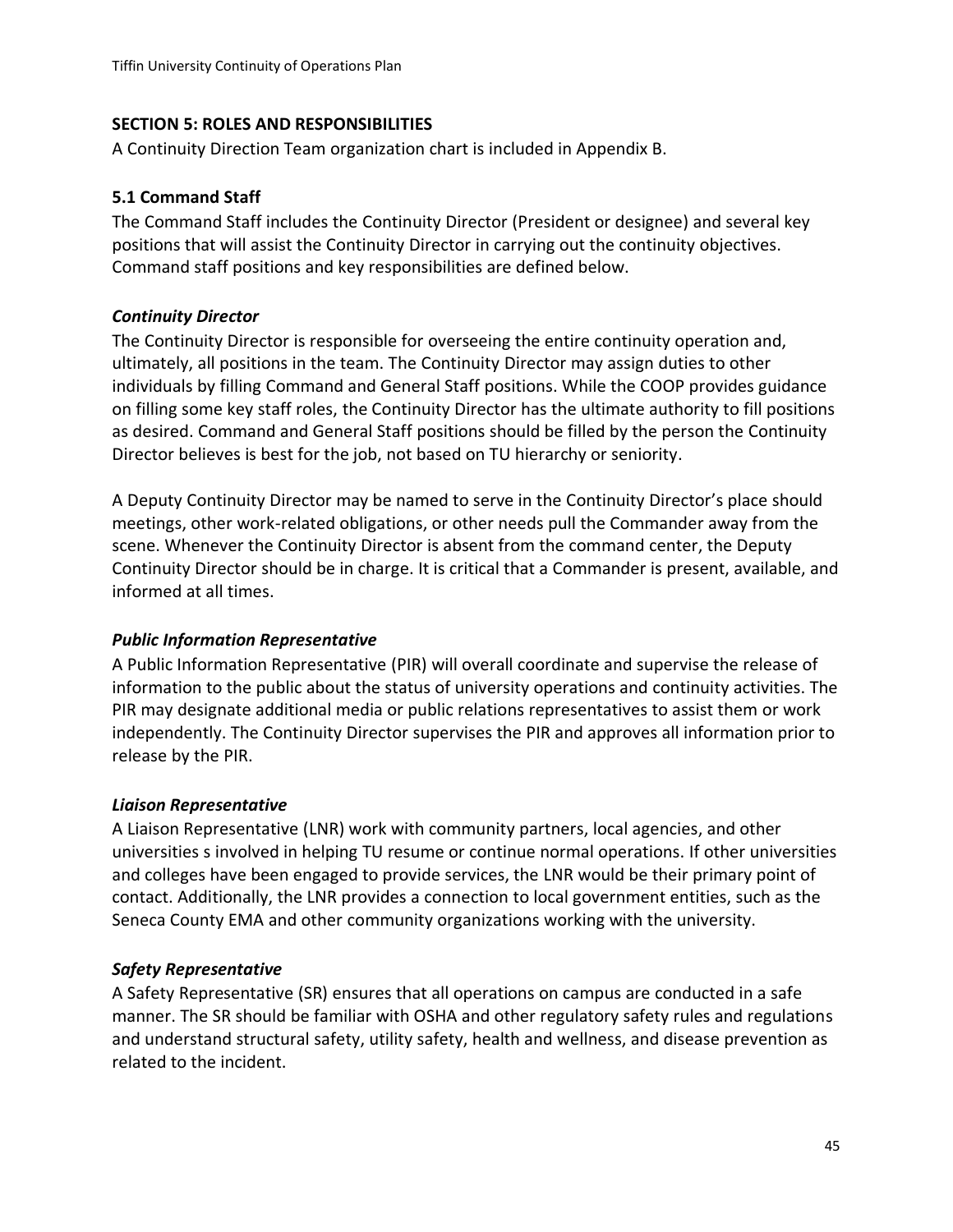## SECTION 5: ROLES AND RESPONSIBILITIES

A Continuity Direction Team organization chart is included in Appendix B.

### 5.1 Command Staff

The Command Staff includes the Continuity Director (President or designee) and several key positions that will assist the Continuity Director in carrying out the continuity objectives. Command staff positions and key responsibilities are defined below.

#### *Continuity Director*

The Continuity Director is responsible for overseeing the entire continuity operation and, ultimately, all positions in the team. The Continuity Director may assign duties to other individuals by filling Command and General Staff positions. While the COOP provides guidance on filling some key staff roles, the Continuity Director has the ultimate authority to fill positions as desired. Command and General Staff positions should be filled by the person the Continuity Director believes is best for the job, not based on TU hierarchy or seniority.

A Deputy Continuity Director may be named to serve in the Continuity Director's place should meetings, other work-related obligations, or other needs pull the Commander away from the scene. Whenever the Continuity Director is absent from the command center, the Deputy Continuity Director should be in charge. It is critical that a Commander is present, available, and informed at all times.

#### *Public Information Representative*

A Public Information Representative (PIR) will overall coordinate and supervise the release of information to the public about the status of university operations and continuity activities. The PIR may designate additional media or public relations representatives to assist them or work independently. The Continuity Director supervises the PIR and approves all information prior to release by the PIR.

#### *Liaison Representative*

A Liaison Representative (LNR) work with community partners, local agencies, and other universities s involved in helping TU resume or continue normal operations. If other universities and colleges have been engaged to provide services, the LNR would be their primary point of contact. Additionally, the LNR provides a connection to local government entities, such as the Seneca County EMA and other community organizations working with the university.

#### *Safety Representative*

A Safety Representative (SR) ensures that all operations on campus are conducted in a safe manner. The SR should be familiar with OSHA and other regulatory safety rules and regulations and understand structural safety, utility safety, health and wellness, and disease prevention as related to the incident.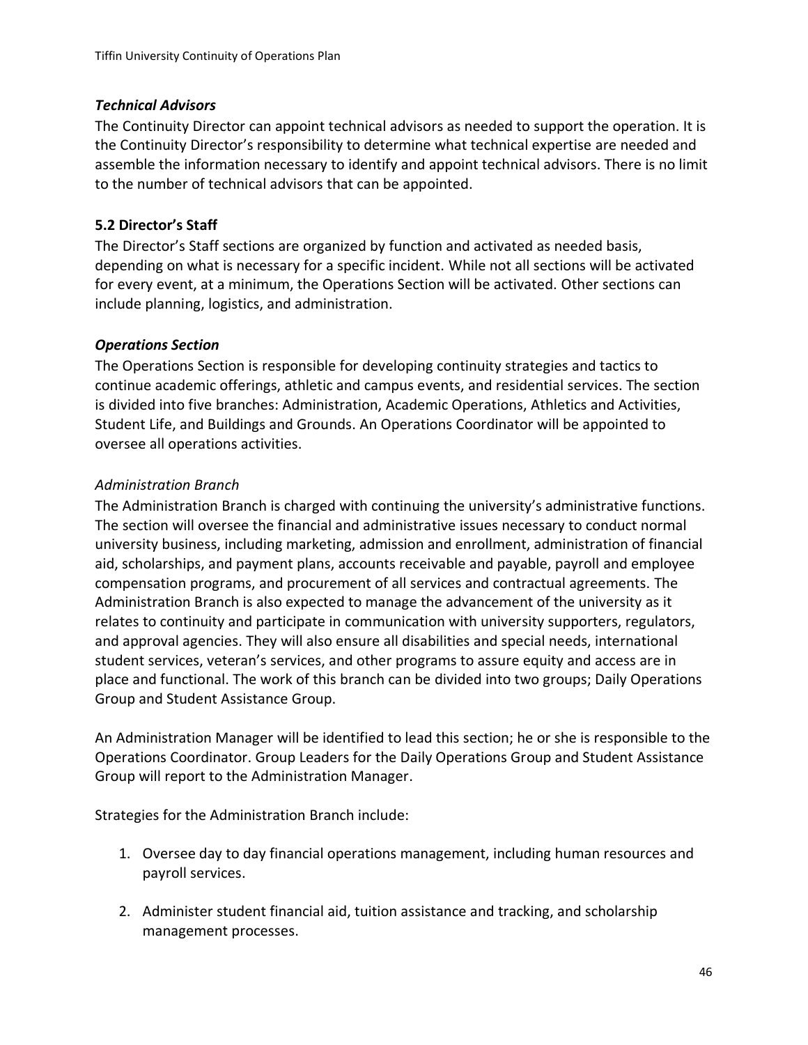### *Technical Advisors*

The Continuity Director can appoint technical advisors as needed to support the operation. It is the Continuity Director's responsibility to determine what technical expertise are needed and assemble the information necessary to identify and appoint technical advisors. There is no limit to the number of technical advisors that can be appointed.

## 5.2 Director's Staff

The Director's Staff sections are organized by function and activated as needed basis, depending on what is necessary for a specific incident. While not all sections will be activated for every event, at a minimum, the Operations Section will be activated. Other sections can include planning, logistics, and administration.

### *Operations Section*

The Operations Section is responsible for developing continuity strategies and tactics to continue academic offerings, athletic and campus events, and residential services. The section is divided into five branches: Administration, Academic Operations, Athletics and Activities, Student Life, and Buildings and Grounds. An Operations Coordinator will be appointed to oversee all operations activities.

#### *Administration Branch*

The Administration Branch is charged with continuing the university's administrative functions. The section will oversee the financial and administrative issues necessary to conduct normal university business, including marketing, admission and enrollment, administration of financial aid, scholarships, and payment plans, accounts receivable and payable, payroll and employee compensation programs, and procurement of all services and contractual agreements. The Administration Branch is also expected to manage the advancement of the university as it relates to continuity and participate in communication with university supporters, regulators, and approval agencies. They will also ensure all disabilities and special needs, international student services, veteran's services, and other programs to assure equity and access are in place and functional. The work of this branch can be divided into two groups; Daily Operations Group and Student Assistance Group.

An Administration Manager will be identified to lead this section; he or she is responsible to the Operations Coordinator. Group Leaders for the Daily Operations Group and Student Assistance Group will report to the Administration Manager.

Strategies for the Administration Branch include:

1. Oversee day to day financial operations management, including human resources and payroll services.

2. Administer student financial aid, tuition assistance and tracking, and scholarship management processes.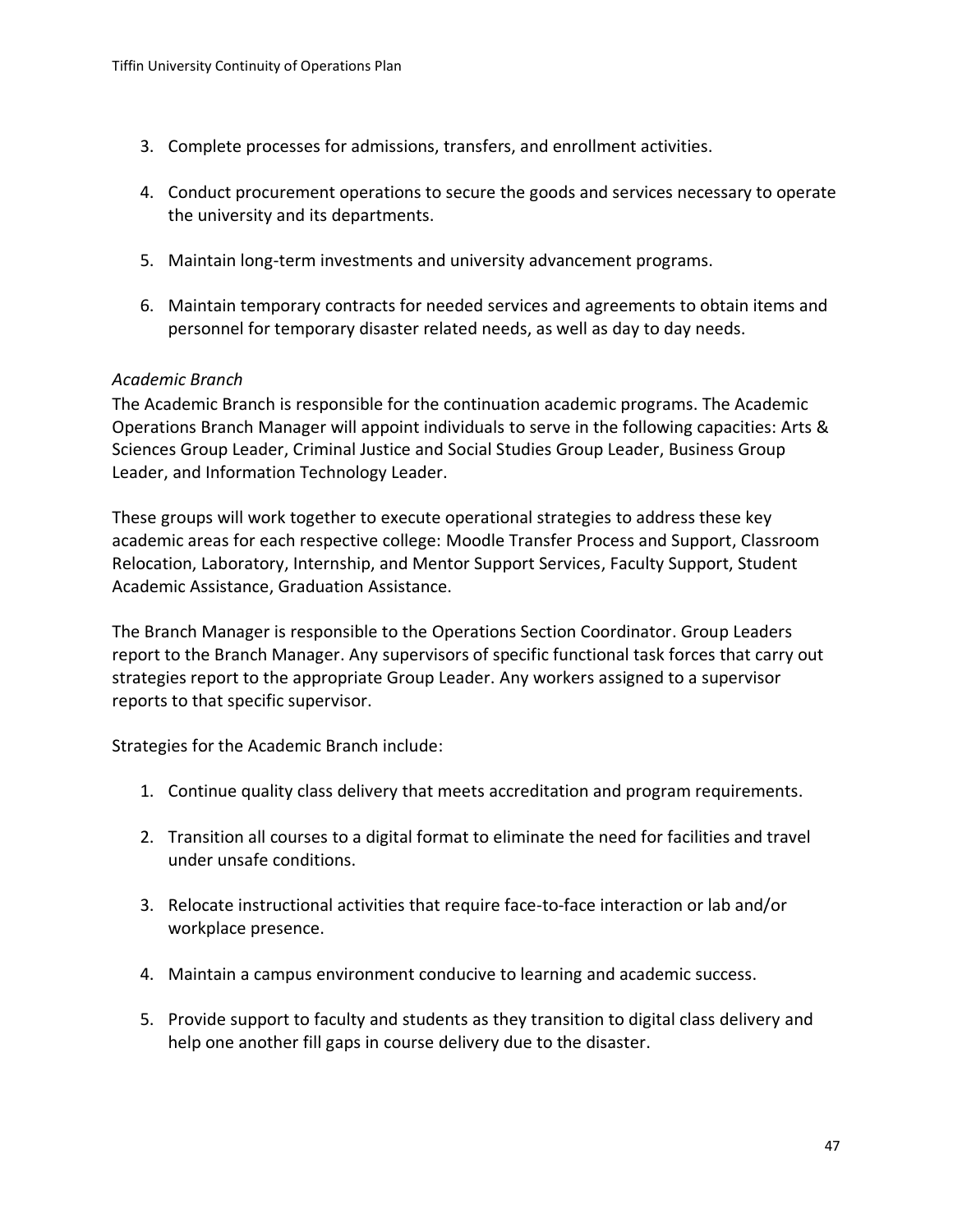3. Complete processes for admissions, transfers, and enrollment activities.

4. Conduct procurement operations to secure the goods and services necessary to operate the university and its departments.

5. Maintain long-term investments and university advancement programs.

6. Maintain temporary contracts for needed services and agreements to obtain items and personnel for temporary disaster related needs, as well as day to day needs.

*Academic Branch*

The Academic Branch is responsible for the continuation academic programs. The Academic Operations Branch Manager will appoint individuals to serve in the following capacities: Arts & Sciences Group Leader, Criminal Justice and Social Studies Group Leader, Business Group Leader, and Information Technology Leader.

These groups will work together to execute operational strategies to address these key academic areas for each respective college: Moodle Transfer Process and Support, Classroom Relocation, Laboratory, Internship, and Mentor Support Services, Faculty Support, Student Academic Assistance, Graduation Assistance.

The Branch Manager is responsible to the Operations Section Coordinator. Group Leaders report to the Branch Manager. Any supervisors of specific functional task forces that carry out strategies report to the appropriate Group Leader. Any workers assigned to a supervisor reports to that specific supervisor.

Strategies for the Academic Branch include:

1. Continue quality class delivery that meets accreditation and program requirements.

2. Transition all courses to a digital format to eliminate the need for facilities and travel under unsafe conditions.

3. Relocate instructional activities that require face-to-face interaction or lab and/or workplace presence.

4. Maintain a campus environment conducive to learning and academic success.

5. Provide support to faculty and students as they transition to digital class delivery and help one another fill gaps in course delivery due to the disaster.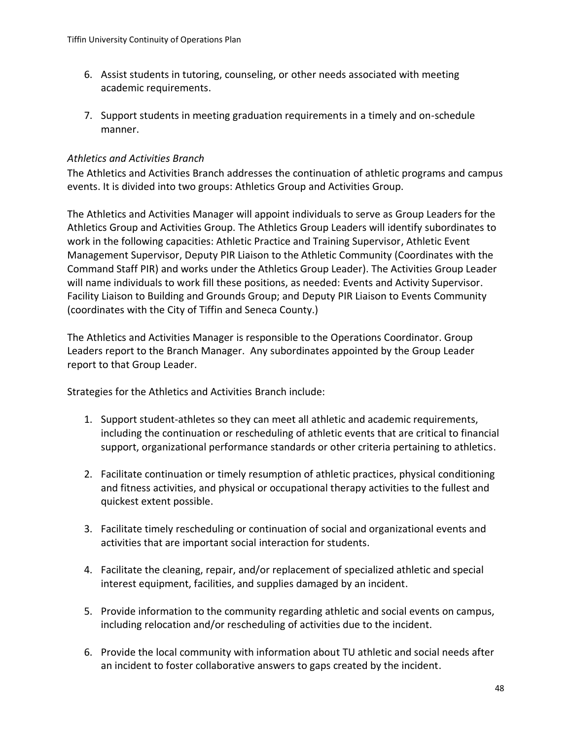6. Assist students in tutoring, counseling, or other needs associated with meeting academic requirements.

7. Support students in meeting graduation requirements in a timely and on-schedule manner.

*Athletics and Activities Branch*

The Athletics and Activities Branch addresses the continuation of athletic programs and campus events. It is divided into two groups: Athletics Group and Activities Group.

The Athletics and Activities Manager will appoint individuals to serve as Group Leaders for the Athletics Group and Activities Group. The Athletics Group Leaders will identify subordinates to work in the following capacities: Athletic Practice and Training Supervisor, Athletic Event Management Supervisor, Deputy PIR Liaison to the Athletic Community (Coordinates with the Command Staff PIR) and works under the Athletics Group Leader). The Activities Group Leader will name individuals to work fill these positions, as needed: Events and Activity Supervisor. Facility Liaison to Building and Grounds Group; and Deputy PIR Liaison to Events Community (coordinates with the City of Tiffin and Seneca County.)

The Athletics and Activities Manager is responsible to the Operations Coordinator. Group Leaders report to the Branch Manager. Any subordinates appointed by the Group Leader report to that Group Leader.

Strategies for the Athletics and Activities Branch include:

1. Support student-athletes so they can meet all athletic and academic requirements, including the continuation or rescheduling of athletic events that are critical to financial support, organizational performance standards or other criteria pertaining to athletics.

2. Facilitate continuation or timely resumption of athletic practices, physical conditioning and fitness activities, and physical or occupational therapy activities to the fullest and quickest extent possible.

3. Facilitate timely rescheduling or continuation of social and organizational events and activities that are important social interaction for students.

4. Facilitate the cleaning, repair, and/or replacement of specialized athletic and special interest equipment, facilities, and supplies damaged by an incident.

5. Provide information to the community regarding athletic and social events on campus, including relocation and/or rescheduling of activities due to the incident.

6. Provide the local community with information about TU athletic and social needs after an incident to foster collaborative answers to gaps created by the incident.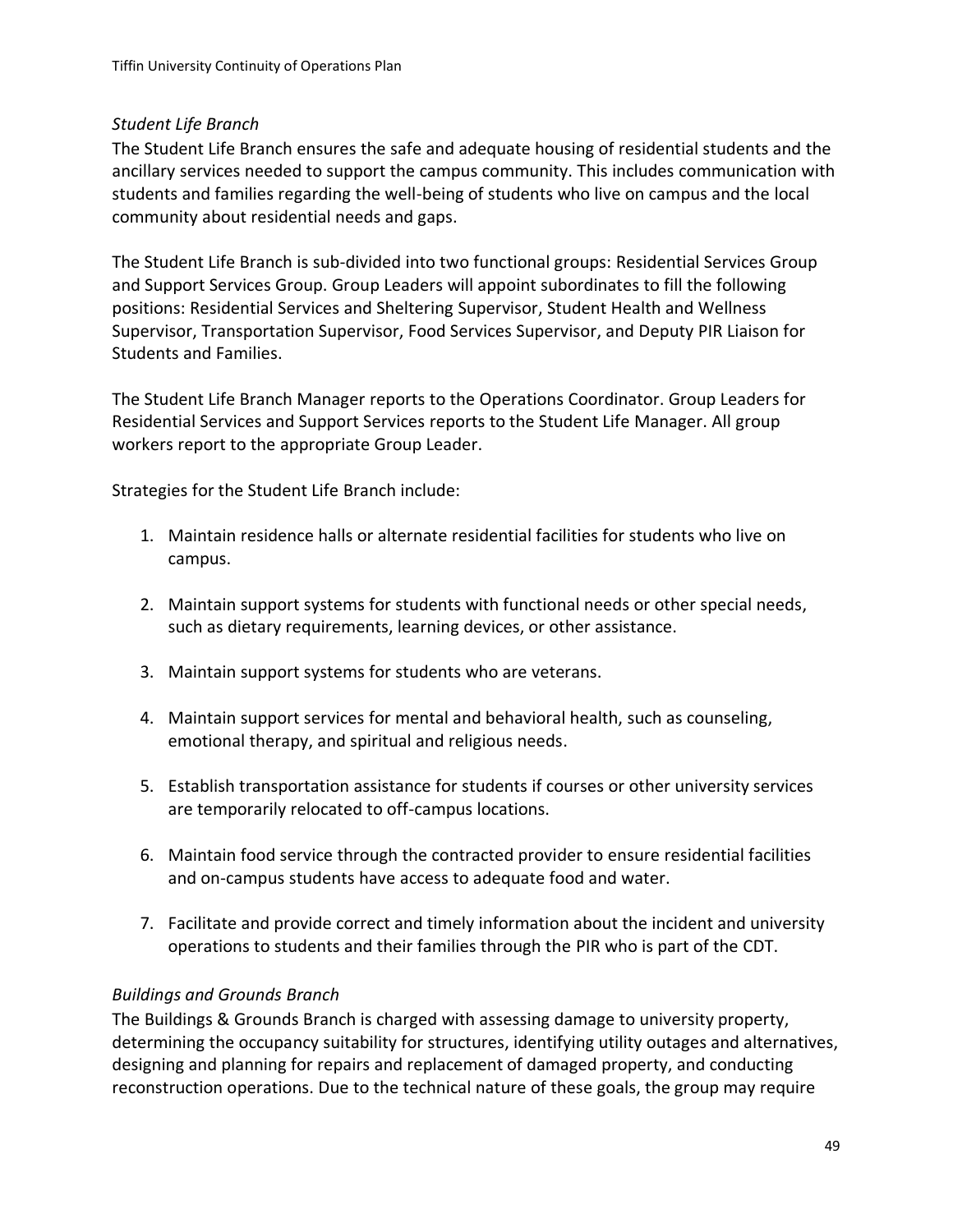*Student Life Branch*

The Student Life Branch ensures the safe and adequate housing of residential students and the ancillary services needed to support the campus community. This includes communication with students and families regarding the well-being of students who live on campus and the local community about residential needs and gaps.

The Student Life Branch is sub-divided into two functional groups: Residential Services Group and Support Services Group. Group Leaders will appoint subordinates to fill the following positions: Residential Services and Sheltering Supervisor, Student Health and Wellness Supervisor, Transportation Supervisor, Food Services Supervisor, and Deputy PIR Liaison for Students and Families.

The Student Life Branch Manager reports to the Operations Coordinator. Group Leaders for Residential Services and Support Services reports to the Student Life Manager. All group workers report to the appropriate Group Leader.

Strategies for the Student Life Branch include:

1. Maintain residence halls or alternate residential facilities for students who live on campus.

2. Maintain support systems for students with functional needs or other special needs, such as dietary requirements, learning devices, or other assistance.

3. Maintain support systems for students who are veterans.

4. Maintain support services for mental and behavioral health, such as counseling, emotional therapy, and spiritual and religious needs.

5. Establish transportation assistance for students if courses or other university services are temporarily relocated to off-campus locations.

6. Maintain food service through the contracted provider to ensure residential facilities and on-campus students have access to adequate food and water.

7. Facilitate and provide correct and timely information about the incident and university operations to students and their families through the PIR who is part of the CDT.

*Buildings and Grounds Branch*

The Buildings & Grounds Branch is charged with assessing damage to university property, determining the occupancy suitability for structures, identifying utility outages and alternatives, designing and planning for repairs and replacement of damaged property, and conducting reconstruction operations. Due to the technical nature of these goals, the group may require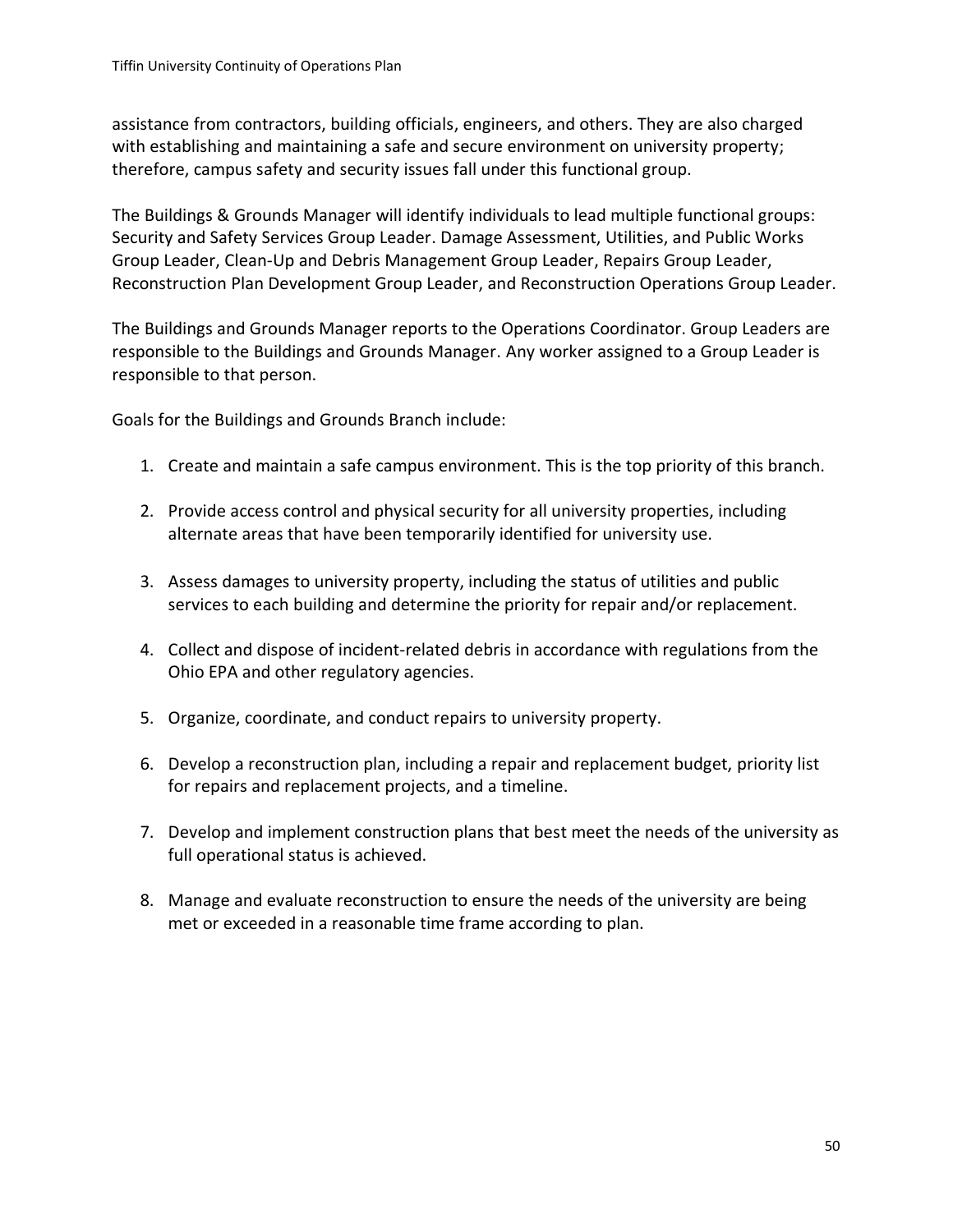assistance from contractors, building officials, engineers, and others. They are also charged with establishing and maintaining a safe and secure environment on university property; therefore, campus safety and security issues fall under this functional group.

The Buildings & Grounds Manager will identify individuals to lead multiple functional groups: Security and Safety Services Group Leader. Damage Assessment, Utilities, and Public Works Group Leader, Clean-Up and Debris Management Group Leader, Repairs Group Leader, Reconstruction Plan Development Group Leader, and Reconstruction Operations Group Leader.

The Buildings and Grounds Manager reports to the Operations Coordinator. Group Leaders are responsible to the Buildings and Grounds Manager. Any worker assigned to a Group Leader is responsible to that person.

Goals for the Buildings and Grounds Branch include:

1. Create and maintain a safe campus environment. This is the top priority of this branch.

2. Provide access control and physical security for all university properties, including alternate areas that have been temporarily identified for university use.

3. Assess damages to university property, including the status of utilities and public services to each building and determine the priority for repair and/or replacement.

4. Collect and dispose of incident-related debris in accordance with regulations from the Ohio EPA and other regulatory agencies.

5. Organize, coordinate, and conduct repairs to university property.

6. Develop a reconstruction plan, including a repair and replacement budget, priority list for repairs and replacement projects, and a timeline.

7. Develop and implement construction plans that best meet the needs of the university as full operational status is achieved.

8. Manage and evaluate reconstruction to ensure the needs of the university are being met or exceeded in a reasonable time frame according to plan.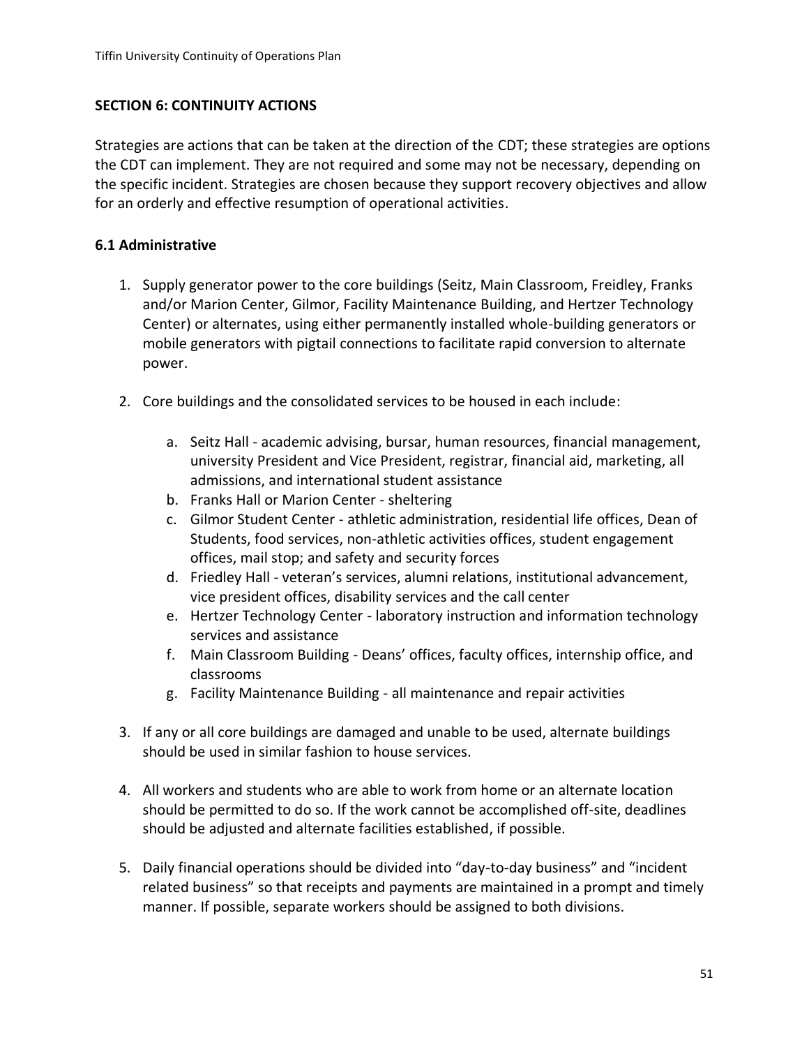## SECTION 6: CONTINUITY ACTIONS

Strategies are actions that can be taken at the direction of the CDT; these strategies are options the CDT can implement. They are not required and some may not be necessary, depending on the specific incident. Strategies are chosen because they support recovery objectives and allow for an orderly and effective resumption of operational activities.

### 6.1 Administrative

1. Supply generator power to the core buildings (Seitz, Main Classroom, Freidley, Franks and/or Marion Center, Gilmor, Facility Maintenance Building, and Hertzer Technology Center) or alternates, using either permanently installed whole-building generators or mobile generators with pigtail connections to facilitate rapid conversion to alternate power.

2. Core buildings and the consolidated services to be housed in each include:

    a. Seitz Hall - academic advising, bursar, human resources, financial management, university President and Vice President, registrar, financial aid, marketing, all admissions, and international student assistance
    b. Franks Hall or Marion Center - sheltering
    c. Gilmor Student Center - athletic administration, residential life offices, Dean of Students, food services, non-athletic activities offices, student engagement offices, mail stop; and safety and security forces
    d. Friedley Hall - veteran's services, alumni relations, institutional advancement, vice president offices, disability services and the call center
    e. Hertzer Technology Center - laboratory instruction and information technology services and assistance
    f. Main Classroom Building - Deans' offices, faculty offices, internship office, and classrooms
    g. Facility Maintenance Building - all maintenance and repair activities

3. If any or all core buildings are damaged and unable to be used, alternate buildings should be used in similar fashion to house services.

4. All workers and students who are able to work from home or an alternate location should be permitted to do so. If the work cannot be accomplished off-site, deadlines should be adjusted and alternate facilities established, if possible.

5. Daily financial operations should be divided into "day-to-day business" and "incident related business" so that receipts and payments are maintained in a prompt and timely manner. If possible, separate workers should be assigned to both divisions.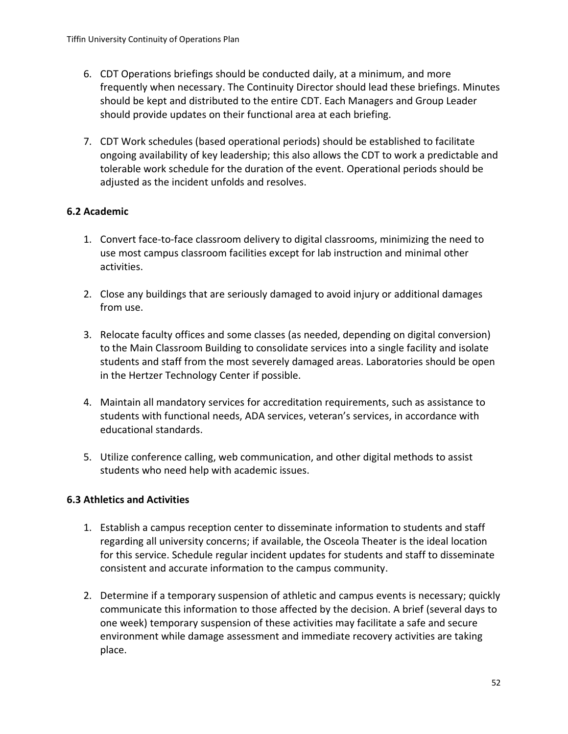6. CDT Operations briefings should be conducted daily, at a minimum, and more frequently when necessary. The Continuity Director should lead these briefings. Minutes should be kept and distributed to the entire CDT. Each Managers and Group Leader should provide updates on their functional area at each briefing.

7. CDT Work schedules (based operational periods) should be established to facilitate ongoing availability of key leadership; this also allows the CDT to work a predictable and tolerable work schedule for the duration of the event. Operational periods should be adjusted as the incident unfolds and resolves.

### 6.2 Academic

1. Convert face-to-face classroom delivery to digital classrooms, minimizing the need to use most campus classroom facilities except for lab instruction and minimal other activities.

2. Close any buildings that are seriously damaged to avoid injury or additional damages from use.

3. Relocate faculty offices and some classes (as needed, depending on digital conversion) to the Main Classroom Building to consolidate services into a single facility and isolate students and staff from the most severely damaged areas. Laboratories should be open in the Hertzer Technology Center if possible.

4. Maintain all mandatory services for accreditation requirements, such as assistance to students with functional needs, ADA services, veteran's services, in accordance with educational standards.

5. Utilize conference calling, web communication, and other digital methods to assist students who need help with academic issues.

### 6.3 Athletics and Activities

1. Establish a campus reception center to disseminate information to students and staff regarding all university concerns; if available, the Osceola Theater is the ideal location for this service. Schedule regular incident updates for students and staff to disseminate consistent and accurate information to the campus community.

2. Determine if a temporary suspension of athletic and campus events is necessary; quickly communicate this information to those affected by the decision. A brief (several days to one week) temporary suspension of these activities may facilitate a safe and secure environment while damage assessment and immediate recovery activities are taking place.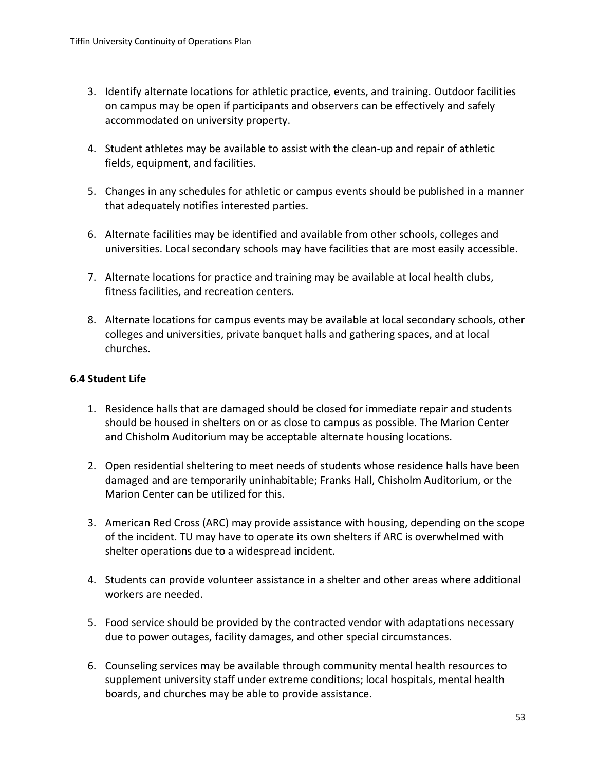3. Identify alternate locations for athletic practice, events, and training. Outdoor facilities on campus may be open if participants and observers can be effectively and safely accommodated on university property.

4. Student athletes may be available to assist with the clean-up and repair of athletic fields, equipment, and facilities.

5. Changes in any schedules for athletic or campus events should be published in a manner that adequately notifies interested parties.

6. Alternate facilities may be identified and available from other schools, colleges and universities. Local secondary schools may have facilities that are most easily accessible.

7. Alternate locations for practice and training may be available at local health clubs, fitness facilities, and recreation centers.

8. Alternate locations for campus events may be available at local secondary schools, other colleges and universities, private banquet halls and gathering spaces, and at local churches.

### 6.4 Student Life

1. Residence halls that are damaged should be closed for immediate repair and students should be housed in shelters on or as close to campus as possible. The Marion Center and Chisholm Auditorium may be acceptable alternate housing locations.

2. Open residential sheltering to meet needs of students whose residence halls have been damaged and are temporarily uninhabitable; Franks Hall, Chisholm Auditorium, or the Marion Center can be utilized for this.

3. American Red Cross (ARC) may provide assistance with housing, depending on the scope of the incident. TU may have to operate its own shelters if ARC is overwhelmed with shelter operations due to a widespread incident.

4. Students can provide volunteer assistance in a shelter and other areas where additional workers are needed.

5. Food service should be provided by the contracted vendor with adaptations necessary due to power outages, facility damages, and other special circumstances.

6. Counseling services may be available through community mental health resources to supplement university staff under extreme conditions; local hospitals, mental health boards, and churches may be able to provide assistance.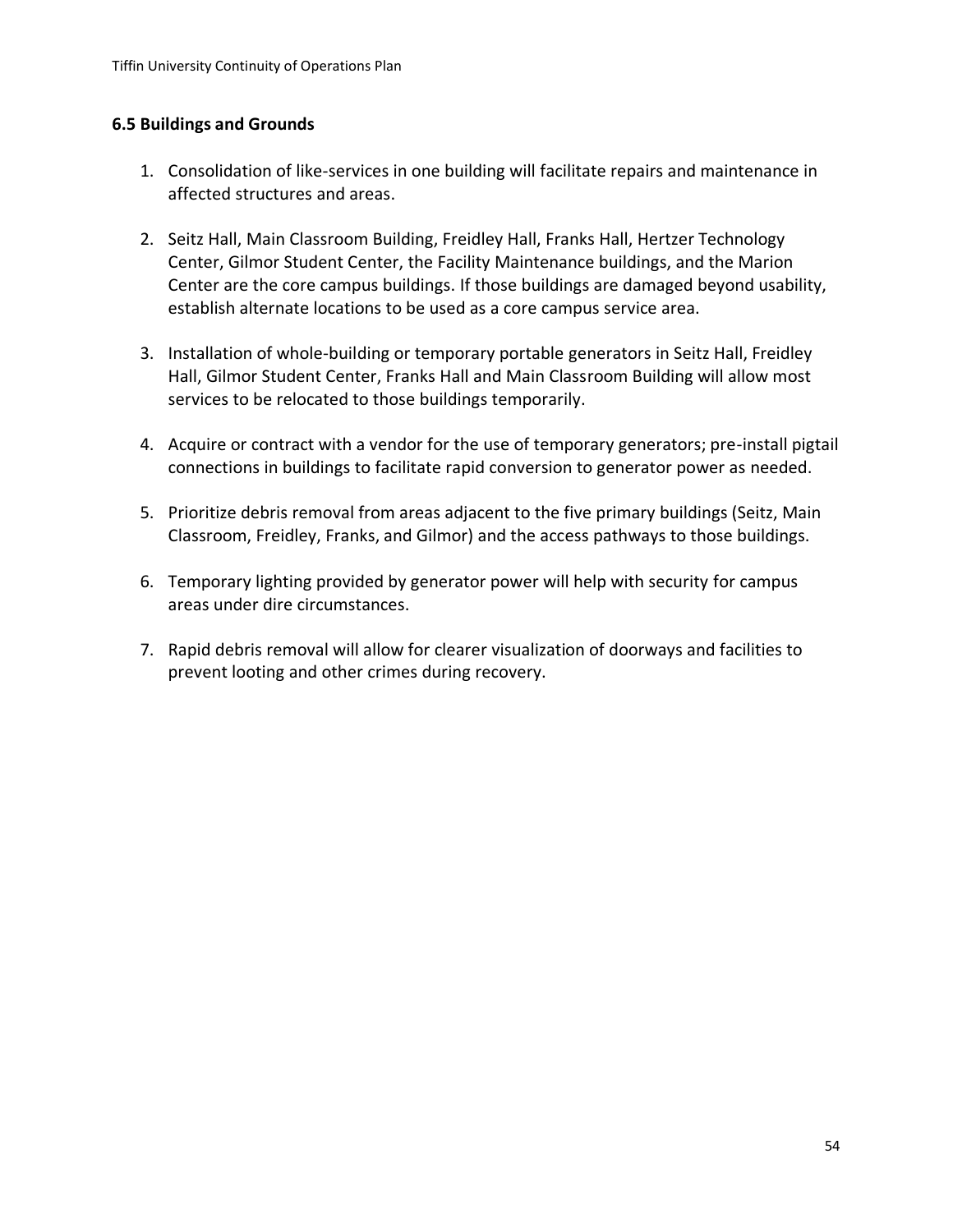## 6.5 Buildings and Grounds

1. Consolidation of like-services in one building will facilitate repairs and maintenance in affected structures and areas.

2. Seitz Hall, Main Classroom Building, Freidley Hall, Franks Hall, Hertzer Technology Center, Gilmor Student Center, the Facility Maintenance buildings, and the Marion Center are the core campus buildings. If those buildings are damaged beyond usability, establish alternate locations to be used as a core campus service area.

3. Installation of whole-building or temporary portable generators in Seitz Hall, Freidley Hall, Gilmor Student Center, Franks Hall and Main Classroom Building will allow most services to be relocated to those buildings temporarily.

4. Acquire or contract with a vendor for the use of temporary generators; pre-install pigtail connections in buildings to facilitate rapid conversion to generator power as needed.

5. Prioritize debris removal from areas adjacent to the five primary buildings (Seitz, Main Classroom, Freidley, Franks, and Gilmor) and the access pathways to those buildings.

6. Temporary lighting provided by generator power will help with security for campus areas under dire circumstances.

7. Rapid debris removal will allow for clearer visualization of doorways and facilities to prevent looting and other crimes during recovery.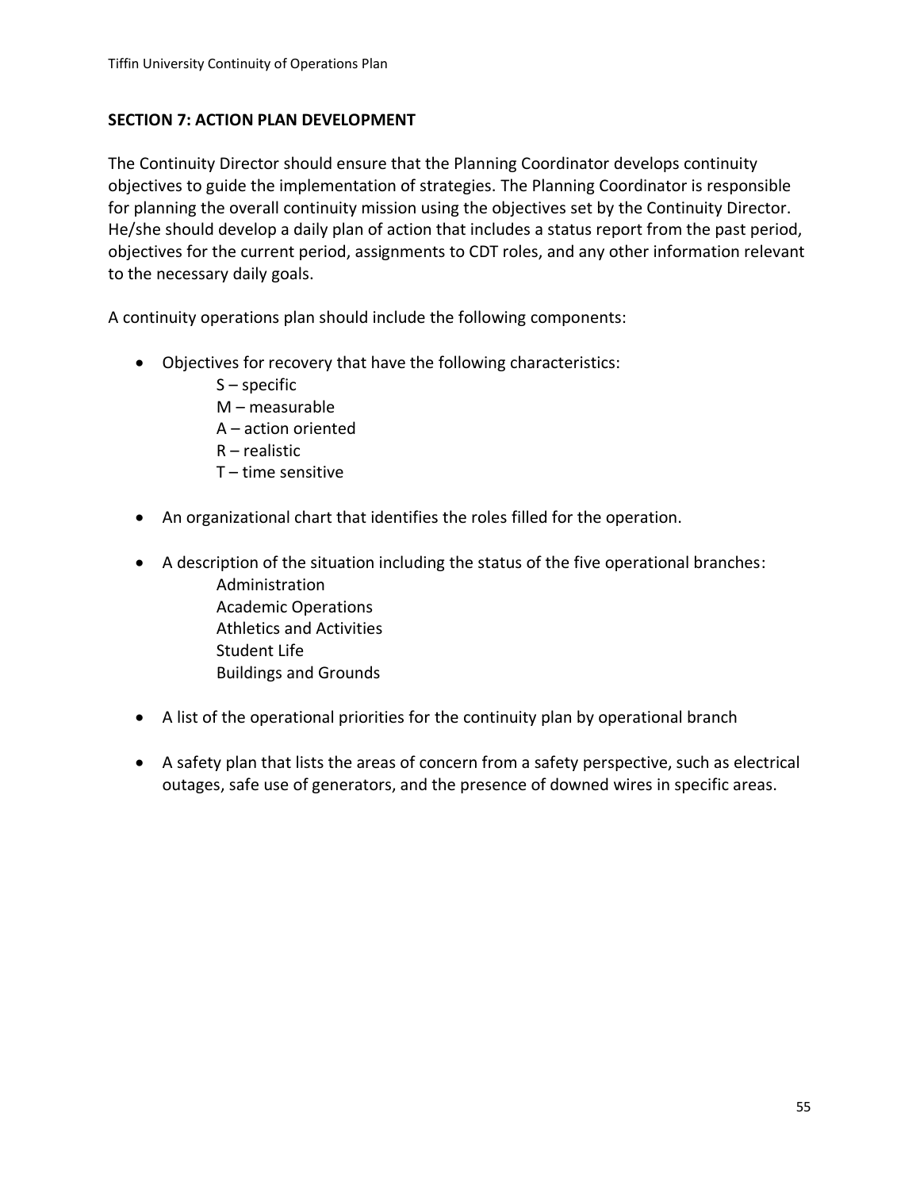## SECTION 7: ACTION PLAN DEVELOPMENT

The Continuity Director should ensure that the Planning Coordinator develops continuity objectives to guide the implementation of strategies. The Planning Coordinator is responsible for planning the overall continuity mission using the objectives set by the Continuity Director. He/she should develop a daily plan of action that includes a status report from the past period, objectives for the current period, assignments to CDT roles, and any other information relevant to the necessary daily goals.

A continuity operations plan should include the following components:

- Objectives for recovery that have the following characteristics:
  - S – specific
  - M – measurable
  - A – action oriented
  - R – realistic
  - T – time sensitive

- An organizational chart that identifies the roles filled for the operation.

- A description of the situation including the status of the five operational branches:
  - Administration
  - Academic Operations
  - Athletics and Activities
  - Student Life
  - Buildings and Grounds

- A list of the operational priorities for the continuity plan by operational branch

- A safety plan that lists the areas of concern from a safety perspective, such as electrical outages, safe use of generators, and the presence of downed wires in specific areas.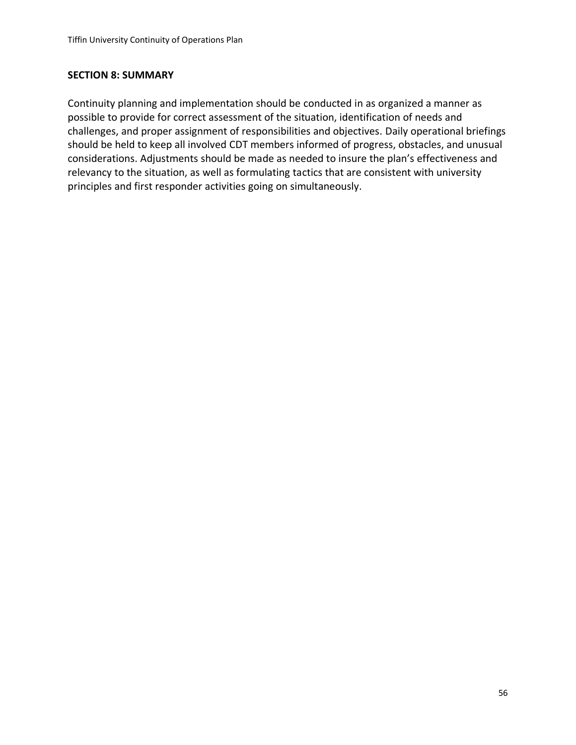## SECTION 8: SUMMARY

Continuity planning and implementation should be conducted in as organized a manner as possible to provide for correct assessment of the situation, identification of needs and challenges, and proper assignment of responsibilities and objectives. Daily operational briefings should be held to keep all involved CDT members informed of progress, obstacles, and unusual considerations. Adjustments should be made as needed to insure the plan's effectiveness and relevancy to the situation, as well as formulating tactics that are consistent with university principles and first responder activities going on simultaneously.